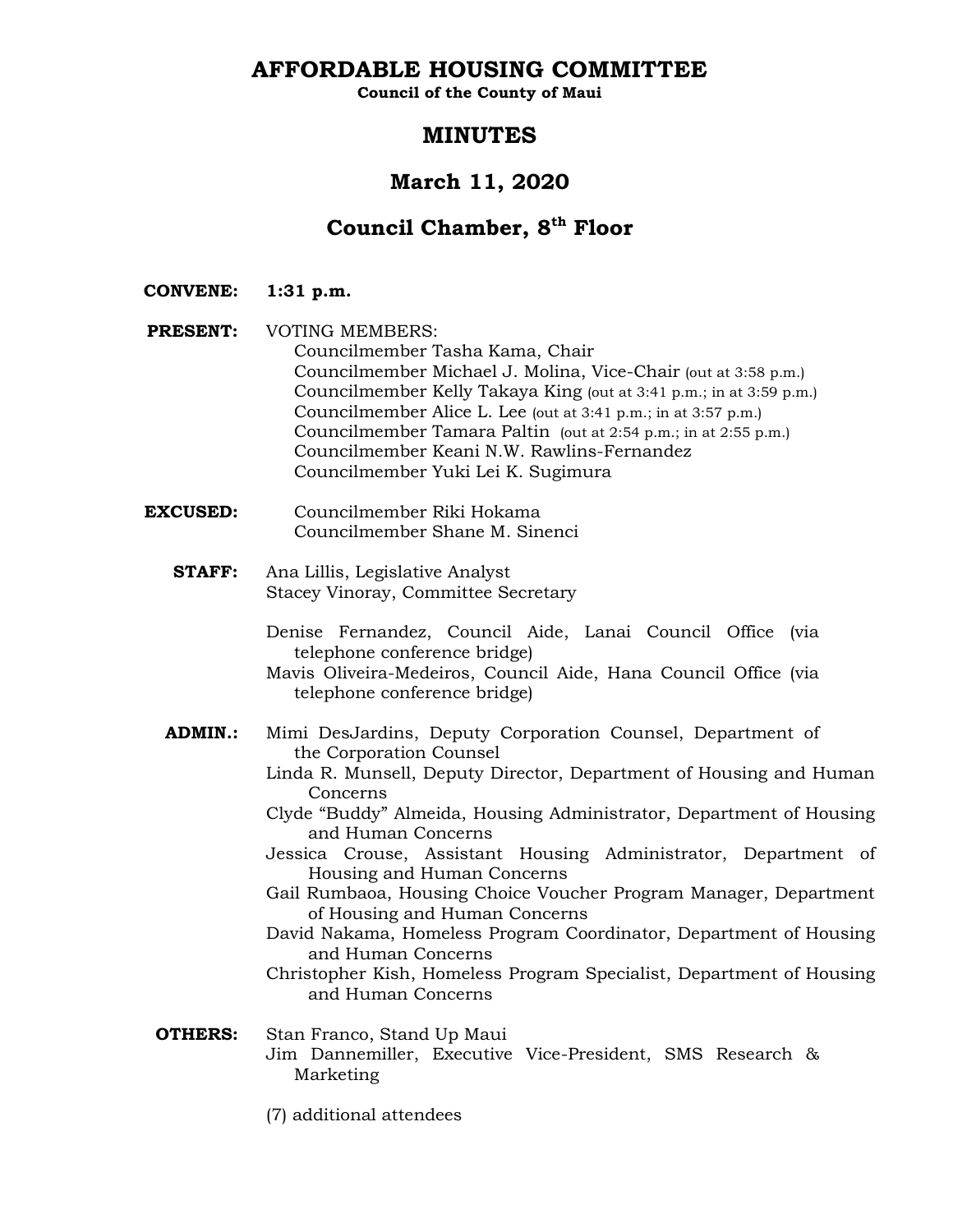# AFFORDABLE HOUSING COMMITTEE

**Council of the County of Maui**

## MINUTES

## March 11, 2020

## Council Chamber, 8th Floor

**CONVENE:** **1:31 p.m.**

**PRESENT:** VOTING MEMBERS:
- Councilmember Tasha Kama, Chair
- Councilmember Michael J. Molina, Vice-Chair (out at 3:58 p.m.)
- Councilmember Kelly Takaya King (out at 3:41 p.m.; in at 3:59 p.m.)
- Councilmember Alice L. Lee (out at 3:41 p.m.; in at 3:57 p.m.)
- Councilmember Tamara Paltin (out at 2:54 p.m.; in at 2:55 p.m.)
- Councilmember Keani N.W. Rawlins-Fernandez
- Councilmember Yuki Lei K. Sugimura

**EXCUSED:**
- Councilmember Riki Hokama
- Councilmember Shane M. Sinenci

**STAFF:**
- Ana Lillis, Legislative Analyst
- Stacey Vinoray, Committee Secretary
- Denise Fernandez, Council Aide, Lanai Council Office (via telephone conference bridge)
- Mavis Oliveira-Medeiros, Council Aide, Hana Council Office (via telephone conference bridge)

**ADMIN.:**
- Mimi DesJardins, Deputy Corporation Counsel, Department of the Corporation Counsel
- Linda R. Munsell, Deputy Director, Department of Housing and Human Concerns
- Clyde "Buddy" Almeida, Housing Administrator, Department of Housing and Human Concerns
- Jessica Crouse, Assistant Housing Administrator, Department of Housing and Human Concerns
- Gail Rumbaoa, Housing Choice Voucher Program Manager, Department of Housing and Human Concerns
- David Nakama, Homeless Program Coordinator, Department of Housing and Human Concerns
- Christopher Kish, Homeless Program Specialist, Department of Housing and Human Concerns

**OTHERS:**
- Stan Franco, Stand Up Maui
- Jim Dannemiller, Executive Vice-President, SMS Research & Marketing

(7) additional attendees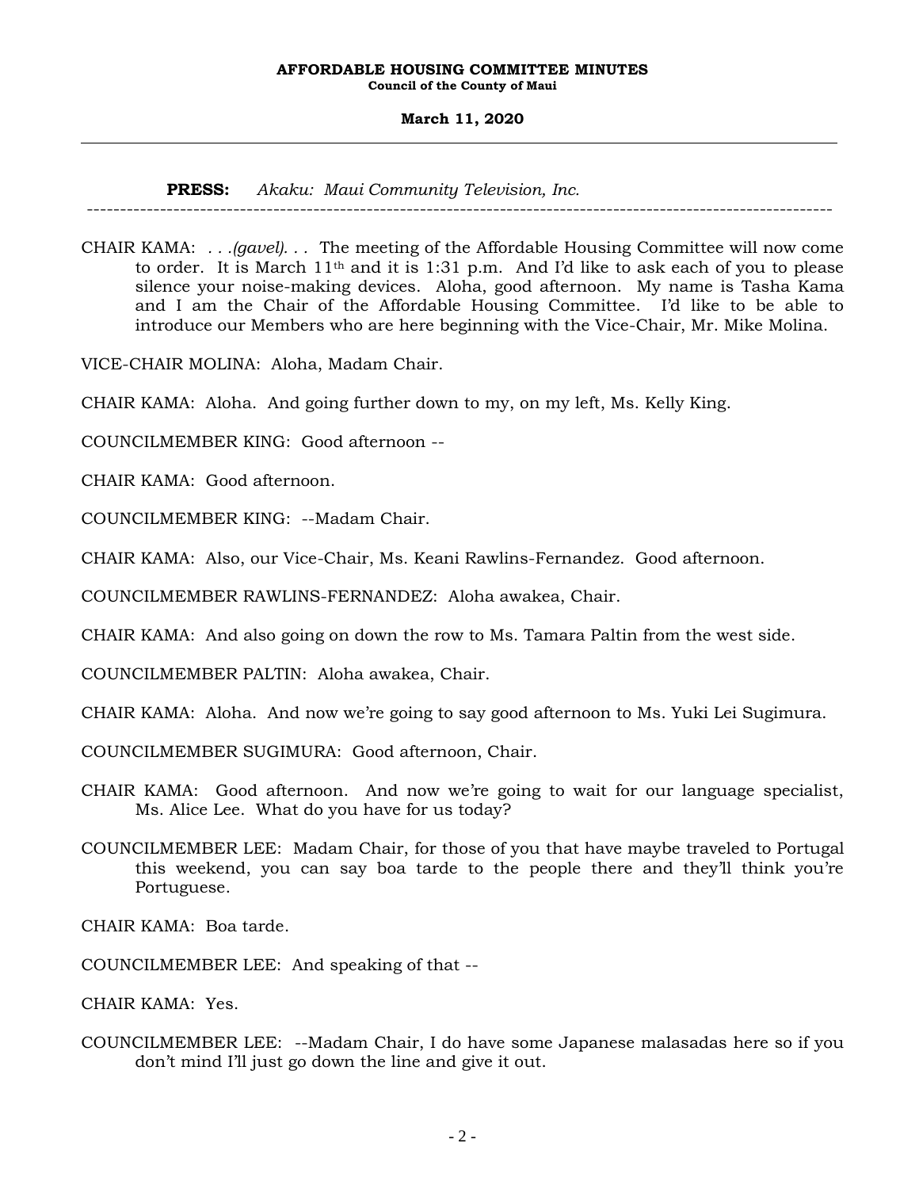**PRESS:** *Akaku: Maui Community Television, Inc.*

---

CHAIR KAMA: *. . .(gavel). . .* The meeting of the Affordable Housing Committee will now come to order. It is March 11th and it is 1:31 p.m. And I'd like to ask each of you to please silence your noise-making devices. Aloha, good afternoon. My name is Tasha Kama and I am the Chair of the Affordable Housing Committee. I'd like to be able to introduce our Members who are here beginning with the Vice-Chair, Mr. Mike Molina.

VICE-CHAIR MOLINA: Aloha, Madam Chair.

CHAIR KAMA: Aloha. And going further down to my, on my left, Ms. Kelly King.

COUNCILMEMBER KING: Good afternoon --

CHAIR KAMA: Good afternoon.

COUNCILMEMBER KING: --Madam Chair.

CHAIR KAMA: Also, our Vice-Chair, Ms. Keani Rawlins-Fernandez. Good afternoon.

COUNCILMEMBER RAWLINS-FERNANDEZ: Aloha awakea, Chair.

CHAIR KAMA: And also going on down the row to Ms. Tamara Paltin from the west side.

COUNCILMEMBER PALTIN: Aloha awakea, Chair.

CHAIR KAMA: Aloha. And now we're going to say good afternoon to Ms. Yuki Lei Sugimura.

COUNCILMEMBER SUGIMURA: Good afternoon, Chair.

CHAIR KAMA: Good afternoon. And now we're going to wait for our language specialist, Ms. Alice Lee. What do you have for us today?

COUNCILMEMBER LEE: Madam Chair, for those of you that have maybe traveled to Portugal this weekend, you can say boa tarde to the people there and they'll think you're Portuguese.

CHAIR KAMA: Boa tarde.

COUNCILMEMBER LEE: And speaking of that --

CHAIR KAMA: Yes.

COUNCILMEMBER LEE: --Madam Chair, I do have some Japanese malasadas here so if you don't mind I'll just go down the line and give it out.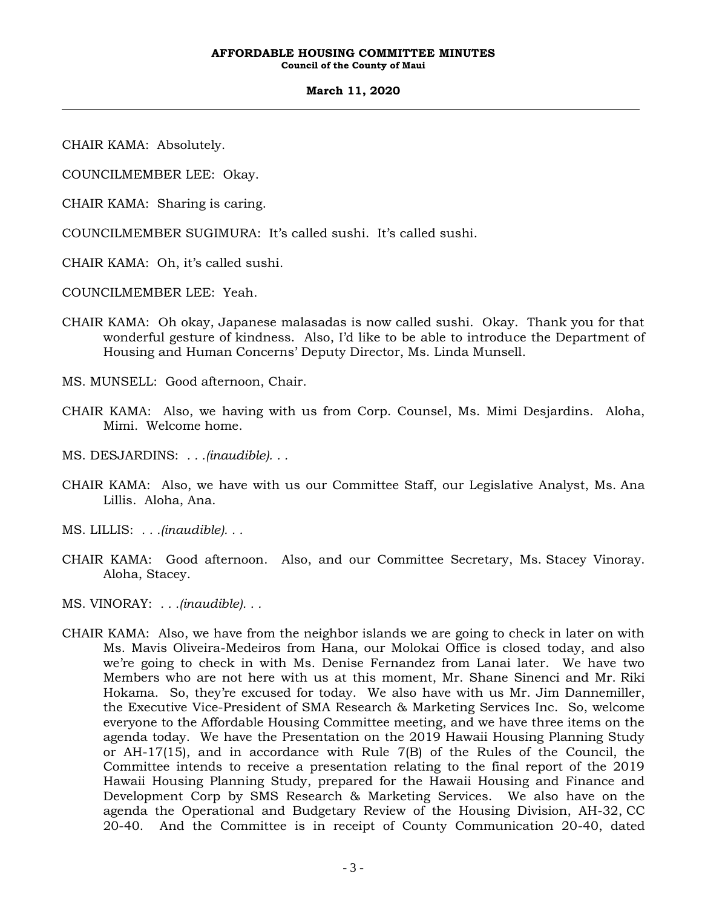CHAIR KAMA: Absolutely.

COUNCILMEMBER LEE: Okay.

CHAIR KAMA: Sharing is caring.

COUNCILMEMBER SUGIMURA: It's called sushi. It's called sushi.

CHAIR KAMA: Oh, it's called sushi.

COUNCILMEMBER LEE: Yeah.

CHAIR KAMA: Oh okay, Japanese malasadas is now called sushi. Okay. Thank you for that wonderful gesture of kindness. Also, I'd like to be able to introduce the Department of Housing and Human Concerns' Deputy Director, Ms. Linda Munsell.

MS. MUNSELL: Good afternoon, Chair.

CHAIR KAMA: Also, we having with us from Corp. Counsel, Ms. Mimi Desjardins. Aloha, Mimi. Welcome home.

MS. DESJARDINS: *. . .(inaudible). . .*

CHAIR KAMA: Also, we have with us our Committee Staff, our Legislative Analyst, Ms. Ana Lillis. Aloha, Ana.

MS. LILLIS: *. . .(inaudible). . .*

CHAIR KAMA: Good afternoon. Also, and our Committee Secretary, Ms. Stacey Vinoray. Aloha, Stacey.

MS. VINORAY: *. . .(inaudible). . .*

CHAIR KAMA: Also, we have from the neighbor islands we are going to check in later on with Ms. Mavis Oliveira-Medeiros from Hana, our Molokai Office is closed today, and also we're going to check in with Ms. Denise Fernandez from Lanai later. We have two Members who are not here with us at this moment, Mr. Shane Sinenci and Mr. Riki Hokama. So, they're excused for today. We also have with us Mr. Jim Dannemiller, the Executive Vice-President of SMA Research & Marketing Services Inc. So, welcome everyone to the Affordable Housing Committee meeting, and we have three items on the agenda today. We have the Presentation on the 2019 Hawaii Housing Planning Study or AH-17(15), and in accordance with Rule 7(B) of the Rules of the Council, the Committee intends to receive a presentation relating to the final report of the 2019 Hawaii Housing Planning Study, prepared for the Hawaii Housing and Finance and Development Corp by SMS Research & Marketing Services. We also have on the agenda the Operational and Budgetary Review of the Housing Division, AH-32, CC 20-40. And the Committee is in receipt of County Communication 20-40, dated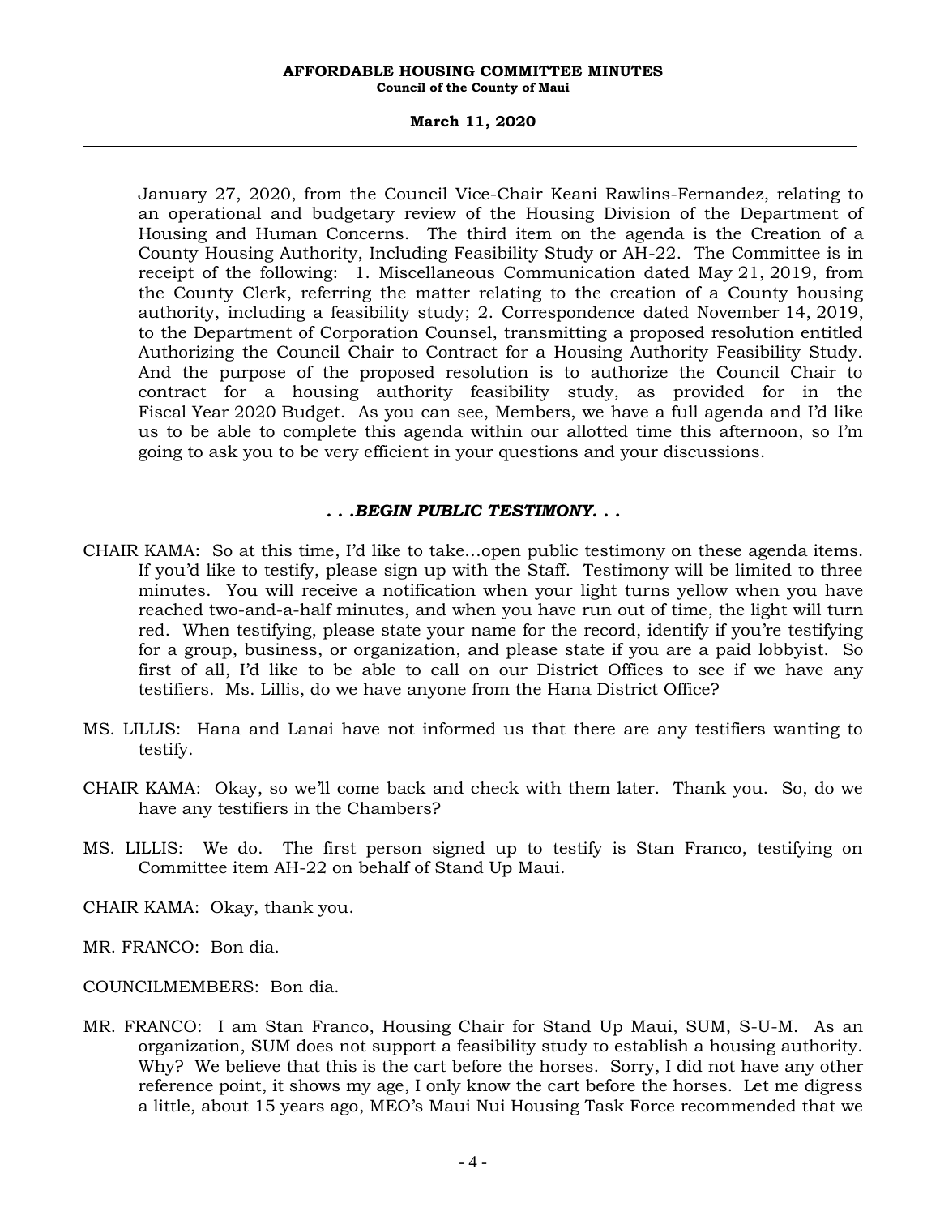January 27, 2020, from the Council Vice-Chair Keani Rawlins-Fernandez, relating to an operational and budgetary review of the Housing Division of the Department of Housing and Human Concerns. The third item on the agenda is the Creation of a County Housing Authority, Including Feasibility Study or AH-22. The Committee is in receipt of the following: 1. Miscellaneous Communication dated May 21, 2019, from the County Clerk, referring the matter relating to the creation of a County housing authority, including a feasibility study; 2. Correspondence dated November 14, 2019, to the Department of Corporation Counsel, transmitting a proposed resolution entitled Authorizing the Council Chair to Contract for a Housing Authority Feasibility Study. And the purpose of the proposed resolution is to authorize the Council Chair to contract for a housing authority feasibility study, as provided for in the Fiscal Year 2020 Budget. As you can see, Members, we have a full agenda and I'd like us to be able to complete this agenda within our allotted time this afternoon, so I'm going to ask you to be very efficient in your questions and your discussions.

***. . .BEGIN PUBLIC TESTIMONY. . .***

CHAIR KAMA: So at this time, I'd like to take...open public testimony on these agenda items. If you'd like to testify, please sign up with the Staff. Testimony will be limited to three minutes. You will receive a notification when your light turns yellow when you have reached two-and-a-half minutes, and when you have run out of time, the light will turn red. When testifying, please state your name for the record, identify if you're testifying for a group, business, or organization, and please state if you are a paid lobbyist. So first of all, I'd like to be able to call on our District Offices to see if we have any testifiers. Ms. Lillis, do we have anyone from the Hana District Office?

MS. LILLIS: Hana and Lanai have not informed us that there are any testifiers wanting to testify.

CHAIR KAMA: Okay, so we'll come back and check with them later. Thank you. So, do we have any testifiers in the Chambers?

MS. LILLIS: We do. The first person signed up to testify is Stan Franco, testifying on Committee item AH-22 on behalf of Stand Up Maui.

CHAIR KAMA: Okay, thank you.

MR. FRANCO: Bon dia.

COUNCILMEMBERS: Bon dia.

MR. FRANCO: I am Stan Franco, Housing Chair for Stand Up Maui, SUM, S-U-M. As an organization, SUM does not support a feasibility study to establish a housing authority. Why? We believe that this is the cart before the horses. Sorry, I did not have any other reference point, it shows my age, I only know the cart before the horses. Let me digress a little, about 15 years ago, MEO's Maui Nui Housing Task Force recommended that we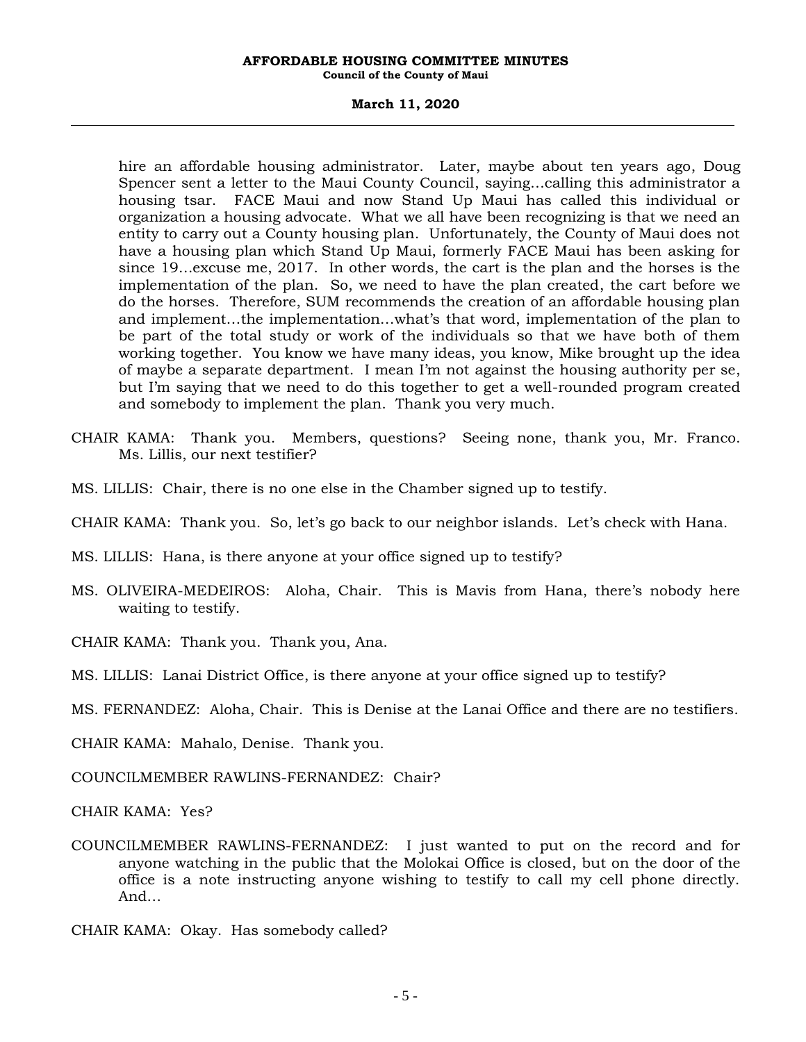hire an affordable housing administrator. Later, maybe about ten years ago, Doug Spencer sent a letter to the Maui County Council, saying...calling this administrator a housing tsar. FACE Maui and now Stand Up Maui has called this individual or organization a housing advocate. What we all have been recognizing is that we need an entity to carry out a County housing plan. Unfortunately, the County of Maui does not have a housing plan which Stand Up Maui, formerly FACE Maui has been asking for since 19...excuse me, 2017. In other words, the cart is the plan and the horses is the implementation of the plan. So, we need to have the plan created, the cart before we do the horses. Therefore, SUM recommends the creation of an affordable housing plan and implement...the implementation...what's that word, implementation of the plan to be part of the total study or work of the individuals so that we have both of them working together. You know we have many ideas, you know, Mike brought up the idea of maybe a separate department. I mean I'm not against the housing authority per se, but I'm saying that we need to do this together to get a well-rounded program created and somebody to implement the plan. Thank you very much.

CHAIR KAMA: Thank you. Members, questions? Seeing none, thank you, Mr. Franco. Ms. Lillis, our next testifier?

MS. LILLIS: Chair, there is no one else in the Chamber signed up to testify.

CHAIR KAMA: Thank you. So, let's go back to our neighbor islands. Let's check with Hana.

MS. LILLIS: Hana, is there anyone at your office signed up to testify?

MS. OLIVEIRA-MEDEIROS: Aloha, Chair. This is Mavis from Hana, there's nobody here waiting to testify.

CHAIR KAMA: Thank you. Thank you, Ana.

MS. LILLIS: Lanai District Office, is there anyone at your office signed up to testify?

MS. FERNANDEZ: Aloha, Chair. This is Denise at the Lanai Office and there are no testifiers.

CHAIR KAMA: Mahalo, Denise. Thank you.

COUNCILMEMBER RAWLINS-FERNANDEZ: Chair?

CHAIR KAMA: Yes?

COUNCILMEMBER RAWLINS-FERNANDEZ: I just wanted to put on the record and for anyone watching in the public that the Molokai Office is closed, but on the door of the office is a note instructing anyone wishing to testify to call my cell phone directly. And...

CHAIR KAMA: Okay. Has somebody called?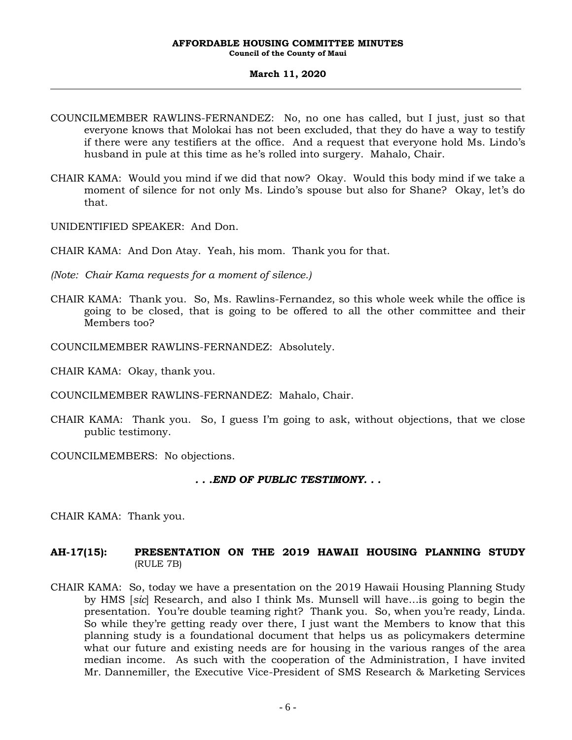COUNCILMEMBER RAWLINS-FERNANDEZ: No, no one has called, but I just, just so that everyone knows that Molokai has not been excluded, that they do have a way to testify if there were any testifiers at the office. And a request that everyone hold Ms. Lindo's husband in pule at this time as he's rolled into surgery. Mahalo, Chair.

CHAIR KAMA: Would you mind if we did that now? Okay. Would this body mind if we take a moment of silence for not only Ms. Lindo's spouse but also for Shane? Okay, let's do that.

UNIDENTIFIED SPEAKER: And Don.

CHAIR KAMA: And Don Atay. Yeah, his mom. Thank you for that.

*(Note: Chair Kama requests for a moment of silence.)*

CHAIR KAMA: Thank you. So, Ms. Rawlins-Fernandez, so this whole week while the office is going to be closed, that is going to be offered to all the other committee and their Members too?

COUNCILMEMBER RAWLINS-FERNANDEZ: Absolutely.

CHAIR KAMA: Okay, thank you.

COUNCILMEMBER RAWLINS-FERNANDEZ: Mahalo, Chair.

CHAIR KAMA: Thank you. So, I guess I'm going to ask, without objections, that we close public testimony.

COUNCILMEMBERS: No objections.

***. . .END OF PUBLIC TESTIMONY. . .***

CHAIR KAMA: Thank you.

**AH-17(15): PRESENTATION ON THE 2019 HAWAII HOUSING PLANNING STUDY** (RULE 7B)

CHAIR KAMA: So, today we have a presentation on the 2019 Hawaii Housing Planning Study by HMS [*sic*] Research, and also I think Ms. Munsell will have...is going to begin the presentation. You're double teaming right? Thank you. So, when you're ready, Linda. So while they're getting ready over there, I just want the Members to know that this planning study is a foundational document that helps us as policymakers determine what our future and existing needs are for housing in the various ranges of the area median income. As such with the cooperation of the Administration, I have invited Mr. Dannemiller, the Executive Vice-President of SMS Research & Marketing Services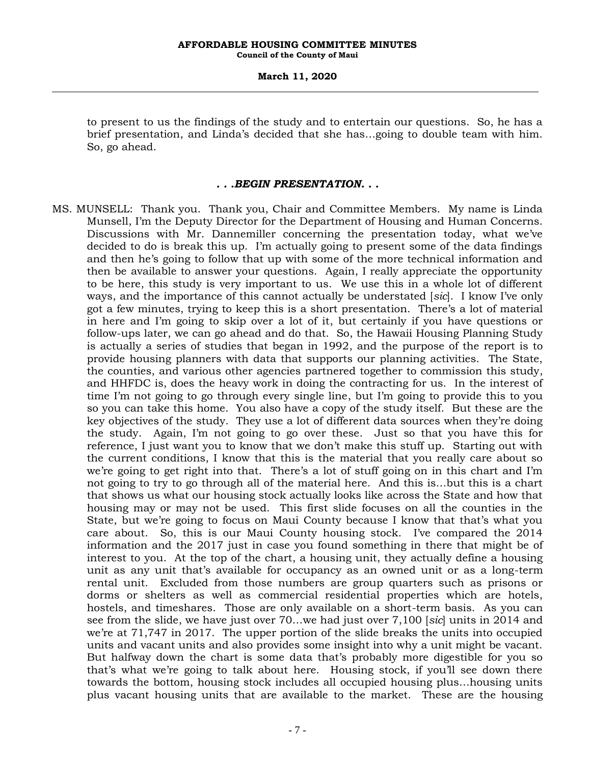to present to us the findings of the study and to entertain our questions. So, he has a brief presentation, and Linda's decided that she has…going to double team with him. So, go ahead.

***. . .BEGIN PRESENTATION. . .***

MS. MUNSELL: Thank you. Thank you, Chair and Committee Members. My name is Linda Munsell, I'm the Deputy Director for the Department of Housing and Human Concerns. Discussions with Mr. Dannemiller concerning the presentation today, what we've decided to do is break this up. I'm actually going to present some of the data findings and then he's going to follow that up with some of the more technical information and then be available to answer your questions. Again, I really appreciate the opportunity to be here, this study is very important to us. We use this in a whole lot of different ways, and the importance of this cannot actually be understated [*sic*]. I know I've only got a few minutes, trying to keep this is a short presentation. There's a lot of material in here and I'm going to skip over a lot of it, but certainly if you have questions or follow-ups later, we can go ahead and do that. So, the Hawaii Housing Planning Study is actually a series of studies that began in 1992, and the purpose of the report is to provide housing planners with data that supports our planning activities. The State, the counties, and various other agencies partnered together to commission this study, and HHFDC is, does the heavy work in doing the contracting for us. In the interest of time I'm not going to go through every single line, but I'm going to provide this to you so you can take this home. You also have a copy of the study itself. But these are the key objectives of the study. They use a lot of different data sources when they're doing the study. Again, I'm not going to go over these. Just so that you have this for reference, I just want you to know that we don't make this stuff up. Starting out with the current conditions, I know that this is the material that you really care about so we're going to get right into that. There's a lot of stuff going on in this chart and I'm not going to try to go through all of the material here. And this is…but this is a chart that shows us what our housing stock actually looks like across the State and how that housing may or may not be used. This first slide focuses on all the counties in the State, but we're going to focus on Maui County because I know that that's what you care about. So, this is our Maui County housing stock. I've compared the 2014 information and the 2017 just in case you found something in there that might be of interest to you. At the top of the chart, a housing unit, they actually define a housing unit as any unit that's available for occupancy as an owned unit or as a long-term rental unit. Excluded from those numbers are group quarters such as prisons or dorms or shelters as well as commercial residential properties which are hotels, hostels, and timeshares. Those are only available on a short-term basis. As you can see from the slide, we have just over 70…we had just over 7,100 [*sic*] units in 2014 and we're at 71,747 in 2017. The upper portion of the slide breaks the units into occupied units and vacant units and also provides some insight into why a unit might be vacant. But halfway down the chart is some data that's probably more digestible for you so that's what we're going to talk about here. Housing stock, if you'll see down there towards the bottom, housing stock includes all occupied housing plus…housing units plus vacant housing units that are available to the market. These are the housing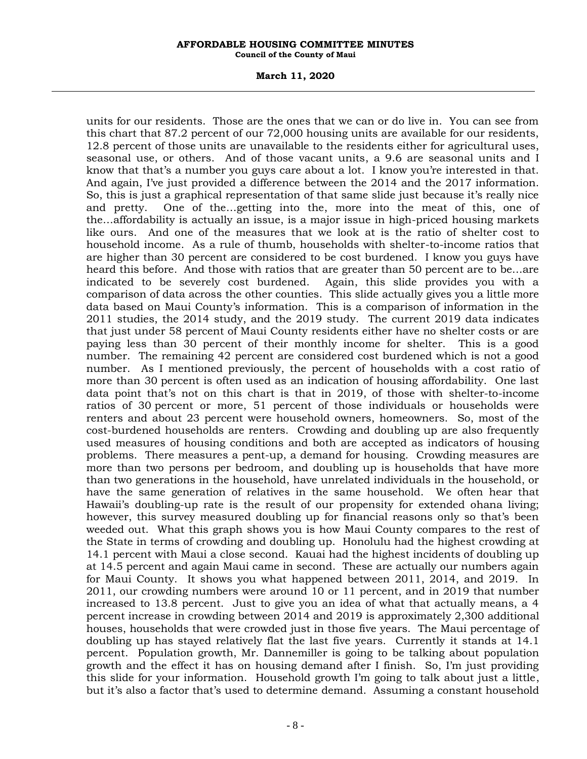units for our residents. Those are the ones that we can or do live in. You can see from this chart that 87.2 percent of our 72,000 housing units are available for our residents, 12.8 percent of those units are unavailable to the residents either for agricultural uses, seasonal use, or others. And of those vacant units, a 9.6 are seasonal units and I know that that's a number you guys care about a lot. I know you're interested in that. And again, I've just provided a difference between the 2014 and the 2017 information. So, this is just a graphical representation of that same slide just because it's really nice and pretty. One of the...getting into the, more into the meat of this, one of the...affordability is actually an issue, is a major issue in high-priced housing markets like ours. And one of the measures that we look at is the ratio of shelter cost to household income. As a rule of thumb, households with shelter-to-income ratios that are higher than 30 percent are considered to be cost burdened. I know you guys have heard this before. And those with ratios that are greater than 50 percent are to be...are indicated to be severely cost burdened. Again, this slide provides you with a comparison of data across the other counties. This slide actually gives you a little more data based on Maui County's information. This is a comparison of information in the 2011 studies, the 2014 study, and the 2019 study. The current 2019 data indicates that just under 58 percent of Maui County residents either have no shelter costs or are paying less than 30 percent of their monthly income for shelter. This is a good number. The remaining 42 percent are considered cost burdened which is not a good number. As I mentioned previously, the percent of households with a cost ratio of more than 30 percent is often used as an indication of housing affordability. One last data point that's not on this chart is that in 2019, of those with shelter-to-income ratios of 30 percent or more, 51 percent of those individuals or households were renters and about 23 percent were household owners, homeowners. So, most of the cost-burdened households are renters. Crowding and doubling up are also frequently used measures of housing conditions and both are accepted as indicators of housing problems. There measures a pent-up, a demand for housing. Crowding measures are more than two persons per bedroom, and doubling up is households that have more than two generations in the household, have unrelated individuals in the household, or have the same generation of relatives in the same household. We often hear that Hawaii's doubling-up rate is the result of our propensity for extended ohana living; however, this survey measured doubling up for financial reasons only so that's been weeded out. What this graph shows you is how Maui County compares to the rest of the State in terms of crowding and doubling up. Honolulu had the highest crowding at 14.1 percent with Maui a close second. Kauai had the highest incidents of doubling up at 14.5 percent and again Maui came in second. These are actually our numbers again for Maui County. It shows you what happened between 2011, 2014, and 2019. In 2011, our crowding numbers were around 10 or 11 percent, and in 2019 that number increased to 13.8 percent. Just to give you an idea of what that actually means, a 4 percent increase in crowding between 2014 and 2019 is approximately 2,300 additional houses, households that were crowded just in those five years. The Maui percentage of doubling up has stayed relatively flat the last five years. Currently it stands at 14.1 percent. Population growth, Mr. Dannemiller is going to be talking about population growth and the effect it has on housing demand after I finish. So, I'm just providing this slide for your information. Household growth I'm going to talk about just a little, but it's also a factor that's used to determine demand. Assuming a constant household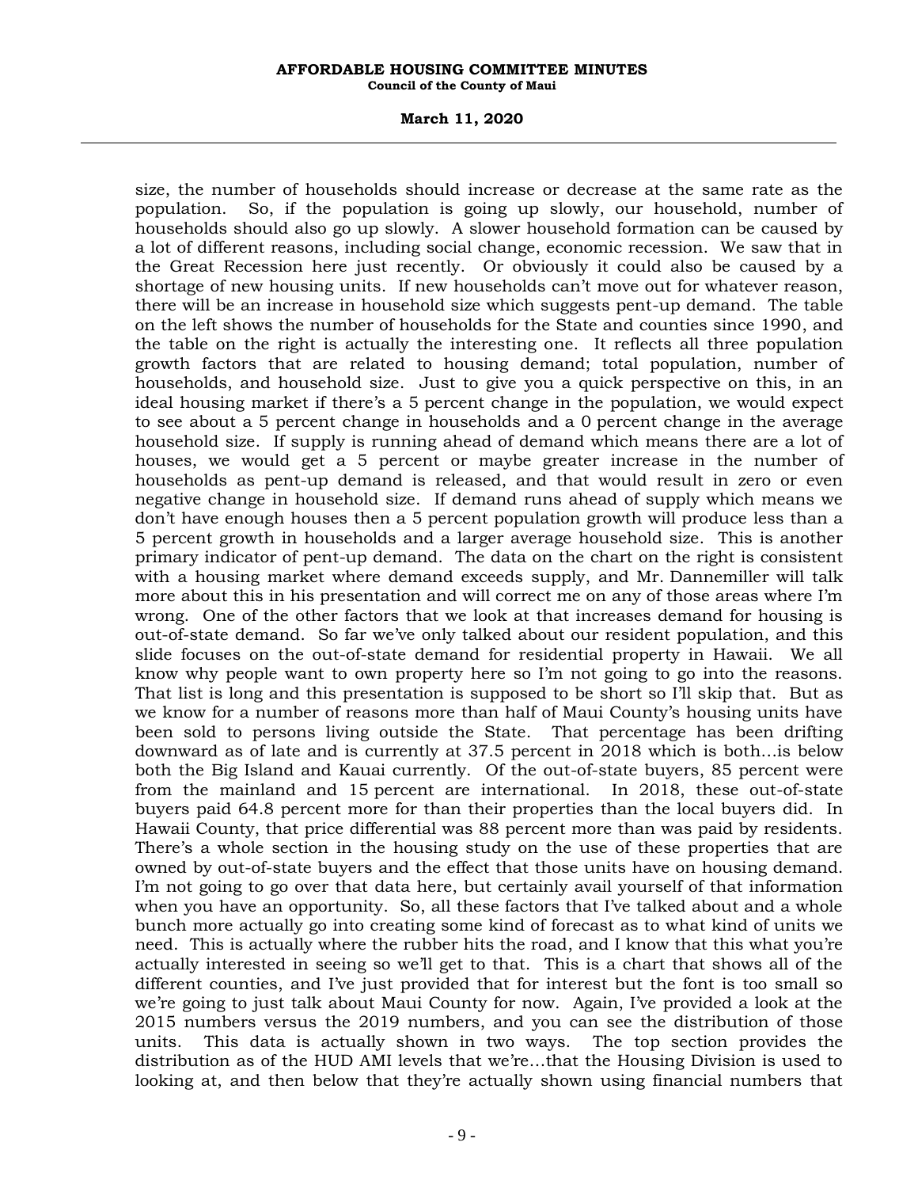size, the number of households should increase or decrease at the same rate as the population. So, if the population is going up slowly, our household, number of households should also go up slowly. A slower household formation can be caused by a lot of different reasons, including social change, economic recession. We saw that in the Great Recession here just recently. Or obviously it could also be caused by a shortage of new housing units. If new households can't move out for whatever reason, there will be an increase in household size which suggests pent-up demand. The table on the left shows the number of households for the State and counties since 1990, and the table on the right is actually the interesting one. It reflects all three population growth factors that are related to housing demand; total population, number of households, and household size. Just to give you a quick perspective on this, in an ideal housing market if there's a 5 percent change in the population, we would expect to see about a 5 percent change in households and a 0 percent change in the average household size. If supply is running ahead of demand which means there are a lot of houses, we would get a 5 percent or maybe greater increase in the number of households as pent-up demand is released, and that would result in zero or even negative change in household size. If demand runs ahead of supply which means we don't have enough houses then a 5 percent population growth will produce less than a 5 percent growth in households and a larger average household size. This is another primary indicator of pent-up demand. The data on the chart on the right is consistent with a housing market where demand exceeds supply, and Mr. Dannemiller will talk more about this in his presentation and will correct me on any of those areas where I'm wrong. One of the other factors that we look at that increases demand for housing is out-of-state demand. So far we've only talked about our resident population, and this slide focuses on the out-of-state demand for residential property in Hawaii. We all know why people want to own property here so I'm not going to go into the reasons. That list is long and this presentation is supposed to be short so I'll skip that. But as we know for a number of reasons more than half of Maui County's housing units have been sold to persons living outside the State. That percentage has been drifting downward as of late and is currently at 37.5 percent in 2018 which is both...is below both the Big Island and Kauai currently. Of the out-of-state buyers, 85 percent were from the mainland and 15 percent are international. In 2018, these out-of-state buyers paid 64.8 percent more for than their properties than the local buyers did. In Hawaii County, that price differential was 88 percent more than was paid by residents. There's a whole section in the housing study on the use of these properties that are owned by out-of-state buyers and the effect that those units have on housing demand. I'm not going to go over that data here, but certainly avail yourself of that information when you have an opportunity. So, all these factors that I've talked about and a whole bunch more actually go into creating some kind of forecast as to what kind of units we need. This is actually where the rubber hits the road, and I know that this what you're actually interested in seeing so we'll get to that. This is a chart that shows all of the different counties, and I've just provided that for interest but the font is too small so we're going to just talk about Maui County for now. Again, I've provided a look at the 2015 numbers versus the 2019 numbers, and you can see the distribution of those units. This data is actually shown in two ways. The top section provides the distribution as of the HUD AMI levels that we're...that the Housing Division is used to looking at, and then below that they're actually shown using financial numbers that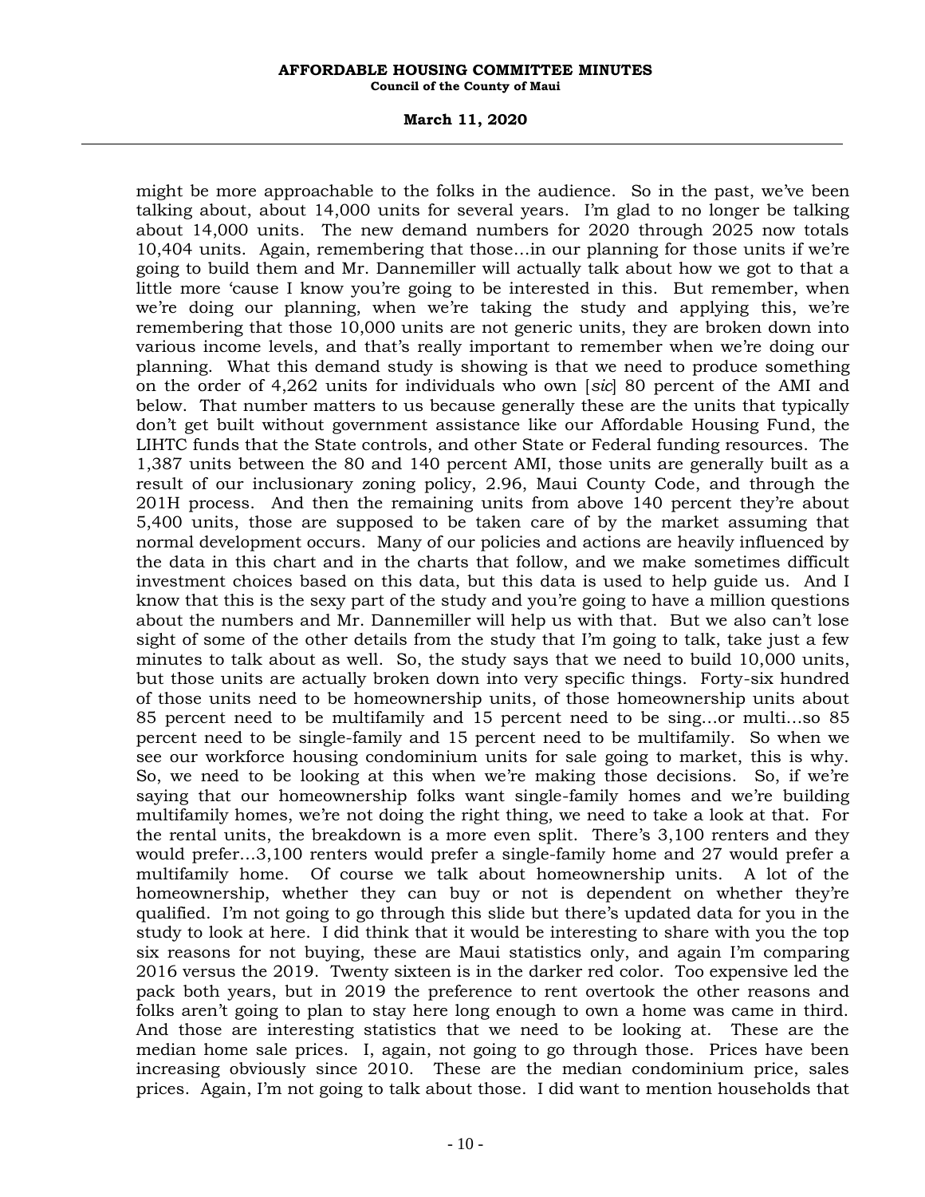might be more approachable to the folks in the audience. So in the past, we've been talking about, about 14,000 units for several years. I'm glad to no longer be talking about 14,000 units. The new demand numbers for 2020 through 2025 now totals 10,404 units. Again, remembering that those...in our planning for those units if we're going to build them and Mr. Dannemiller will actually talk about how we got to that a little more 'cause I know you're going to be interested in this. But remember, when we're doing our planning, when we're taking the study and applying this, we're remembering that those 10,000 units are not generic units, they are broken down into various income levels, and that's really important to remember when we're doing our planning. What this demand study is showing is that we need to produce something on the order of 4,262 units for individuals who own [*sic*] 80 percent of the AMI and below. That number matters to us because generally these are the units that typically don't get built without government assistance like our Affordable Housing Fund, the LIHTC funds that the State controls, and other State or Federal funding resources. The 1,387 units between the 80 and 140 percent AMI, those units are generally built as a result of our inclusionary zoning policy, 2.96, Maui County Code, and through the 201H process. And then the remaining units from above 140 percent they're about 5,400 units, those are supposed to be taken care of by the market assuming that normal development occurs. Many of our policies and actions are heavily influenced by the data in this chart and in the charts that follow, and we make sometimes difficult investment choices based on this data, but this data is used to help guide us. And I know that this is the sexy part of the study and you're going to have a million questions about the numbers and Mr. Dannemiller will help us with that. But we also can't lose sight of some of the other details from the study that I'm going to talk, take just a few minutes to talk about as well. So, the study says that we need to build 10,000 units, but those units are actually broken down into very specific things. Forty-six hundred of those units need to be homeownership units, of those homeownership units about 85 percent need to be multifamily and 15 percent need to be sing...or multi...so 85 percent need to be single-family and 15 percent need to be multifamily. So when we see our workforce housing condominium units for sale going to market, this is why. So, we need to be looking at this when we're making those decisions. So, if we're saying that our homeownership folks want single-family homes and we're building multifamily homes, we're not doing the right thing, we need to take a look at that. For the rental units, the breakdown is a more even split. There's 3,100 renters and they would prefer...3,100 renters would prefer a single-family home and 27 would prefer a multifamily home. Of course we talk about homeownership units. A lot of the homeownership, whether they can buy or not is dependent on whether they're qualified. I'm not going to go through this slide but there's updated data for you in the study to look at here. I did think that it would be interesting to share with you the top six reasons for not buying, these are Maui statistics only, and again I'm comparing 2016 versus the 2019. Twenty sixteen is in the darker red color. Too expensive led the pack both years, but in 2019 the preference to rent overtook the other reasons and folks aren't going to plan to stay here long enough to own a home was came in third. And those are interesting statistics that we need to be looking at. These are the median home sale prices. I, again, not going to go through those. Prices have been increasing obviously since 2010. These are the median condominium price, sales prices. Again, I'm not going to talk about those. I did want to mention households that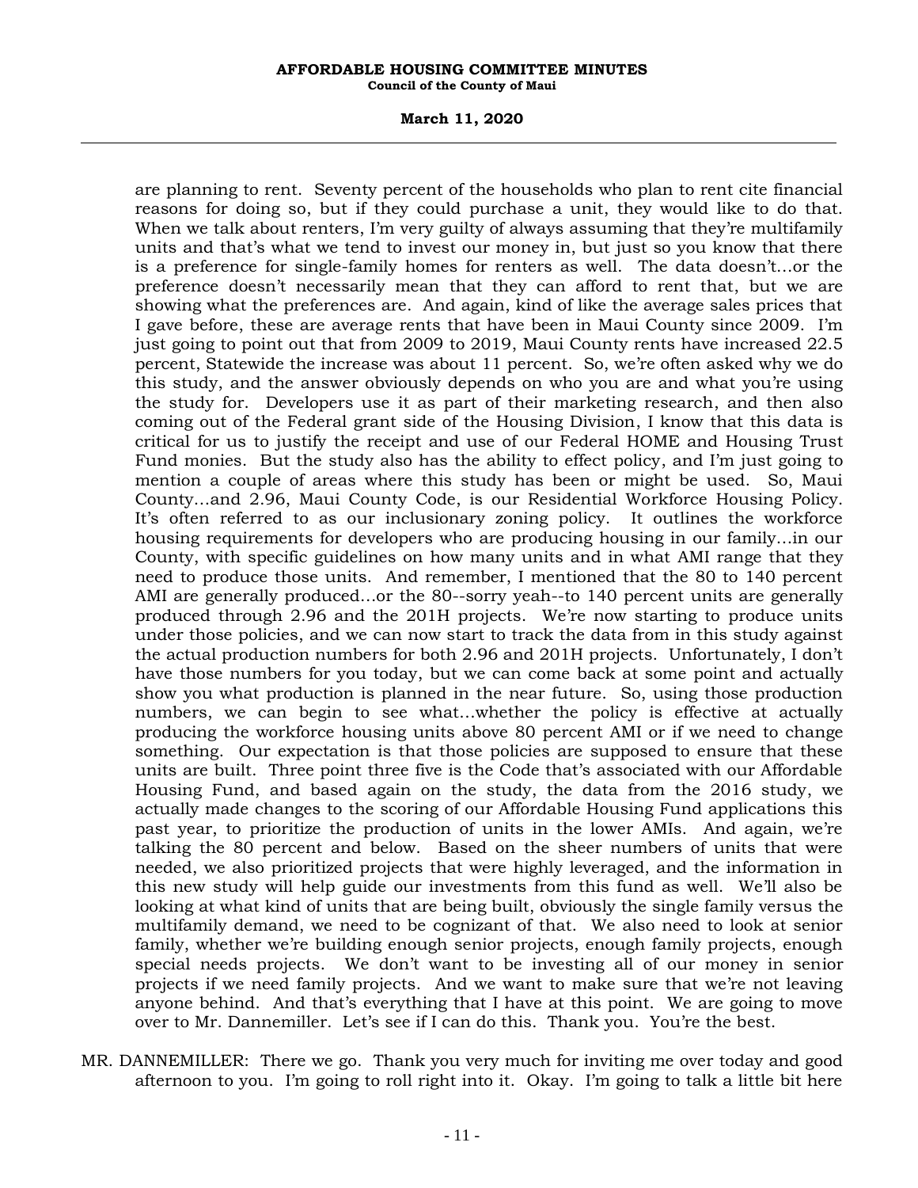are planning to rent. Seventy percent of the households who plan to rent cite financial reasons for doing so, but if they could purchase a unit, they would like to do that. When we talk about renters, I'm very guilty of always assuming that they're multifamily units and that's what we tend to invest our money in, but just so you know that there is a preference for single-family homes for renters as well. The data doesn't...or the preference doesn't necessarily mean that they can afford to rent that, but we are showing what the preferences are. And again, kind of like the average sales prices that I gave before, these are average rents that have been in Maui County since 2009. I'm just going to point out that from 2009 to 2019, Maui County rents have increased 22.5 percent, Statewide the increase was about 11 percent. So, we're often asked why we do this study, and the answer obviously depends on who you are and what you're using the study for. Developers use it as part of their marketing research, and then also coming out of the Federal grant side of the Housing Division, I know that this data is critical for us to justify the receipt and use of our Federal HOME and Housing Trust Fund monies. But the study also has the ability to effect policy, and I'm just going to mention a couple of areas where this study has been or might be used. So, Maui County...and 2.96, Maui County Code, is our Residential Workforce Housing Policy. It's often referred to as our inclusionary zoning policy. It outlines the workforce housing requirements for developers who are producing housing in our family...in our County, with specific guidelines on how many units and in what AMI range that they need to produce those units. And remember, I mentioned that the 80 to 140 percent AMI are generally produced...or the 80--sorry yeah--to 140 percent units are generally produced through 2.96 and the 201H projects. We're now starting to produce units under those policies, and we can now start to track the data from in this study against the actual production numbers for both 2.96 and 201H projects. Unfortunately, I don't have those numbers for you today, but we can come back at some point and actually show you what production is planned in the near future. So, using those production numbers, we can begin to see what...whether the policy is effective at actually producing the workforce housing units above 80 percent AMI or if we need to change something. Our expectation is that those policies are supposed to ensure that these units are built. Three point three five is the Code that's associated with our Affordable Housing Fund, and based again on the study, the data from the 2016 study, we actually made changes to the scoring of our Affordable Housing Fund applications this past year, to prioritize the production of units in the lower AMIs. And again, we're talking the 80 percent and below. Based on the sheer numbers of units that were needed, we also prioritized projects that were highly leveraged, and the information in this new study will help guide our investments from this fund as well. We'll also be looking at what kind of units that are being built, obviously the single family versus the multifamily demand, we need to be cognizant of that. We also need to look at senior family, whether we're building enough senior projects, enough family projects, enough special needs projects. We don't want to be investing all of our money in senior projects if we need family projects. And we want to make sure that we're not leaving anyone behind. And that's everything that I have at this point. We are going to move over to Mr. Dannemiller. Let's see if I can do this. Thank you. You're the best.

MR. DANNEMILLER: There we go. Thank you very much for inviting me over today and good afternoon to you. I'm going to roll right into it. Okay. I'm going to talk a little bit here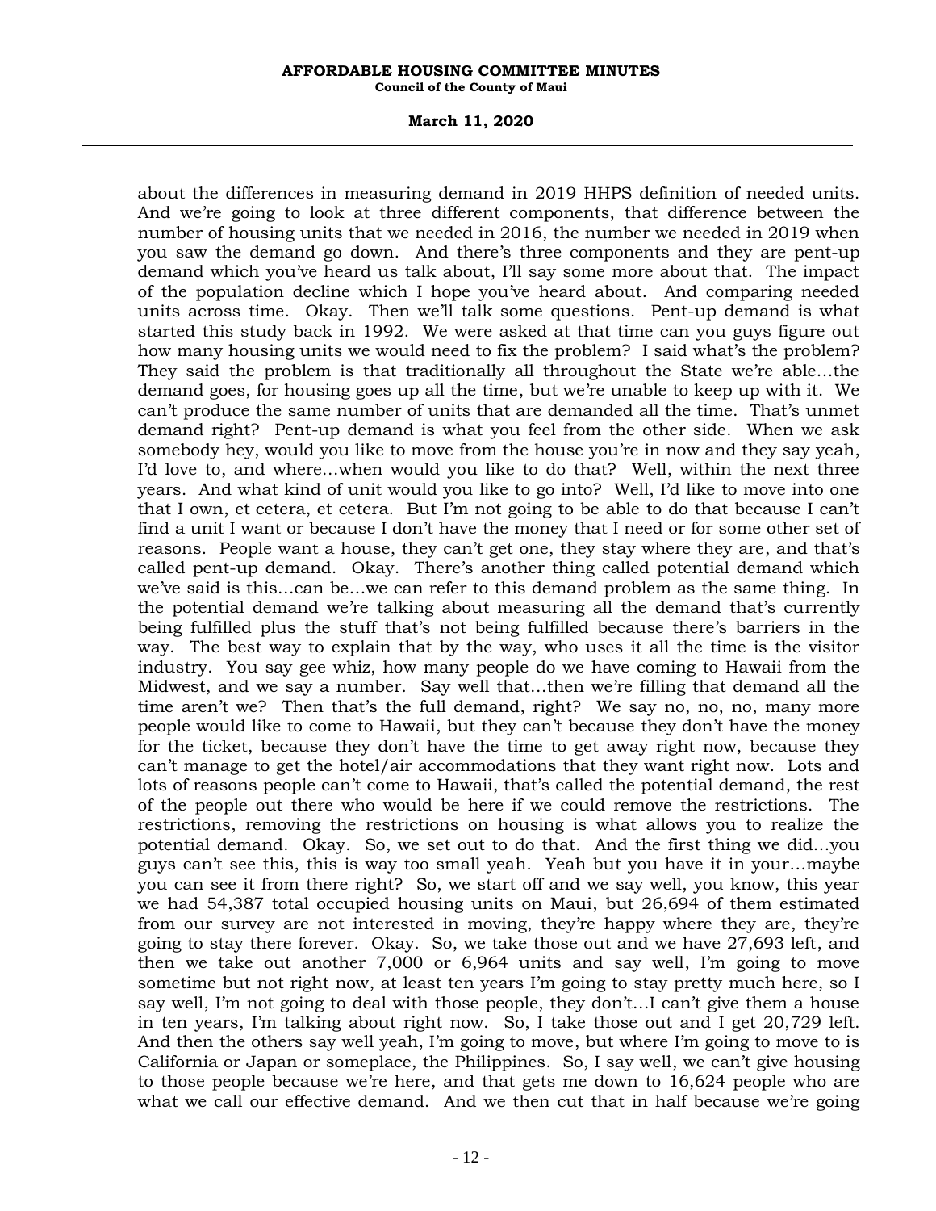about the differences in measuring demand in 2019 HHPS definition of needed units. And we're going to look at three different components, that difference between the number of housing units that we needed in 2016, the number we needed in 2019 when you saw the demand go down. And there's three components and they are pent-up demand which you've heard us talk about, I'll say some more about that. The impact of the population decline which I hope you've heard about. And comparing needed units across time. Okay. Then we'll talk some questions. Pent-up demand is what started this study back in 1992. We were asked at that time can you guys figure out how many housing units we would need to fix the problem? I said what's the problem? They said the problem is that traditionally all throughout the State we're able...the demand goes, for housing goes up all the time, but we're unable to keep up with it. We can't produce the same number of units that are demanded all the time. That's unmet demand right? Pent-up demand is what you feel from the other side. When we ask somebody hey, would you like to move from the house you're in now and they say yeah, I'd love to, and where...when would you like to do that? Well, within the next three years. And what kind of unit would you like to go into? Well, I'd like to move into one that I own, et cetera, et cetera. But I'm not going to be able to do that because I can't find a unit I want or because I don't have the money that I need or for some other set of reasons. People want a house, they can't get one, they stay where they are, and that's called pent-up demand. Okay. There's another thing called potential demand which we've said is this...can be...we can refer to this demand problem as the same thing. In the potential demand we're talking about measuring all the demand that's currently being fulfilled plus the stuff that's not being fulfilled because there's barriers in the way. The best way to explain that by the way, who uses it all the time is the visitor industry. You say gee whiz, how many people do we have coming to Hawaii from the Midwest, and we say a number. Say well that...then we're filling that demand all the time aren't we? Then that's the full demand, right? We say no, no, no, many more people would like to come to Hawaii, but they can't because they don't have the money for the ticket, because they don't have the time to get away right now, because they can't manage to get the hotel/air accommodations that they want right now. Lots and lots of reasons people can't come to Hawaii, that's called the potential demand, the rest of the people out there who would be here if we could remove the restrictions. The restrictions, removing the restrictions on housing is what allows you to realize the potential demand. Okay. So, we set out to do that. And the first thing we did...you guys can't see this, this is way too small yeah. Yeah but you have it in your...maybe you can see it from there right? So, we start off and we say well, you know, this year we had 54,387 total occupied housing units on Maui, but 26,694 of them estimated from our survey are not interested in moving, they're happy where they are, they're going to stay there forever. Okay. So, we take those out and we have 27,693 left, and then we take out another 7,000 or 6,964 units and say well, I'm going to move sometime but not right now, at least ten years I'm going to stay pretty much here, so I say well, I'm not going to deal with those people, they don't...I can't give them a house in ten years, I'm talking about right now. So, I take those out and I get 20,729 left. And then the others say well yeah, I'm going to move, but where I'm going to move to is California or Japan or someplace, the Philippines. So, I say well, we can't give housing to those people because we're here, and that gets me down to 16,624 people who are what we call our effective demand. And we then cut that in half because we're going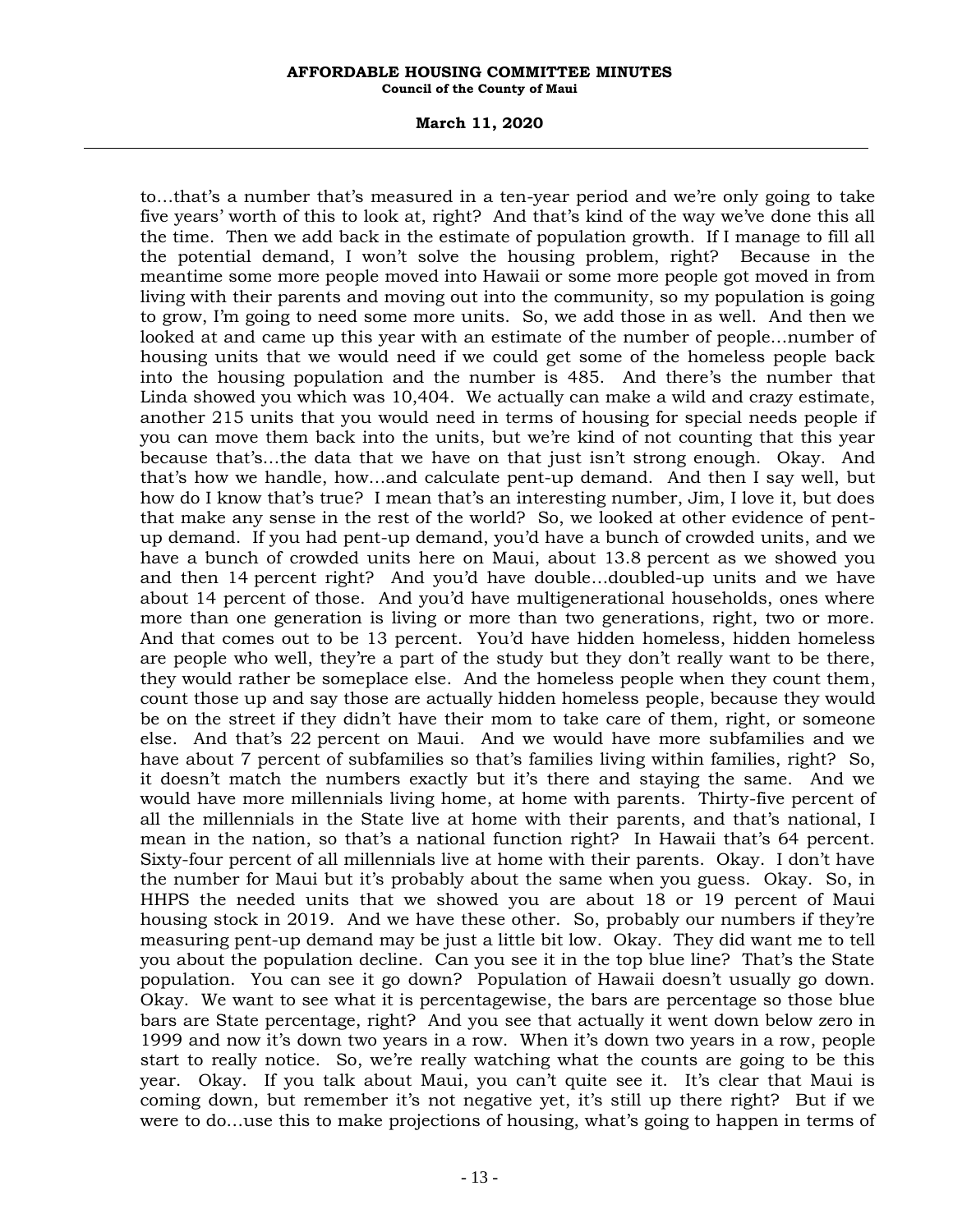to…that's a number that's measured in a ten-year period and we're only going to take five years' worth of this to look at, right? And that's kind of the way we've done this all the time. Then we add back in the estimate of population growth. If I manage to fill all the potential demand, I won't solve the housing problem, right? Because in the meantime some more people moved into Hawaii or some more people got moved in from living with their parents and moving out into the community, so my population is going to grow, I'm going to need some more units. So, we add those in as well. And then we looked at and came up this year with an estimate of the number of people…number of housing units that we would need if we could get some of the homeless people back into the housing population and the number is 485. And there's the number that Linda showed you which was 10,404. We actually can make a wild and crazy estimate, another 215 units that you would need in terms of housing for special needs people if you can move them back into the units, but we're kind of not counting that this year because that's…the data that we have on that just isn't strong enough. Okay. And that's how we handle, how…and calculate pent-up demand. And then I say well, but how do I know that's true? I mean that's an interesting number, Jim, I love it, but does that make any sense in the rest of the world? So, we looked at other evidence of pent-up demand. If you had pent-up demand, you'd have a bunch of crowded units, and we have a bunch of crowded units here on Maui, about 13.8 percent as we showed you and then 14 percent right? And you'd have double…doubled-up units and we have about 14 percent of those. And you'd have multigenerational households, ones where more than one generation is living or more than two generations, right, two or more. And that comes out to be 13 percent. You'd have hidden homeless, hidden homeless are people who well, they're a part of the study but they don't really want to be there, they would rather be someplace else. And the homeless people when they count them, count those up and say those are actually hidden homeless people, because they would be on the street if they didn't have their mom to take care of them, right, or someone else. And that's 22 percent on Maui. And we would have more subfamilies and we have about 7 percent of subfamilies so that's families living within families, right? So, it doesn't match the numbers exactly but it's there and staying the same. And we would have more millennials living home, at home with parents. Thirty-five percent of all the millennials in the State live at home with their parents, and that's national, I mean in the nation, so that's a national function right? In Hawaii that's 64 percent. Sixty-four percent of all millennials live at home with their parents. Okay. I don't have the number for Maui but it's probably about the same when you guess. Okay. So, in HHPS the needed units that we showed you are about 18 or 19 percent of Maui housing stock in 2019. And we have these other. So, probably our numbers if they're measuring pent-up demand may be just a little bit low. Okay. They did want me to tell you about the population decline. Can you see it in the top blue line? That's the State population. You can see it go down? Population of Hawaii doesn't usually go down. Okay. We want to see what it is percentagewise, the bars are percentage so those blue bars are State percentage, right? And you see that actually it went down below zero in 1999 and now it's down two years in a row. When it's down two years in a row, people start to really notice. So, we're really watching what the counts are going to be this year. Okay. If you talk about Maui, you can't quite see it. It's clear that Maui is coming down, but remember it's not negative yet, it's still up there right? But if we were to do…use this to make projections of housing, what's going to happen in terms of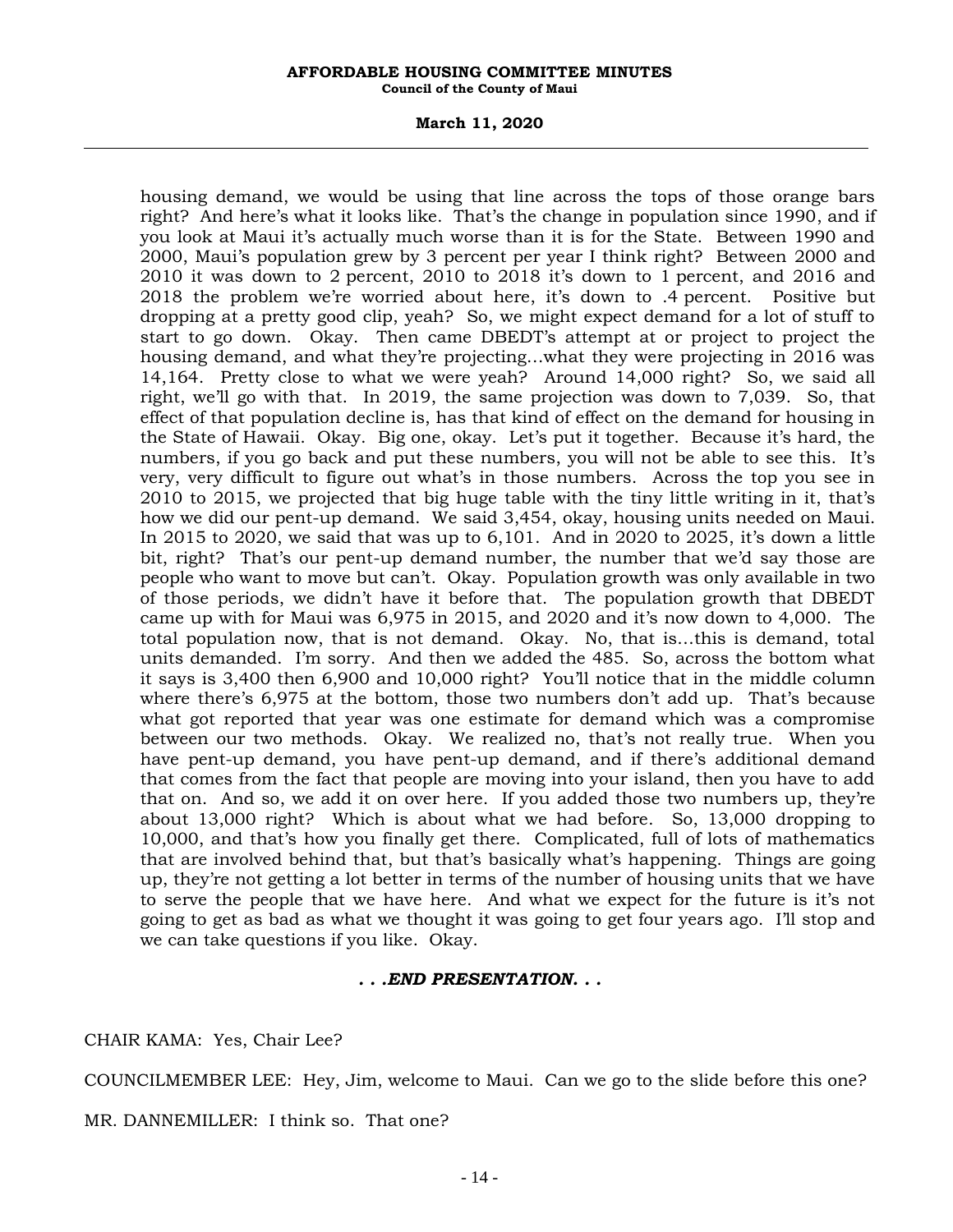housing demand, we would be using that line across the tops of those orange bars right? And here's what it looks like. That's the change in population since 1990, and if you look at Maui it's actually much worse than it is for the State. Between 1990 and 2000, Maui's population grew by 3 percent per year I think right? Between 2000 and 2010 it was down to 2 percent, 2010 to 2018 it's down to 1 percent, and 2016 and 2018 the problem we're worried about here, it's down to .4 percent. Positive but dropping at a pretty good clip, yeah? So, we might expect demand for a lot of stuff to start to go down. Okay. Then came DBEDT's attempt at or project to project the housing demand, and what they're projecting...what they were projecting in 2016 was 14,164. Pretty close to what we were yeah? Around 14,000 right? So, we said all right, we'll go with that. In 2019, the same projection was down to 7,039. So, that effect of that population decline is, has that kind of effect on the demand for housing in the State of Hawaii. Okay. Big one, okay. Let's put it together. Because it's hard, the numbers, if you go back and put these numbers, you will not be able to see this. It's very, very difficult to figure out what's in those numbers. Across the top you see in 2010 to 2015, we projected that big huge table with the tiny little writing in it, that's how we did our pent-up demand. We said 3,454, okay, housing units needed on Maui. In 2015 to 2020, we said that was up to 6,101. And in 2020 to 2025, it's down a little bit, right? That's our pent-up demand number, the number that we'd say those are people who want to move but can't. Okay. Population growth was only available in two of those periods, we didn't have it before that. The population growth that DBEDT came up with for Maui was 6,975 in 2015, and 2020 and it's now down to 4,000. The total population now, that is not demand. Okay. No, that is...this is demand, total units demanded. I'm sorry. And then we added the 485. So, across the bottom what it says is 3,400 then 6,900 and 10,000 right? You'll notice that in the middle column where there's 6,975 at the bottom, those two numbers don't add up. That's because what got reported that year was one estimate for demand which was a compromise between our two methods. Okay. We realized no, that's not really true. When you have pent-up demand, you have pent-up demand, and if there's additional demand that comes from the fact that people are moving into your island, then you have to add that on. And so, we add it on over here. If you added those two numbers up, they're about 13,000 right? Which is about what we had before. So, 13,000 dropping to 10,000, and that's how you finally get there. Complicated, full of lots of mathematics that are involved behind that, but that's basically what's happening. Things are going up, they're not getting a lot better in terms of the number of housing units that we have to serve the people that we have here. And what we expect for the future is it's not going to get as bad as what we thought it was going to get four years ago. I'll stop and we can take questions if you like. Okay.

***. . .END PRESENTATION. . .***

CHAIR KAMA: Yes, Chair Lee?

COUNCILMEMBER LEE: Hey, Jim, welcome to Maui. Can we go to the slide before this one?

MR. DANNEMILLER: I think so. That one?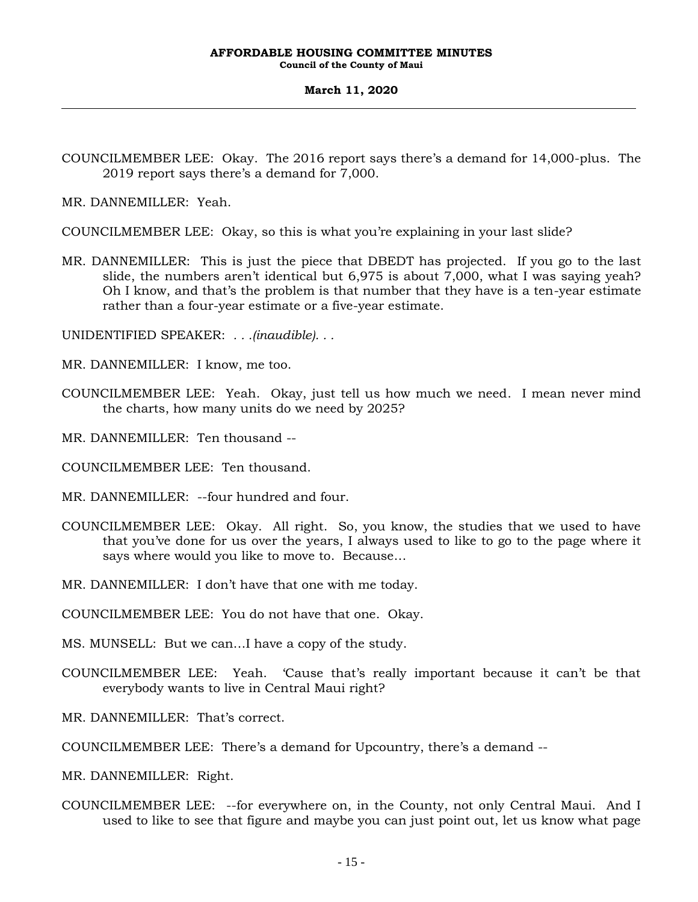COUNCILMEMBER LEE: Okay. The 2016 report says there's a demand for 14,000-plus. The 2019 report says there's a demand for 7,000.

MR. DANNEMILLER: Yeah.

COUNCILMEMBER LEE: Okay, so this is what you're explaining in your last slide?

MR. DANNEMILLER: This is just the piece that DBEDT has projected. If you go to the last slide, the numbers aren't identical but 6,975 is about 7,000, what I was saying yeah? Oh I know, and that's the problem is that number that they have is a ten-year estimate rather than a four-year estimate or a five-year estimate.

UNIDENTIFIED SPEAKER: *. . .(inaudible). . .*

MR. DANNEMILLER: I know, me too.

COUNCILMEMBER LEE: Yeah. Okay, just tell us how much we need. I mean never mind the charts, how many units do we need by 2025?

MR. DANNEMILLER: Ten thousand --

COUNCILMEMBER LEE: Ten thousand.

MR. DANNEMILLER: --four hundred and four.

COUNCILMEMBER LEE: Okay. All right. So, you know, the studies that we used to have that you've done for us over the years, I always used to like to go to the page where it says where would you like to move to. Because…

MR. DANNEMILLER: I don't have that one with me today.

COUNCILMEMBER LEE: You do not have that one. Okay.

MS. MUNSELL: But we can…I have a copy of the study.

COUNCILMEMBER LEE: Yeah. 'Cause that's really important because it can't be that everybody wants to live in Central Maui right?

MR. DANNEMILLER: That's correct.

COUNCILMEMBER LEE: There's a demand for Upcountry, there's a demand --

MR. DANNEMILLER: Right.

COUNCILMEMBER LEE: --for everywhere on, in the County, not only Central Maui. And I used to like to see that figure and maybe you can just point out, let us know what page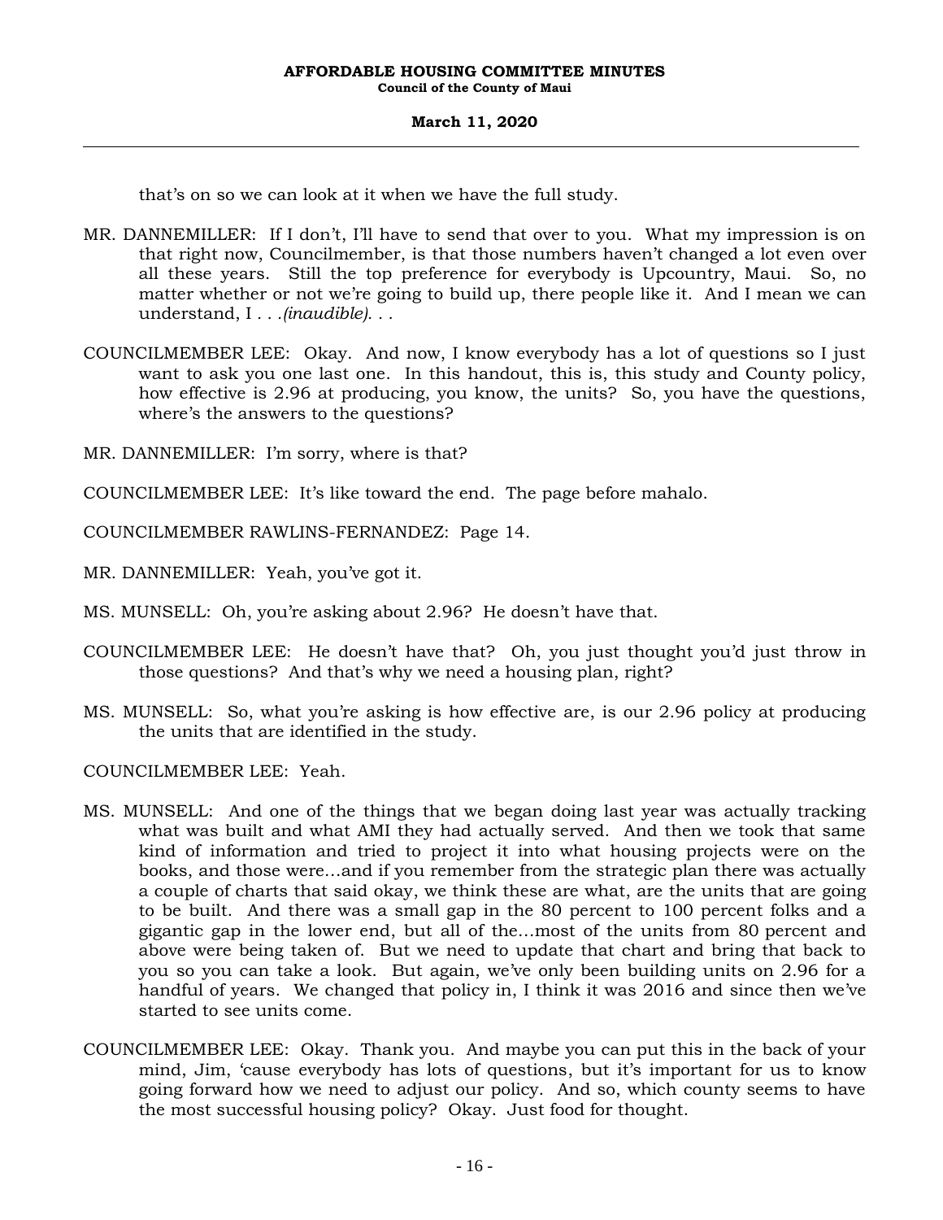that's on so we can look at it when we have the full study.

MR. DANNEMILLER: If I don't, I'll have to send that over to you. What my impression is on that right now, Councilmember, is that those numbers haven't changed a lot even over all these years. Still the top preference for everybody is Upcountry, Maui. So, no matter whether or not we're going to build up, there people like it. And I mean we can understand, I . . .*(inaudible)*. . .

COUNCILMEMBER LEE: Okay. And now, I know everybody has a lot of questions so I just want to ask you one last one. In this handout, this is, this study and County policy, how effective is 2.96 at producing, you know, the units? So, you have the questions, where's the answers to the questions?

MR. DANNEMILLER: I'm sorry, where is that?

COUNCILMEMBER LEE: It's like toward the end. The page before mahalo.

COUNCILMEMBER RAWLINS-FERNANDEZ: Page 14.

MR. DANNEMILLER: Yeah, you've got it.

MS. MUNSELL: Oh, you're asking about 2.96? He doesn't have that.

COUNCILMEMBER LEE: He doesn't have that? Oh, you just thought you'd just throw in those questions? And that's why we need a housing plan, right?

MS. MUNSELL: So, what you're asking is how effective are, is our 2.96 policy at producing the units that are identified in the study.

COUNCILMEMBER LEE: Yeah.

MS. MUNSELL: And one of the things that we began doing last year was actually tracking what was built and what AMI they had actually served. And then we took that same kind of information and tried to project it into what housing projects were on the books, and those were...and if you remember from the strategic plan there was actually a couple of charts that said okay, we think these are what, are the units that are going to be built. And there was a small gap in the 80 percent to 100 percent folks and a gigantic gap in the lower end, but all of the...most of the units from 80 percent and above were being taken of. But we need to update that chart and bring that back to you so you can take a look. But again, we've only been building units on 2.96 for a handful of years. We changed that policy in, I think it was 2016 and since then we've started to see units come.

COUNCILMEMBER LEE: Okay. Thank you. And maybe you can put this in the back of your mind, Jim, 'cause everybody has lots of questions, but it's important for us to know going forward how we need to adjust our policy. And so, which county seems to have the most successful housing policy? Okay. Just food for thought.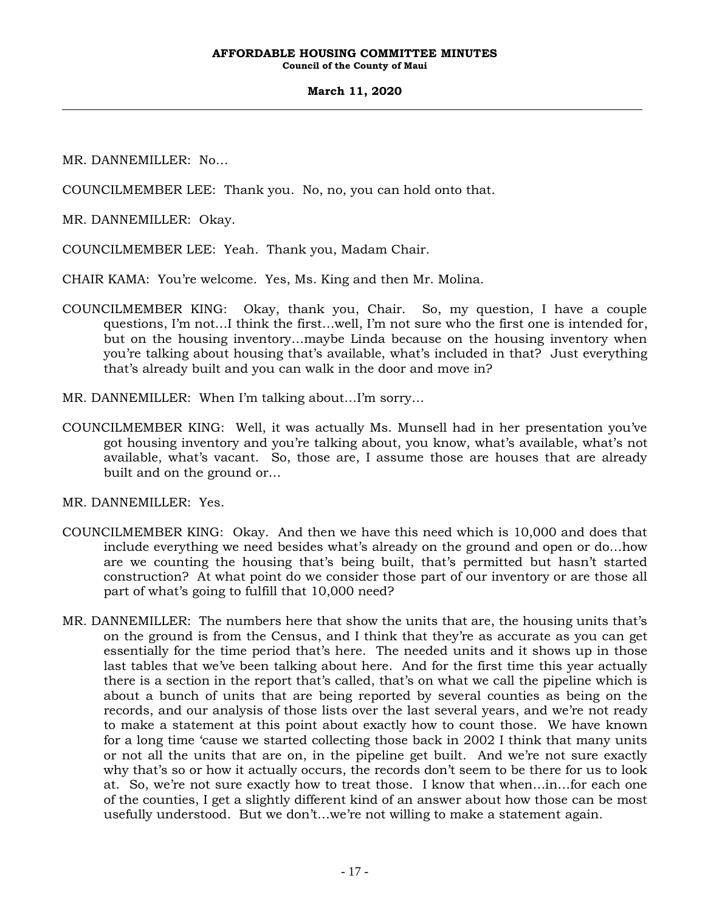MR. DANNEMILLER: No…

COUNCILMEMBER LEE: Thank you. No, no, you can hold onto that.

MR. DANNEMILLER: Okay.

COUNCILMEMBER LEE: Yeah. Thank you, Madam Chair.

CHAIR KAMA: You're welcome. Yes, Ms. King and then Mr. Molina.

COUNCILMEMBER KING: Okay, thank you, Chair. So, my question, I have a couple questions, I'm not…I think the first…well, I'm not sure who the first one is intended for, but on the housing inventory…maybe Linda because on the housing inventory when you're talking about housing that's available, what's included in that? Just everything that's already built and you can walk in the door and move in?

MR. DANNEMILLER: When I'm talking about…I'm sorry…

COUNCILMEMBER KING: Well, it was actually Ms. Munsell had in her presentation you've got housing inventory and you're talking about, you know, what's available, what's not available, what's vacant. So, those are, I assume those are houses that are already built and on the ground or…

MR. DANNEMILLER: Yes.

COUNCILMEMBER KING: Okay. And then we have this need which is 10,000 and does that include everything we need besides what's already on the ground and open or do…how are we counting the housing that's being built, that's permitted but hasn't started construction? At what point do we consider those part of our inventory or are those all part of what's going to fulfill that 10,000 need?

MR. DANNEMILLER: The numbers here that show the units that are, the housing units that's on the ground is from the Census, and I think that they're as accurate as you can get essentially for the time period that's here. The needed units and it shows up in those last tables that we've been talking about here. And for the first time this year actually there is a section in the report that's called, that's on what we call the pipeline which is about a bunch of units that are being reported by several counties as being on the records, and our analysis of those lists over the last several years, and we're not ready to make a statement at this point about exactly how to count those. We have known for a long time 'cause we started collecting those back in 2002 I think that many units or not all the units that are on, in the pipeline get built. And we're not sure exactly why that's so or how it actually occurs, the records don't seem to be there for us to look at. So, we're not sure exactly how to treat those. I know that when…in…for each one of the counties, I get a slightly different kind of an answer about how those can be most usefully understood. But we don't…we're not willing to make a statement again.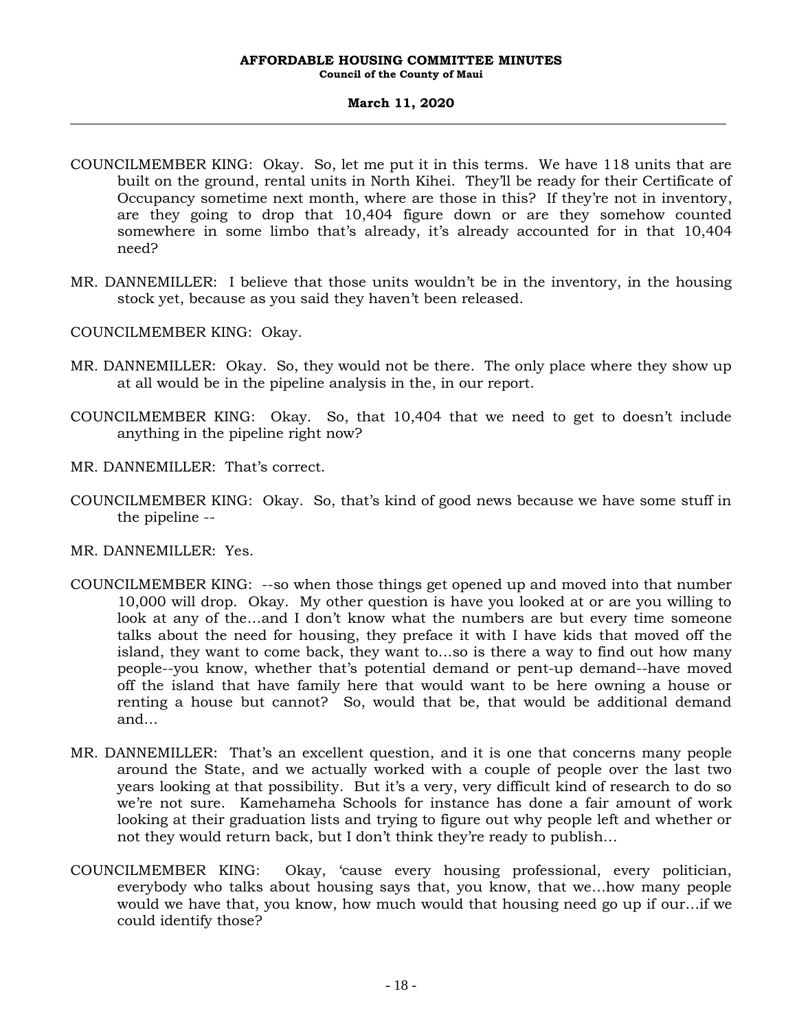COUNCILMEMBER KING: Okay. So, let me put it in this terms. We have 118 units that are built on the ground, rental units in North Kihei. They'll be ready for their Certificate of Occupancy sometime next month, where are those in this? If they're not in inventory, are they going to drop that 10,404 figure down or are they somehow counted somewhere in some limbo that's already, it's already accounted for in that 10,404 need?

MR. DANNEMILLER: I believe that those units wouldn't be in the inventory, in the housing stock yet, because as you said they haven't been released.

COUNCILMEMBER KING: Okay.

MR. DANNEMILLER: Okay. So, they would not be there. The only place where they show up at all would be in the pipeline analysis in the, in our report.

COUNCILMEMBER KING: Okay. So, that 10,404 that we need to get to doesn't include anything in the pipeline right now?

MR. DANNEMILLER: That's correct.

COUNCILMEMBER KING: Okay. So, that's kind of good news because we have some stuff in the pipeline --

MR. DANNEMILLER: Yes.

COUNCILMEMBER KING: --so when those things get opened up and moved into that number 10,000 will drop. Okay. My other question is have you looked at or are you willing to look at any of the…and I don't know what the numbers are but every time someone talks about the need for housing, they preface it with I have kids that moved off the island, they want to come back, they want to…so is there a way to find out how many people--you know, whether that's potential demand or pent-up demand--have moved off the island that have family here that would want to be here owning a house or renting a house but cannot? So, would that be, that would be additional demand and…

MR. DANNEMILLER: That's an excellent question, and it is one that concerns many people around the State, and we actually worked with a couple of people over the last two years looking at that possibility. But it's a very, very difficult kind of research to do so we're not sure. Kamehameha Schools for instance has done a fair amount of work looking at their graduation lists and trying to figure out why people left and whether or not they would return back, but I don't think they're ready to publish…

COUNCILMEMBER KING: Okay, 'cause every housing professional, every politician, everybody who talks about housing says that, you know, that we…how many people would we have that, you know, how much would that housing need go up if our…if we could identify those?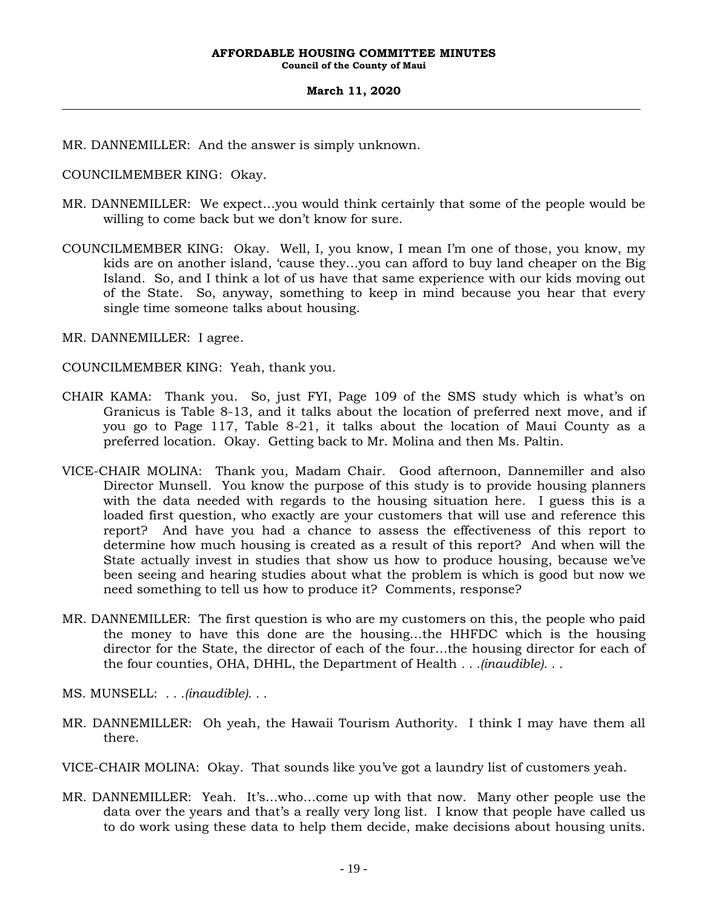MR. DANNEMILLER: And the answer is simply unknown.

COUNCILMEMBER KING: Okay.

MR. DANNEMILLER: We expect…you would think certainly that some of the people would be willing to come back but we don't know for sure.

COUNCILMEMBER KING: Okay. Well, I, you know, I mean I'm one of those, you know, my kids are on another island, 'cause they…you can afford to buy land cheaper on the Big Island. So, and I think a lot of us have that same experience with our kids moving out of the State. So, anyway, something to keep in mind because you hear that every single time someone talks about housing.

MR. DANNEMILLER: I agree.

COUNCILMEMBER KING: Yeah, thank you.

CHAIR KAMA: Thank you. So, just FYI, Page 109 of the SMS study which is what's on Granicus is Table 8-13, and it talks about the location of preferred next move, and if you go to Page 117, Table 8-21, it talks about the location of Maui County as a preferred location. Okay. Getting back to Mr. Molina and then Ms. Paltin.

VICE-CHAIR MOLINA: Thank you, Madam Chair. Good afternoon, Dannemiller and also Director Munsell. You know the purpose of this study is to provide housing planners with the data needed with regards to the housing situation here. I guess this is a loaded first question, who exactly are your customers that will use and reference this report? And have you had a chance to assess the effectiveness of this report to determine how much housing is created as a result of this report? And when will the State actually invest in studies that show us how to produce housing, because we've been seeing and hearing studies about what the problem is which is good but now we need something to tell us how to produce it? Comments, response?

MR. DANNEMILLER: The first question is who are my customers on this, the people who paid the money to have this done are the housing…the HHFDC which is the housing director for the State, the director of each of the four…the housing director for each of the four counties, OHA, DHHL, the Department of Health . . .*(inaudible)*. . .

MS. MUNSELL: . . .*(inaudible)*. . .

MR. DANNEMILLER: Oh yeah, the Hawaii Tourism Authority. I think I may have them all there.

VICE-CHAIR MOLINA: Okay. That sounds like you've got a laundry list of customers yeah.

MR. DANNEMILLER: Yeah. It's…who…come up with that now. Many other people use the data over the years and that's a really very long list. I know that people have called us to do work using these data to help them decide, make decisions about housing units.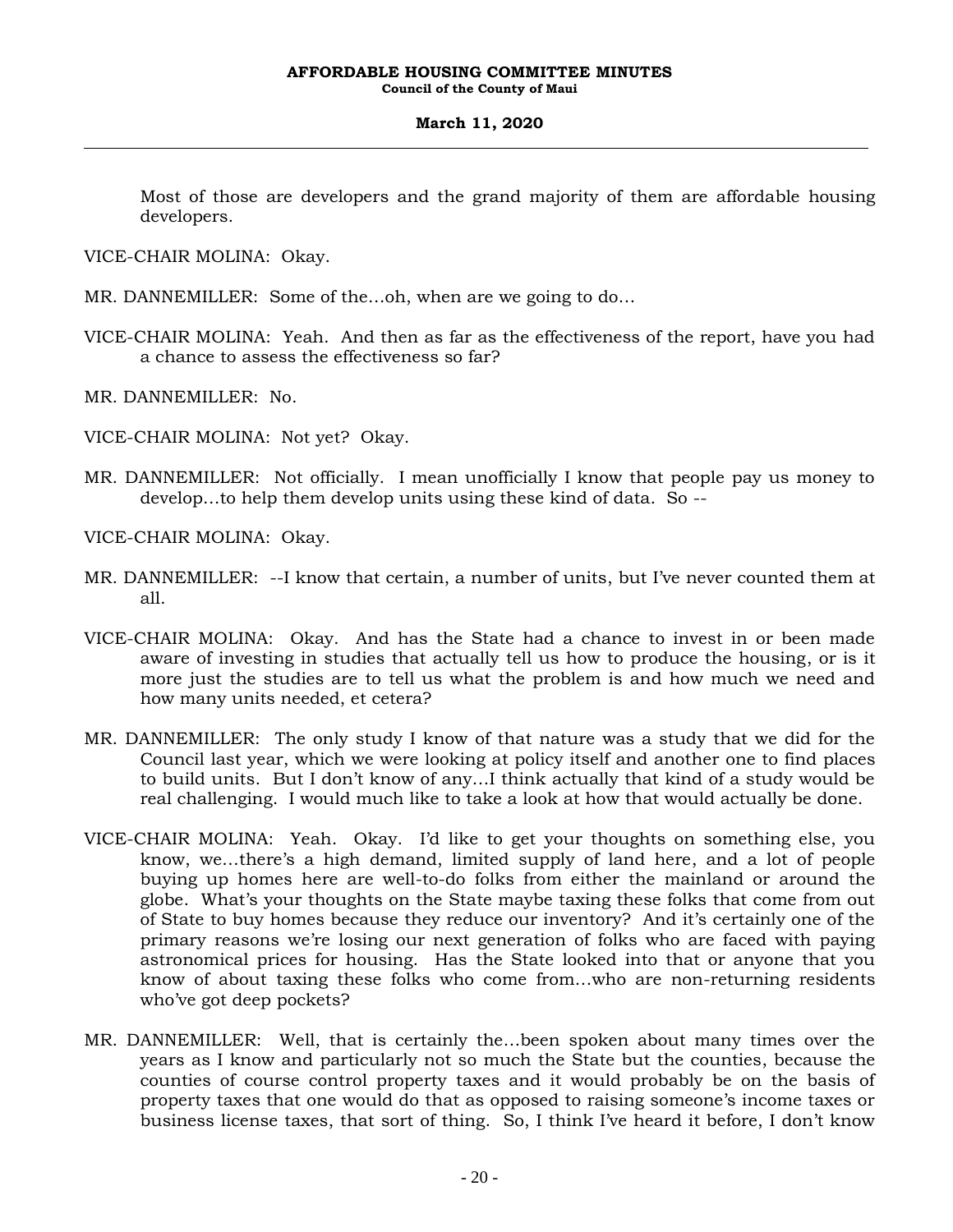Most of those are developers and the grand majority of them are affordable housing developers.

VICE-CHAIR MOLINA: Okay.

MR. DANNEMILLER: Some of the…oh, when are we going to do…

VICE-CHAIR MOLINA: Yeah. And then as far as the effectiveness of the report, have you had a chance to assess the effectiveness so far?

MR. DANNEMILLER: No.

VICE-CHAIR MOLINA: Not yet? Okay.

MR. DANNEMILLER: Not officially. I mean unofficially I know that people pay us money to develop…to help them develop units using these kind of data. So --

VICE-CHAIR MOLINA: Okay.

MR. DANNEMILLER: --I know that certain, a number of units, but I've never counted them at all.

VICE-CHAIR MOLINA: Okay. And has the State had a chance to invest in or been made aware of investing in studies that actually tell us how to produce the housing, or is it more just the studies are to tell us what the problem is and how much we need and how many units needed, et cetera?

MR. DANNEMILLER: The only study I know of that nature was a study that we did for the Council last year, which we were looking at policy itself and another one to find places to build units. But I don't know of any…I think actually that kind of a study would be real challenging. I would much like to take a look at how that would actually be done.

VICE-CHAIR MOLINA: Yeah. Okay. I'd like to get your thoughts on something else, you know, we…there's a high demand, limited supply of land here, and a lot of people buying up homes here are well-to-do folks from either the mainland or around the globe. What's your thoughts on the State maybe taxing these folks that come from out of State to buy homes because they reduce our inventory? And it's certainly one of the primary reasons we're losing our next generation of folks who are faced with paying astronomical prices for housing. Has the State looked into that or anyone that you know of about taxing these folks who come from…who are non-returning residents who've got deep pockets?

MR. DANNEMILLER: Well, that is certainly the…been spoken about many times over the years as I know and particularly not so much the State but the counties, because the counties of course control property taxes and it would probably be on the basis of property taxes that one would do that as opposed to raising someone's income taxes or business license taxes, that sort of thing. So, I think I've heard it before, I don't know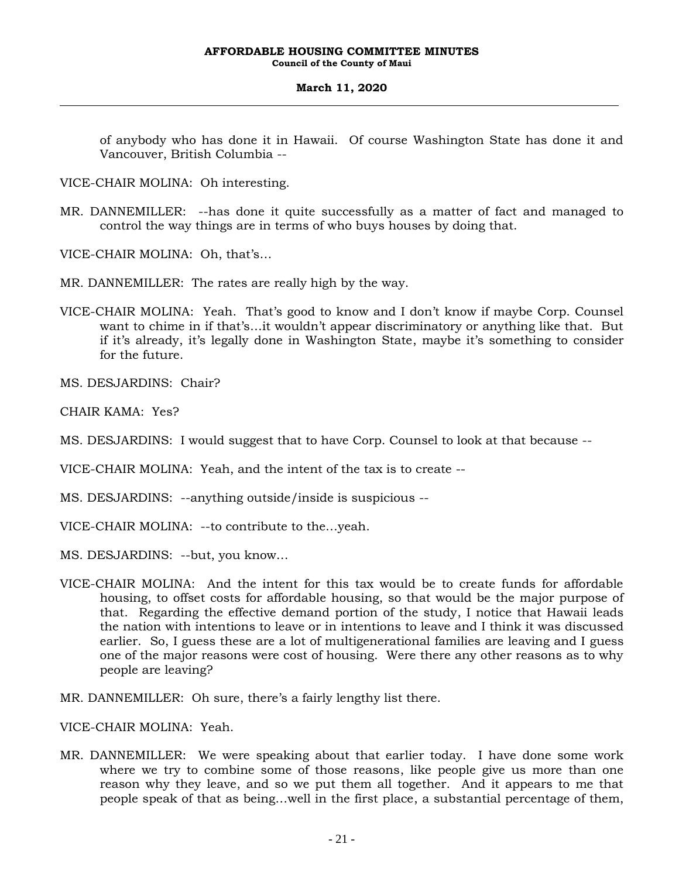of anybody who has done it in Hawaii. Of course Washington State has done it and Vancouver, British Columbia --

VICE-CHAIR MOLINA: Oh interesting.

MR. DANNEMILLER: --has done it quite successfully as a matter of fact and managed to control the way things are in terms of who buys houses by doing that.

VICE-CHAIR MOLINA: Oh, that's…

MR. DANNEMILLER: The rates are really high by the way.

VICE-CHAIR MOLINA: Yeah. That's good to know and I don't know if maybe Corp. Counsel want to chime in if that's…it wouldn't appear discriminatory or anything like that. But if it's already, it's legally done in Washington State, maybe it's something to consider for the future.

MS. DESJARDINS: Chair?

CHAIR KAMA: Yes?

MS. DESJARDINS: I would suggest that to have Corp. Counsel to look at that because --

VICE-CHAIR MOLINA: Yeah, and the intent of the tax is to create --

MS. DESJARDINS: --anything outside/inside is suspicious --

VICE-CHAIR MOLINA: --to contribute to the…yeah.

MS. DESJARDINS: --but, you know…

VICE-CHAIR MOLINA: And the intent for this tax would be to create funds for affordable housing, to offset costs for affordable housing, so that would be the major purpose of that. Regarding the effective demand portion of the study, I notice that Hawaii leads the nation with intentions to leave or in intentions to leave and I think it was discussed earlier. So, I guess these are a lot of multigenerational families are leaving and I guess one of the major reasons were cost of housing. Were there any other reasons as to why people are leaving?

MR. DANNEMILLER: Oh sure, there's a fairly lengthy list there.

VICE-CHAIR MOLINA: Yeah.

MR. DANNEMILLER: We were speaking about that earlier today. I have done some work where we try to combine some of those reasons, like people give us more than one reason why they leave, and so we put them all together. And it appears to me that people speak of that as being…well in the first place, a substantial percentage of them,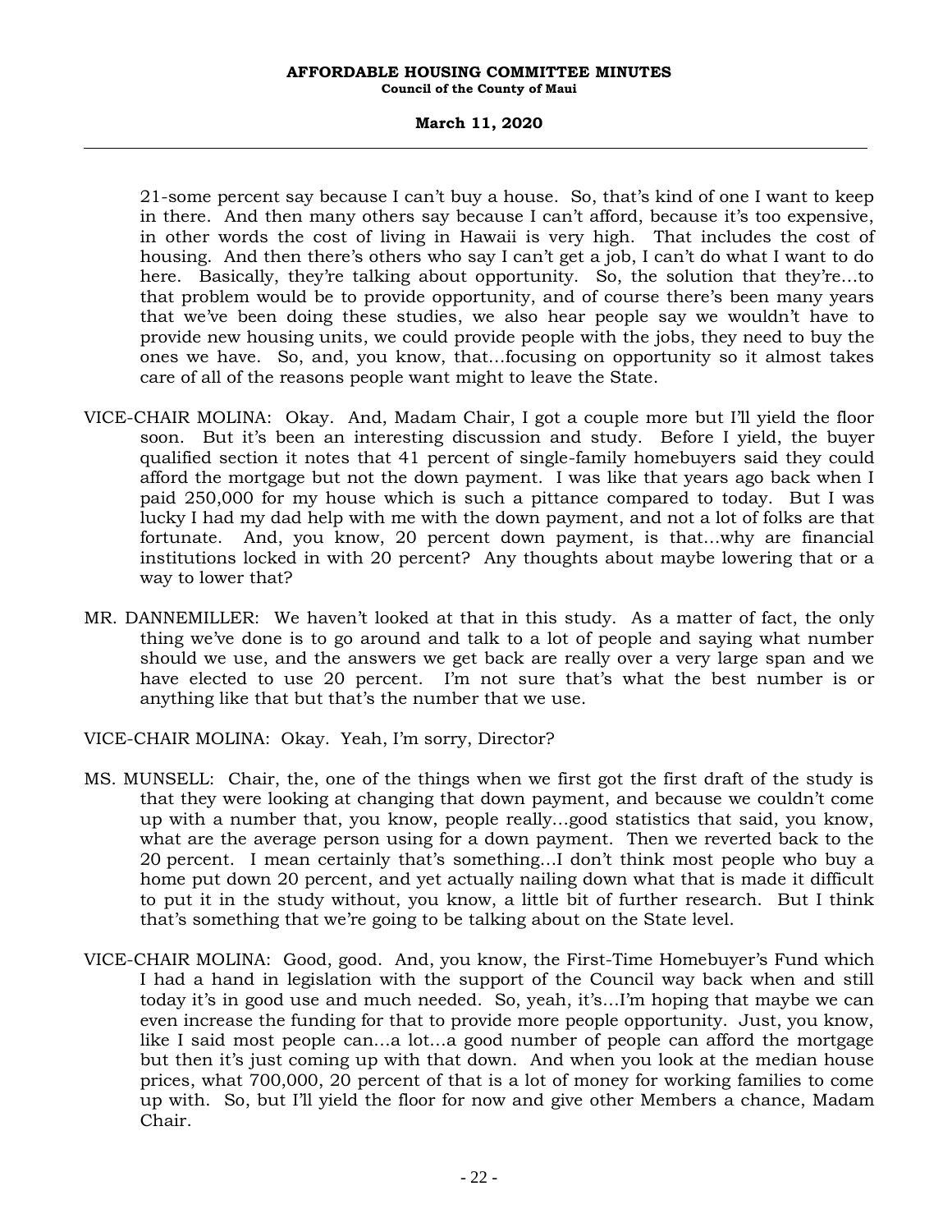21-some percent say because I can't buy a house. So, that's kind of one I want to keep in there. And then many others say because I can't afford, because it's too expensive, in other words the cost of living in Hawaii is very high. That includes the cost of housing. And then there's others who say I can't get a job, I can't do what I want to do here. Basically, they're talking about opportunity. So, the solution that they're...to that problem would be to provide opportunity, and of course there's been many years that we've been doing these studies, we also hear people say we wouldn't have to provide new housing units, we could provide people with the jobs, they need to buy the ones we have. So, and, you know, that...focusing on opportunity so it almost takes care of all of the reasons people want might to leave the State.

VICE-CHAIR MOLINA: Okay. And, Madam Chair, I got a couple more but I'll yield the floor soon. But it's been an interesting discussion and study. Before I yield, the buyer qualified section it notes that 41 percent of single-family homebuyers said they could afford the mortgage but not the down payment. I was like that years ago back when I paid 250,000 for my house which is such a pittance compared to today. But I was lucky I had my dad help with me with the down payment, and not a lot of folks are that fortunate. And, you know, 20 percent down payment, is that...why are financial institutions locked in with 20 percent? Any thoughts about maybe lowering that or a way to lower that?

MR. DANNEMILLER: We haven't looked at that in this study. As a matter of fact, the only thing we've done is to go around and talk to a lot of people and saying what number should we use, and the answers we get back are really over a very large span and we have elected to use 20 percent. I'm not sure that's what the best number is or anything like that but that's the number that we use.

VICE-CHAIR MOLINA: Okay. Yeah, I'm sorry, Director?

MS. MUNSELL: Chair, the, one of the things when we first got the first draft of the study is that they were looking at changing that down payment, and because we couldn't come up with a number that, you know, people really...good statistics that said, you know, what are the average person using for a down payment. Then we reverted back to the 20 percent. I mean certainly that's something...I don't think most people who buy a home put down 20 percent, and yet actually nailing down what that is made it difficult to put it in the study without, you know, a little bit of further research. But I think that's something that we're going to be talking about on the State level.

VICE-CHAIR MOLINA: Good, good. And, you know, the First-Time Homebuyer's Fund which I had a hand in legislation with the support of the Council way back when and still today it's in good use and much needed. So, yeah, it's...I'm hoping that maybe we can even increase the funding for that to provide more people opportunity. Just, you know, like I said most people can...a lot...a good number of people can afford the mortgage but then it's just coming up with that down. And when you look at the median house prices, what 700,000, 20 percent of that is a lot of money for working families to come up with. So, but I'll yield the floor for now and give other Members a chance, Madam Chair.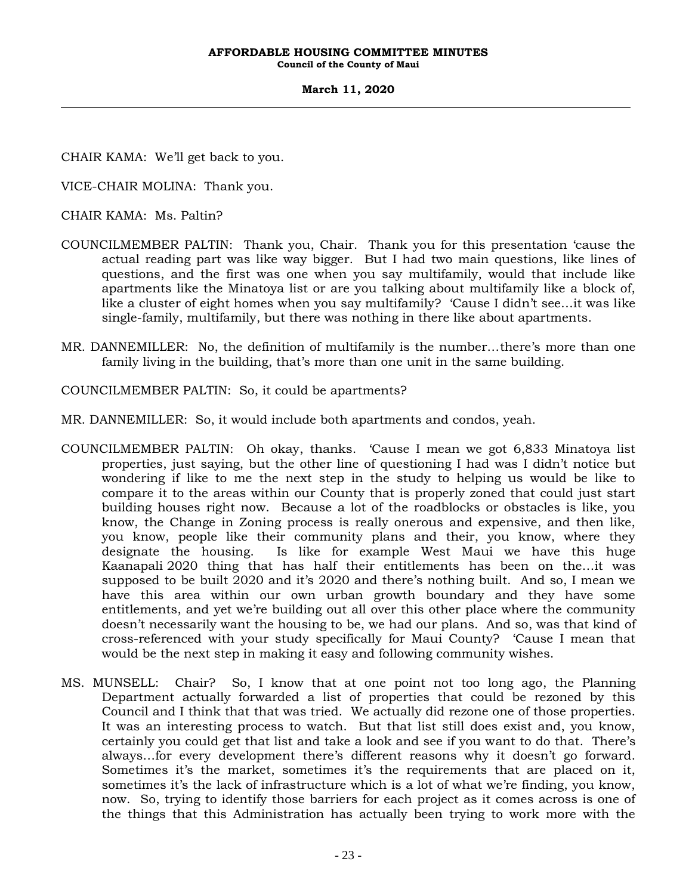CHAIR KAMA: We'll get back to you.

VICE-CHAIR MOLINA: Thank you.

CHAIR KAMA: Ms. Paltin?

COUNCILMEMBER PALTIN: Thank you, Chair. Thank you for this presentation 'cause the actual reading part was like way bigger. But I had two main questions, like lines of questions, and the first was one when you say multifamily, would that include like apartments like the Minatoya list or are you talking about multifamily like a block of, like a cluster of eight homes when you say multifamily? 'Cause I didn't see…it was like single-family, multifamily, but there was nothing in there like about apartments.

MR. DANNEMILLER: No, the definition of multifamily is the number…there's more than one family living in the building, that's more than one unit in the same building.

COUNCILMEMBER PALTIN: So, it could be apartments?

MR. DANNEMILLER: So, it would include both apartments and condos, yeah.

COUNCILMEMBER PALTIN: Oh okay, thanks. 'Cause I mean we got 6,833 Minatoya list properties, just saying, but the other line of questioning I had was I didn't notice but wondering if like to me the next step in the study to helping us would be like to compare it to the areas within our County that is properly zoned that could just start building houses right now. Because a lot of the roadblocks or obstacles is like, you know, the Change in Zoning process is really onerous and expensive, and then like, you know, people like their community plans and their, you know, where they designate the housing. Is like for example West Maui we have this huge Kaanapali 2020 thing that has half their entitlements has been on the…it was supposed to be built 2020 and it's 2020 and there's nothing built. And so, I mean we have this area within our own urban growth boundary and they have some entitlements, and yet we're building out all over this other place where the community doesn't necessarily want the housing to be, we had our plans. And so, was that kind of cross-referenced with your study specifically for Maui County? 'Cause I mean that would be the next step in making it easy and following community wishes.

MS. MUNSELL: Chair? So, I know that at one point not too long ago, the Planning Department actually forwarded a list of properties that could be rezoned by this Council and I think that that was tried. We actually did rezone one of those properties. It was an interesting process to watch. But that list still does exist and, you know, certainly you could get that list and take a look and see if you want to do that. There's always…for every development there's different reasons why it doesn't go forward. Sometimes it's the market, sometimes it's the requirements that are placed on it, sometimes it's the lack of infrastructure which is a lot of what we're finding, you know, now. So, trying to identify those barriers for each project as it comes across is one of the things that this Administration has actually been trying to work more with the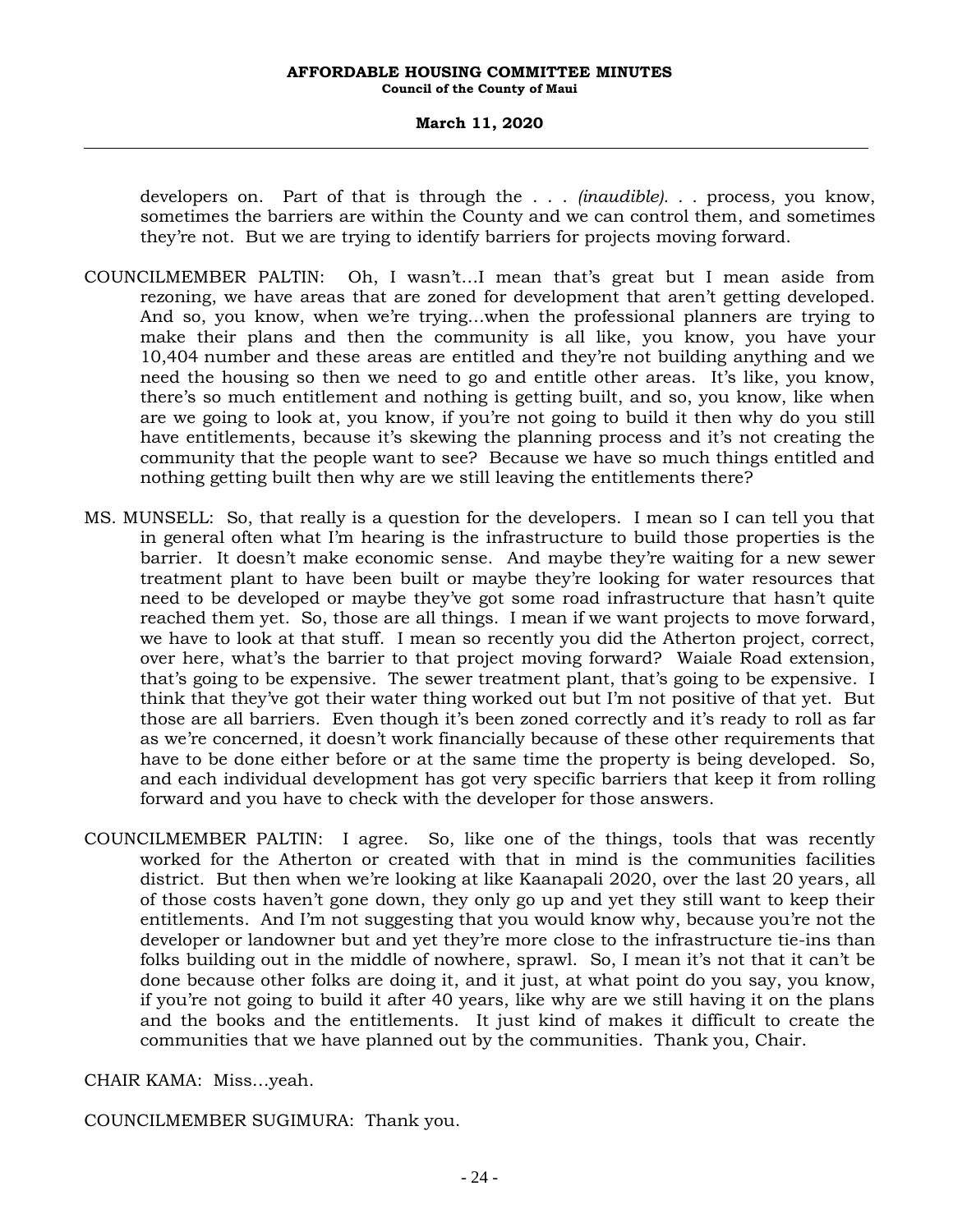developers on. Part of that is through the . . . *(inaudible)*. . . process, you know, sometimes the barriers are within the County and we can control them, and sometimes they're not. But we are trying to identify barriers for projects moving forward.

COUNCILMEMBER PALTIN: Oh, I wasn't...I mean that's great but I mean aside from rezoning, we have areas that are zoned for development that aren't getting developed. And so, you know, when we're trying...when the professional planners are trying to make their plans and then the community is all like, you know, you have your 10,404 number and these areas are entitled and they're not building anything and we need the housing so then we need to go and entitle other areas. It's like, you know, there's so much entitlement and nothing is getting built, and so, you know, like when are we going to look at, you know, if you're not going to build it then why do you still have entitlements, because it's skewing the planning process and it's not creating the community that the people want to see? Because we have so much things entitled and nothing getting built then why are we still leaving the entitlements there?

MS. MUNSELL: So, that really is a question for the developers. I mean so I can tell you that in general often what I'm hearing is the infrastructure to build those properties is the barrier. It doesn't make economic sense. And maybe they're waiting for a new sewer treatment plant to have been built or maybe they're looking for water resources that need to be developed or maybe they've got some road infrastructure that hasn't quite reached them yet. So, those are all things. I mean if we want projects to move forward, we have to look at that stuff. I mean so recently you did the Atherton project, correct, over here, what's the barrier to that project moving forward? Waiale Road extension, that's going to be expensive. The sewer treatment plant, that's going to be expensive. I think that they've got their water thing worked out but I'm not positive of that yet. But those are all barriers. Even though it's been zoned correctly and it's ready to roll as far as we're concerned, it doesn't work financially because of these other requirements that have to be done either before or at the same time the property is being developed. So, and each individual development has got very specific barriers that keep it from rolling forward and you have to check with the developer for those answers.

COUNCILMEMBER PALTIN: I agree. So, like one of the things, tools that was recently worked for the Atherton or created with that in mind is the communities facilities district. But then when we're looking at like Kaanapali 2020, over the last 20 years, all of those costs haven't gone down, they only go up and yet they still want to keep their entitlements. And I'm not suggesting that you would know why, because you're not the developer or landowner but and yet they're more close to the infrastructure tie-ins than folks building out in the middle of nowhere, sprawl. So, I mean it's not that it can't be done because other folks are doing it, and it just, at what point do you say, you know, if you're not going to build it after 40 years, like why are we still having it on the plans and the books and the entitlements. It just kind of makes it difficult to create the communities that we have planned out by the communities. Thank you, Chair.

CHAIR KAMA: Miss…yeah.

COUNCILMEMBER SUGIMURA: Thank you.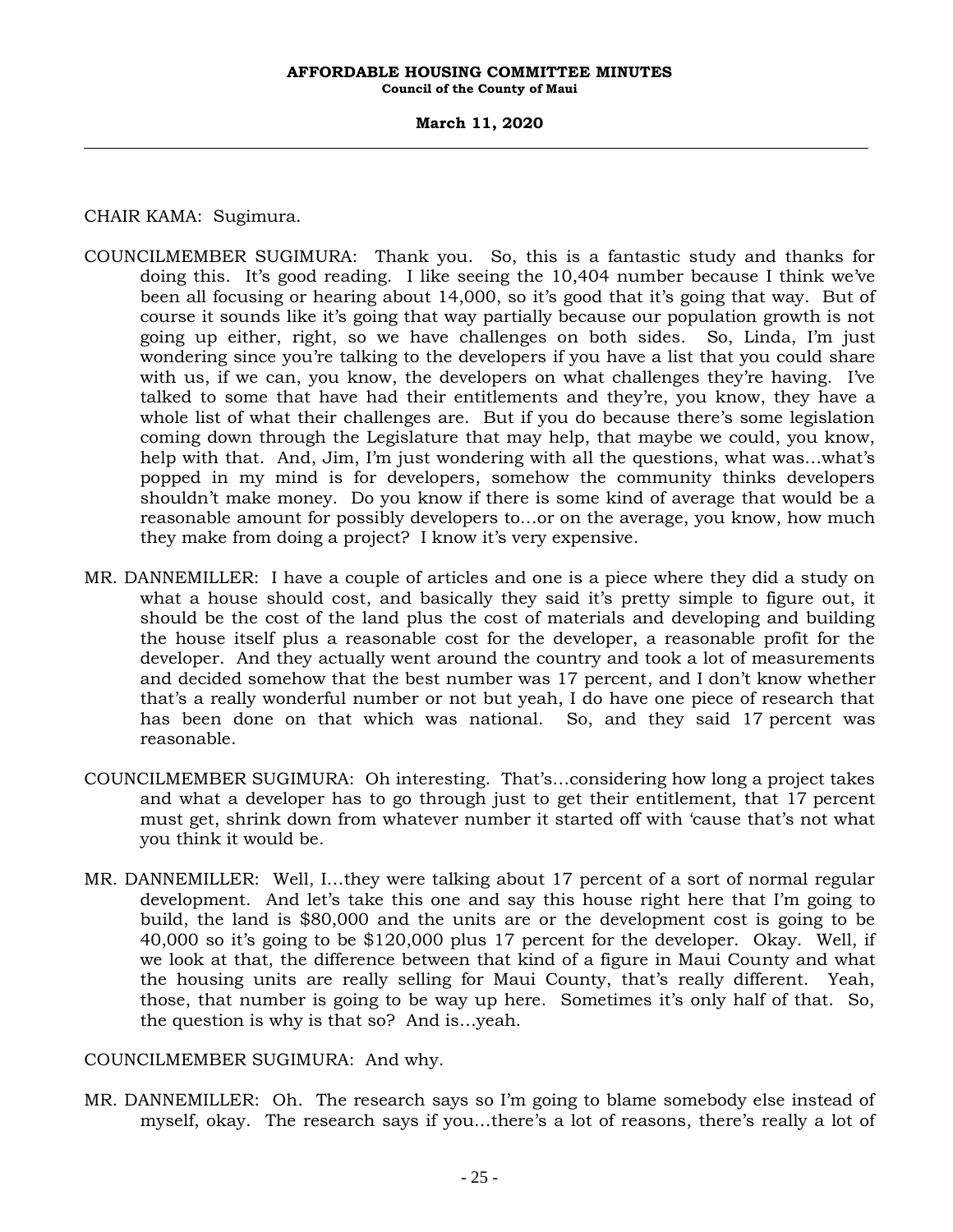CHAIR KAMA: Sugimura.

COUNCILMEMBER SUGIMURA: Thank you. So, this is a fantastic study and thanks for doing this. It's good reading. I like seeing the 10,404 number because I think we've been all focusing or hearing about 14,000, so it's good that it's going that way. But of course it sounds like it's going that way partially because our population growth is not going up either, right, so we have challenges on both sides. So, Linda, I'm just wondering since you're talking to the developers if you have a list that you could share with us, if we can, you know, the developers on what challenges they're having. I've talked to some that have had their entitlements and they're, you know, they have a whole list of what their challenges are. But if you do because there's some legislation coming down through the Legislature that may help, that maybe we could, you know, help with that. And, Jim, I'm just wondering with all the questions, what was…what's popped in my mind is for developers, somehow the community thinks developers shouldn't make money. Do you know if there is some kind of average that would be a reasonable amount for possibly developers to…or on the average, you know, how much they make from doing a project? I know it's very expensive.

MR. DANNEMILLER: I have a couple of articles and one is a piece where they did a study on what a house should cost, and basically they said it's pretty simple to figure out, it should be the cost of the land plus the cost of materials and developing and building the house itself plus a reasonable cost for the developer, a reasonable profit for the developer. And they actually went around the country and took a lot of measurements and decided somehow that the best number was 17 percent, and I don't know whether that's a really wonderful number or not but yeah, I do have one piece of research that has been done on that which was national. So, and they said 17 percent was reasonable.

COUNCILMEMBER SUGIMURA: Oh interesting. That's…considering how long a project takes and what a developer has to go through just to get their entitlement, that 17 percent must get, shrink down from whatever number it started off with 'cause that's not what you think it would be.

MR. DANNEMILLER: Well, I…they were talking about 17 percent of a sort of normal regular development. And let's take this one and say this house right here that I'm going to build, the land is $80,000 and the units are or the development cost is going to be 40,000 so it's going to be $120,000 plus 17 percent for the developer. Okay. Well, if we look at that, the difference between that kind of a figure in Maui County and what the housing units are really selling for Maui County, that's really different. Yeah, those, that number is going to be way up here. Sometimes it's only half of that. So, the question is why is that so? And is…yeah.

COUNCILMEMBER SUGIMURA: And why.

MR. DANNEMILLER: Oh. The research says so I'm going to blame somebody else instead of myself, okay. The research says if you…there's a lot of reasons, there's really a lot of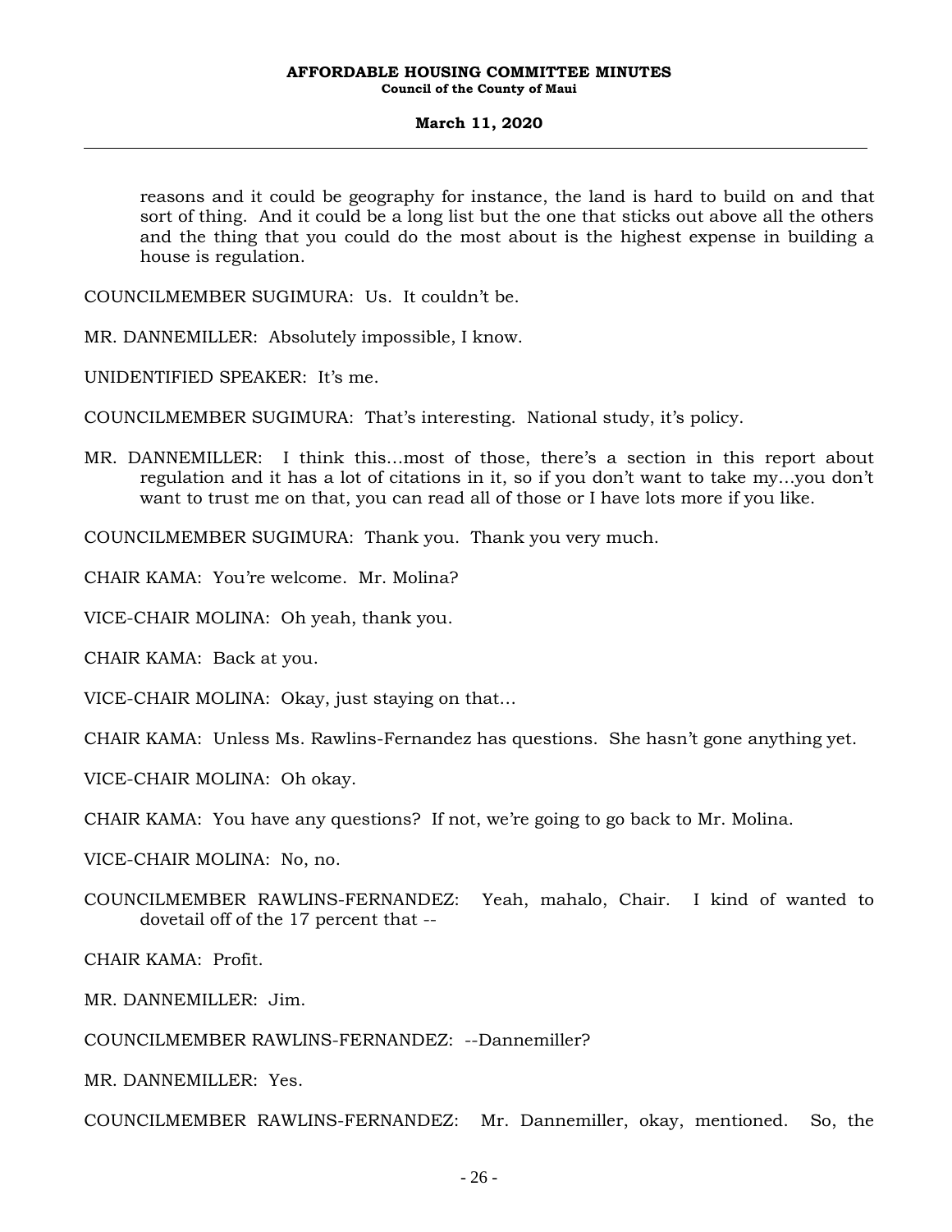reasons and it could be geography for instance, the land is hard to build on and that sort of thing. And it could be a long list but the one that sticks out above all the others and the thing that you could do the most about is the highest expense in building a house is regulation.

COUNCILMEMBER SUGIMURA: Us. It couldn't be.

MR. DANNEMILLER: Absolutely impossible, I know.

UNIDENTIFIED SPEAKER: It's me.

COUNCILMEMBER SUGIMURA: That's interesting. National study, it's policy.

MR. DANNEMILLER: I think this…most of those, there's a section in this report about regulation and it has a lot of citations in it, so if you don't want to take my…you don't want to trust me on that, you can read all of those or I have lots more if you like.

COUNCILMEMBER SUGIMURA: Thank you. Thank you very much.

CHAIR KAMA: You're welcome. Mr. Molina?

VICE-CHAIR MOLINA: Oh yeah, thank you.

CHAIR KAMA: Back at you.

VICE-CHAIR MOLINA: Okay, just staying on that…

CHAIR KAMA: Unless Ms. Rawlins-Fernandez has questions. She hasn't gone anything yet.

VICE-CHAIR MOLINA: Oh okay.

CHAIR KAMA: You have any questions? If not, we're going to go back to Mr. Molina.

VICE-CHAIR MOLINA: No, no.

COUNCILMEMBER RAWLINS-FERNANDEZ: Yeah, mahalo, Chair. I kind of wanted to dovetail off of the 17 percent that --

CHAIR KAMA: Profit.

MR. DANNEMILLER: Jim.

COUNCILMEMBER RAWLINS-FERNANDEZ: --Dannemiller?

MR. DANNEMILLER: Yes.

COUNCILMEMBER RAWLINS-FERNANDEZ: Mr. Dannemiller, okay, mentioned. So, the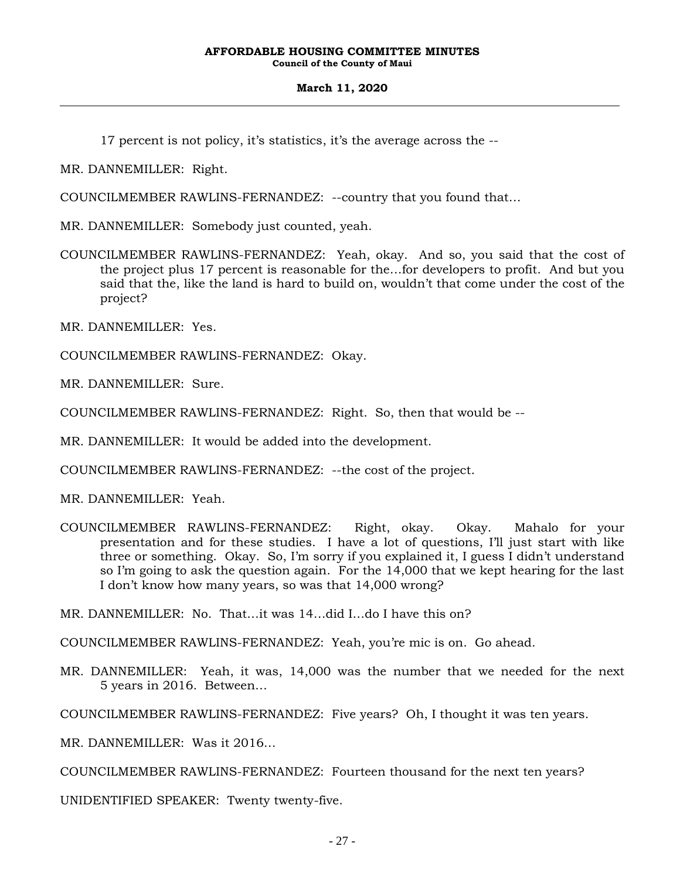17 percent is not policy, it's statistics, it's the average across the --

MR. DANNEMILLER: Right.

COUNCILMEMBER RAWLINS-FERNANDEZ: --country that you found that…

MR. DANNEMILLER: Somebody just counted, yeah.

COUNCILMEMBER RAWLINS-FERNANDEZ: Yeah, okay. And so, you said that the cost of the project plus 17 percent is reasonable for the…for developers to profit. And but you said that the, like the land is hard to build on, wouldn't that come under the cost of the project?

MR. DANNEMILLER: Yes.

COUNCILMEMBER RAWLINS-FERNANDEZ: Okay.

MR. DANNEMILLER: Sure.

COUNCILMEMBER RAWLINS-FERNANDEZ: Right. So, then that would be --

MR. DANNEMILLER: It would be added into the development.

COUNCILMEMBER RAWLINS-FERNANDEZ: --the cost of the project.

MR. DANNEMILLER: Yeah.

COUNCILMEMBER RAWLINS-FERNANDEZ: Right, okay. Okay. Mahalo for your presentation and for these studies. I have a lot of questions, I'll just start with like three or something. Okay. So, I'm sorry if you explained it, I guess I didn't understand so I'm going to ask the question again. For the 14,000 that we kept hearing for the last I don't know how many years, so was that 14,000 wrong?

MR. DANNEMILLER: No. That…it was 14…did I…do I have this on?

COUNCILMEMBER RAWLINS-FERNANDEZ: Yeah, you're mic is on. Go ahead.

MR. DANNEMILLER: Yeah, it was, 14,000 was the number that we needed for the next 5 years in 2016. Between…

COUNCILMEMBER RAWLINS-FERNANDEZ: Five years? Oh, I thought it was ten years.

MR. DANNEMILLER: Was it 2016…

COUNCILMEMBER RAWLINS-FERNANDEZ: Fourteen thousand for the next ten years?

UNIDENTIFIED SPEAKER: Twenty twenty-five.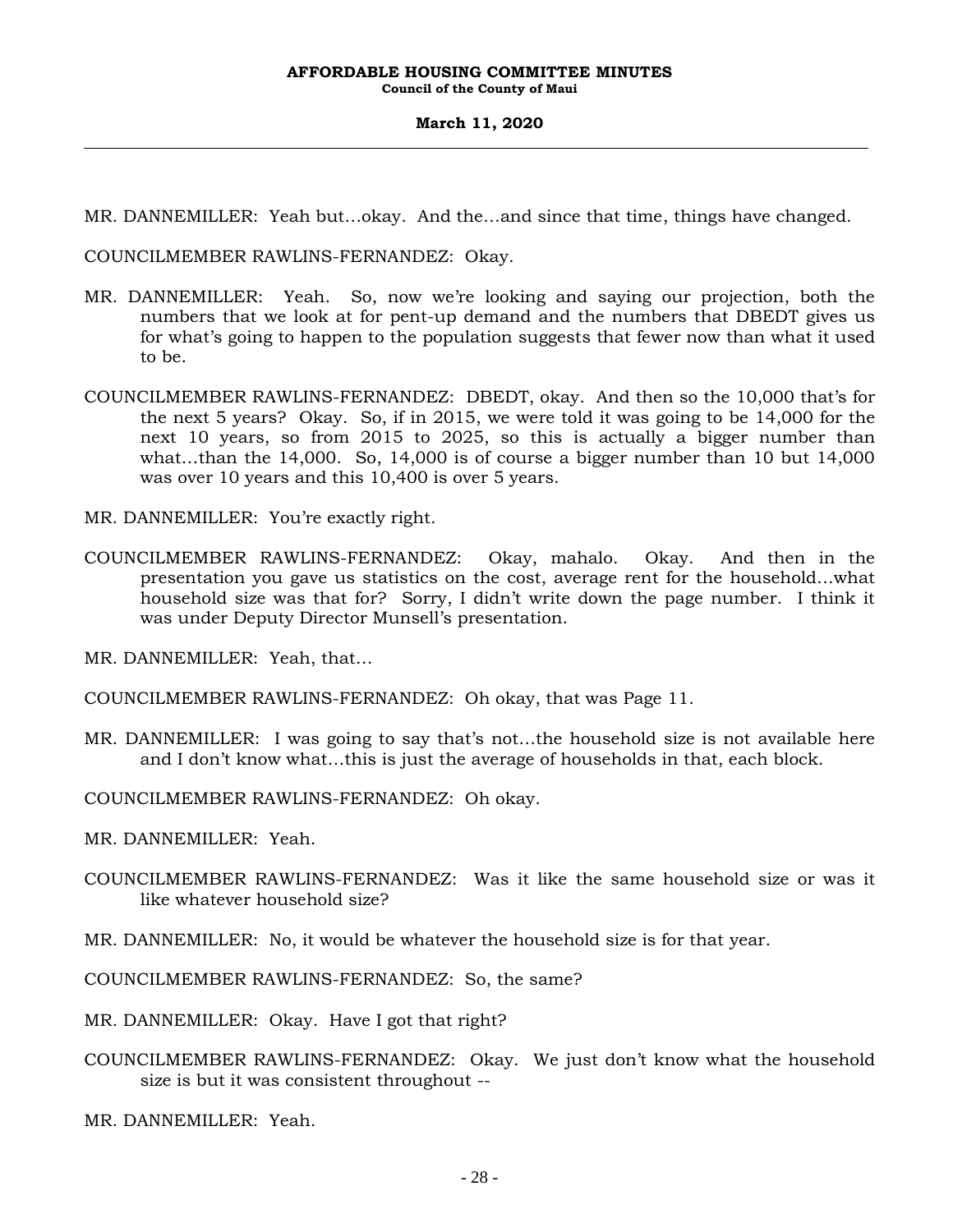MR. DANNEMILLER: Yeah but…okay. And the…and since that time, things have changed.

COUNCILMEMBER RAWLINS-FERNANDEZ: Okay.

MR. DANNEMILLER: Yeah. So, now we're looking and saying our projection, both the numbers that we look at for pent-up demand and the numbers that DBEDT gives us for what's going to happen to the population suggests that fewer now than what it used to be.

COUNCILMEMBER RAWLINS-FERNANDEZ: DBEDT, okay. And then so the 10,000 that's for the next 5 years? Okay. So, if in 2015, we were told it was going to be 14,000 for the next 10 years, so from 2015 to 2025, so this is actually a bigger number than what…than the 14,000. So, 14,000 is of course a bigger number than 10 but 14,000 was over 10 years and this 10,400 is over 5 years.

MR. DANNEMILLER: You're exactly right.

COUNCILMEMBER RAWLINS-FERNANDEZ: Okay, mahalo. Okay. And then in the presentation you gave us statistics on the cost, average rent for the household…what household size was that for? Sorry, I didn't write down the page number. I think it was under Deputy Director Munsell's presentation.

MR. DANNEMILLER: Yeah, that…

COUNCILMEMBER RAWLINS-FERNANDEZ: Oh okay, that was Page 11.

MR. DANNEMILLER: I was going to say that's not…the household size is not available here and I don't know what…this is just the average of households in that, each block.

COUNCILMEMBER RAWLINS-FERNANDEZ: Oh okay.

MR. DANNEMILLER: Yeah.

COUNCILMEMBER RAWLINS-FERNANDEZ: Was it like the same household size or was it like whatever household size?

MR. DANNEMILLER: No, it would be whatever the household size is for that year.

COUNCILMEMBER RAWLINS-FERNANDEZ: So, the same?

MR. DANNEMILLER: Okay. Have I got that right?

COUNCILMEMBER RAWLINS-FERNANDEZ: Okay. We just don't know what the household size is but it was consistent throughout --

MR. DANNEMILLER: Yeah.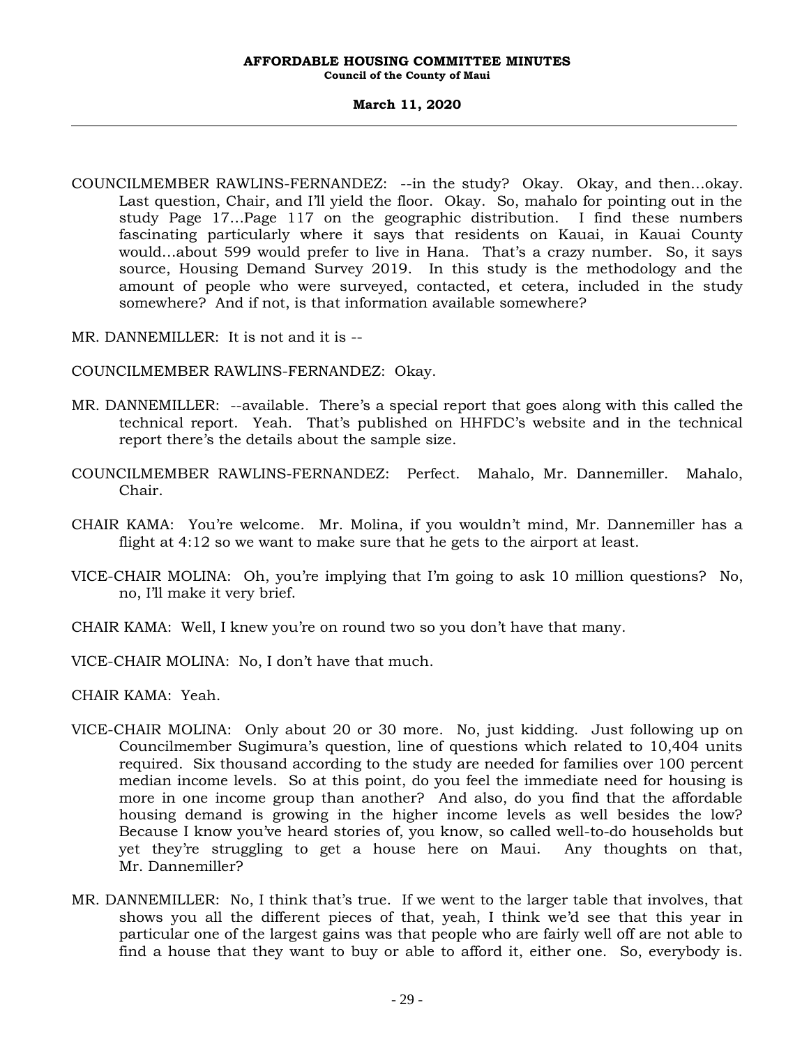COUNCILMEMBER RAWLINS-FERNANDEZ: --in the study? Okay. Okay, and then...okay. Last question, Chair, and I'll yield the floor. Okay. So, mahalo for pointing out in the study Page 17...Page 117 on the geographic distribution. I find these numbers fascinating particularly where it says that residents on Kauai, in Kauai County would...about 599 would prefer to live in Hana. That's a crazy number. So, it says source, Housing Demand Survey 2019. In this study is the methodology and the amount of people who were surveyed, contacted, et cetera, included in the study somewhere? And if not, is that information available somewhere?

MR. DANNEMILLER: It is not and it is --

COUNCILMEMBER RAWLINS-FERNANDEZ: Okay.

MR. DANNEMILLER: --available. There's a special report that goes along with this called the technical report. Yeah. That's published on HHFDC's website and in the technical report there's the details about the sample size.

COUNCILMEMBER RAWLINS-FERNANDEZ: Perfect. Mahalo, Mr. Dannemiller. Mahalo, Chair.

CHAIR KAMA: You're welcome. Mr. Molina, if you wouldn't mind, Mr. Dannemiller has a flight at 4:12 so we want to make sure that he gets to the airport at least.

VICE-CHAIR MOLINA: Oh, you're implying that I'm going to ask 10 million questions? No, no, I'll make it very brief.

CHAIR KAMA: Well, I knew you're on round two so you don't have that many.

VICE-CHAIR MOLINA: No, I don't have that much.

CHAIR KAMA: Yeah.

VICE-CHAIR MOLINA: Only about 20 or 30 more. No, just kidding. Just following up on Councilmember Sugimura's question, line of questions which related to 10,404 units required. Six thousand according to the study are needed for families over 100 percent median income levels. So at this point, do you feel the immediate need for housing is more in one income group than another? And also, do you find that the affordable housing demand is growing in the higher income levels as well besides the low? Because I know you've heard stories of, you know, so called well-to-do households but yet they're struggling to get a house here on Maui. Any thoughts on that, Mr. Dannemiller?

MR. DANNEMILLER: No, I think that's true. If we went to the larger table that involves, that shows you all the different pieces of that, yeah, I think we'd see that this year in particular one of the largest gains was that people who are fairly well off are not able to find a house that they want to buy or able to afford it, either one. So, everybody is.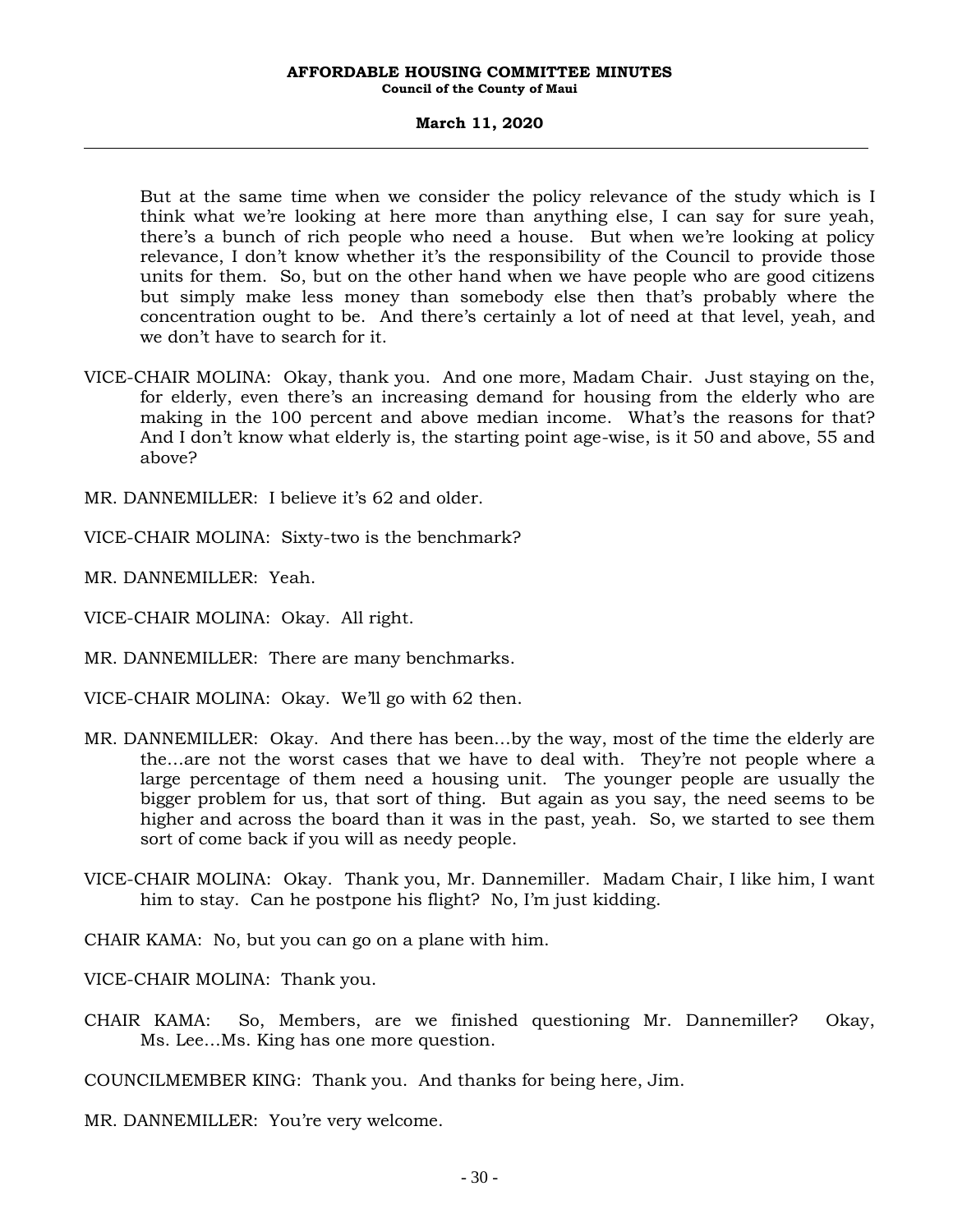But at the same time when we consider the policy relevance of the study which is I think what we're looking at here more than anything else, I can say for sure yeah, there's a bunch of rich people who need a house. But when we're looking at policy relevance, I don't know whether it's the responsibility of the Council to provide those units for them. So, but on the other hand when we have people who are good citizens but simply make less money than somebody else then that's probably where the concentration ought to be. And there's certainly a lot of need at that level, yeah, and we don't have to search for it.

VICE-CHAIR MOLINA: Okay, thank you. And one more, Madam Chair. Just staying on the, for elderly, even there's an increasing demand for housing from the elderly who are making in the 100 percent and above median income. What's the reasons for that? And I don't know what elderly is, the starting point age-wise, is it 50 and above, 55 and above?

MR. DANNEMILLER: I believe it's 62 and older.

VICE-CHAIR MOLINA: Sixty-two is the benchmark?

MR. DANNEMILLER: Yeah.

VICE-CHAIR MOLINA: Okay. All right.

MR. DANNEMILLER: There are many benchmarks.

VICE-CHAIR MOLINA: Okay. We'll go with 62 then.

MR. DANNEMILLER: Okay. And there has been…by the way, most of the time the elderly are the…are not the worst cases that we have to deal with. They're not people where a large percentage of them need a housing unit. The younger people are usually the bigger problem for us, that sort of thing. But again as you say, the need seems to be higher and across the board than it was in the past, yeah. So, we started to see them sort of come back if you will as needy people.

VICE-CHAIR MOLINA: Okay. Thank you, Mr. Dannemiller. Madam Chair, I like him, I want him to stay. Can he postpone his flight? No, I'm just kidding.

CHAIR KAMA: No, but you can go on a plane with him.

VICE-CHAIR MOLINA: Thank you.

CHAIR KAMA: So, Members, are we finished questioning Mr. Dannemiller? Okay, Ms. Lee…Ms. King has one more question.

COUNCILMEMBER KING: Thank you. And thanks for being here, Jim.

MR. DANNEMILLER: You're very welcome.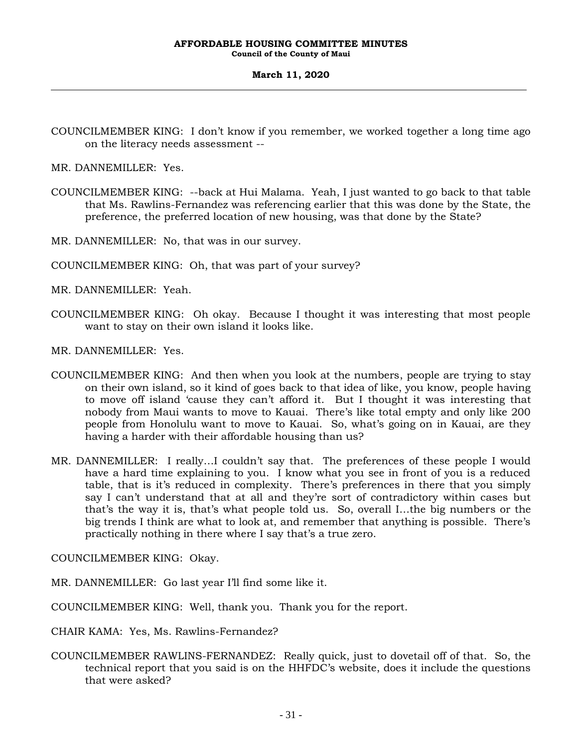COUNCILMEMBER KING: I don't know if you remember, we worked together a long time ago on the literacy needs assessment --

MR. DANNEMILLER: Yes.

COUNCILMEMBER KING: --back at Hui Malama. Yeah, I just wanted to go back to that table that Ms. Rawlins-Fernandez was referencing earlier that this was done by the State, the preference, the preferred location of new housing, was that done by the State?

MR. DANNEMILLER: No, that was in our survey.

COUNCILMEMBER KING: Oh, that was part of your survey?

MR. DANNEMILLER: Yeah.

COUNCILMEMBER KING: Oh okay. Because I thought it was interesting that most people want to stay on their own island it looks like.

MR. DANNEMILLER: Yes.

COUNCILMEMBER KING: And then when you look at the numbers, people are trying to stay on their own island, so it kind of goes back to that idea of like, you know, people having to move off island 'cause they can't afford it. But I thought it was interesting that nobody from Maui wants to move to Kauai. There's like total empty and only like 200 people from Honolulu want to move to Kauai. So, what's going on in Kauai, are they having a harder with their affordable housing than us?

MR. DANNEMILLER: I really...I couldn't say that. The preferences of these people I would have a hard time explaining to you. I know what you see in front of you is a reduced table, that is it's reduced in complexity. There's preferences in there that you simply say I can't understand that at all and they're sort of contradictory within cases but that's the way it is, that's what people told us. So, overall I...the big numbers or the big trends I think are what to look at, and remember that anything is possible. There's practically nothing in there where I say that's a true zero.

COUNCILMEMBER KING: Okay.

MR. DANNEMILLER: Go last year I'll find some like it.

COUNCILMEMBER KING: Well, thank you. Thank you for the report.

CHAIR KAMA: Yes, Ms. Rawlins-Fernandez?

COUNCILMEMBER RAWLINS-FERNANDEZ: Really quick, just to dovetail off of that. So, the technical report that you said is on the HHFDC's website, does it include the questions that were asked?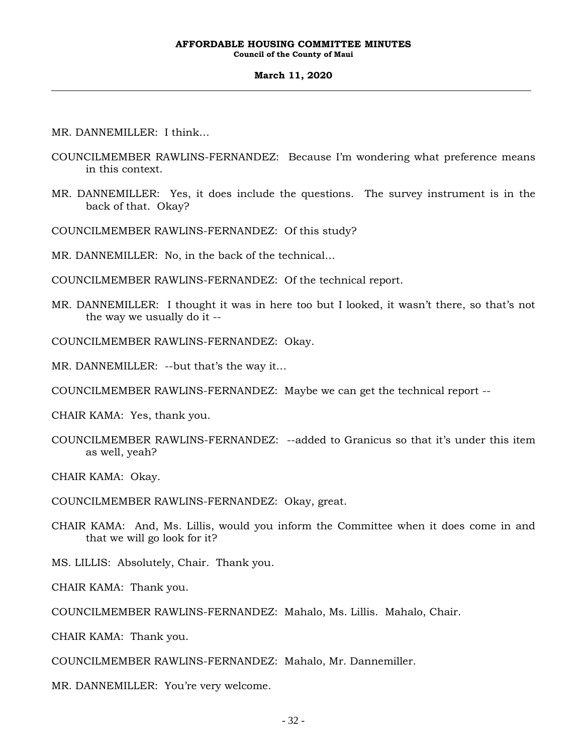MR. DANNEMILLER: I think…

COUNCILMEMBER RAWLINS-FERNANDEZ: Because I'm wondering what preference means in this context.

MR. DANNEMILLER: Yes, it does include the questions. The survey instrument is in the back of that. Okay?

COUNCILMEMBER RAWLINS-FERNANDEZ: Of this study?

MR. DANNEMILLER: No, in the back of the technical…

COUNCILMEMBER RAWLINS-FERNANDEZ: Of the technical report.

MR. DANNEMILLER: I thought it was in here too but I looked, it wasn't there, so that's not the way we usually do it --

COUNCILMEMBER RAWLINS-FERNANDEZ: Okay.

MR. DANNEMILLER: --but that's the way it…

COUNCILMEMBER RAWLINS-FERNANDEZ: Maybe we can get the technical report --

CHAIR KAMA: Yes, thank you.

COUNCILMEMBER RAWLINS-FERNANDEZ: --added to Granicus so that it's under this item as well, yeah?

CHAIR KAMA: Okay.

COUNCILMEMBER RAWLINS-FERNANDEZ: Okay, great.

CHAIR KAMA: And, Ms. Lillis, would you inform the Committee when it does come in and that we will go look for it?

MS. LILLIS: Absolutely, Chair. Thank you.

CHAIR KAMA: Thank you.

COUNCILMEMBER RAWLINS-FERNANDEZ: Mahalo, Ms. Lillis. Mahalo, Chair.

CHAIR KAMA: Thank you.

COUNCILMEMBER RAWLINS-FERNANDEZ: Mahalo, Mr. Dannemiller.

MR. DANNEMILLER: You're very welcome.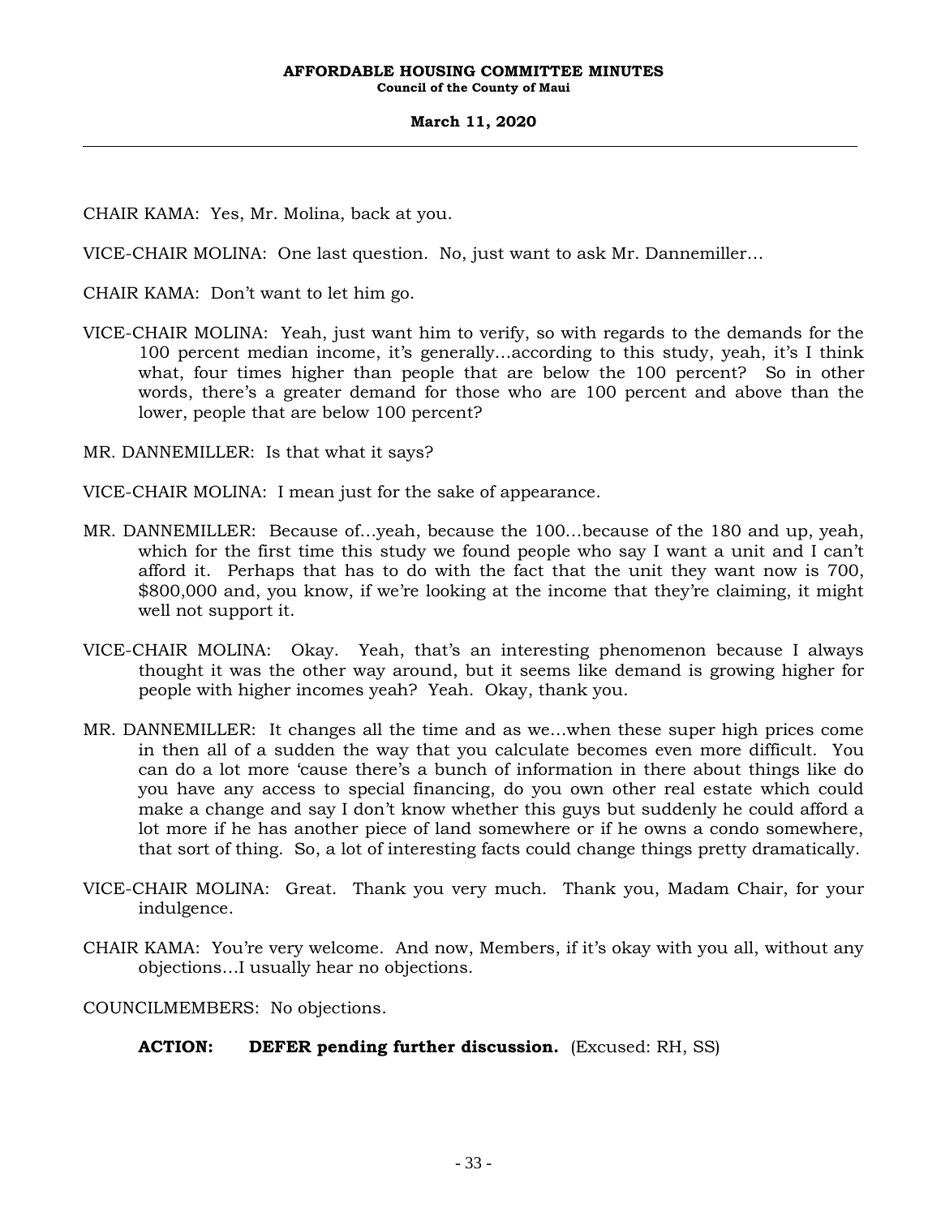CHAIR KAMA: Yes, Mr. Molina, back at you.

VICE-CHAIR MOLINA: One last question. No, just want to ask Mr. Dannemiller…

CHAIR KAMA: Don't want to let him go.

VICE-CHAIR MOLINA: Yeah, just want him to verify, so with regards to the demands for the 100 percent median income, it's generally…according to this study, yeah, it's I think what, four times higher than people that are below the 100 percent? So in other words, there's a greater demand for those who are 100 percent and above than the lower, people that are below 100 percent?

MR. DANNEMILLER: Is that what it says?

VICE-CHAIR MOLINA: I mean just for the sake of appearance.

MR. DANNEMILLER: Because of…yeah, because the 100…because of the 180 and up, yeah, which for the first time this study we found people who say I want a unit and I can't afford it. Perhaps that has to do with the fact that the unit they want now is 700, $800,000 and, you know, if we're looking at the income that they're claiming, it might well not support it.

VICE-CHAIR MOLINA: Okay. Yeah, that's an interesting phenomenon because I always thought it was the other way around, but it seems like demand is growing higher for people with higher incomes yeah? Yeah. Okay, thank you.

MR. DANNEMILLER: It changes all the time and as we…when these super high prices come in then all of a sudden the way that you calculate becomes even more difficult. You can do a lot more 'cause there's a bunch of information in there about things like do you have any access to special financing, do you own other real estate which could make a change and say I don't know whether this guys but suddenly he could afford a lot more if he has another piece of land somewhere or if he owns a condo somewhere, that sort of thing. So, a lot of interesting facts could change things pretty dramatically.

VICE-CHAIR MOLINA: Great. Thank you very much. Thank you, Madam Chair, for your indulgence.

CHAIR KAMA: You're very welcome. And now, Members, if it's okay with you all, without any objections…I usually hear no objections.

COUNCILMEMBERS: No objections.

**ACTION: DEFER pending further discussion.** (Excused: RH, SS)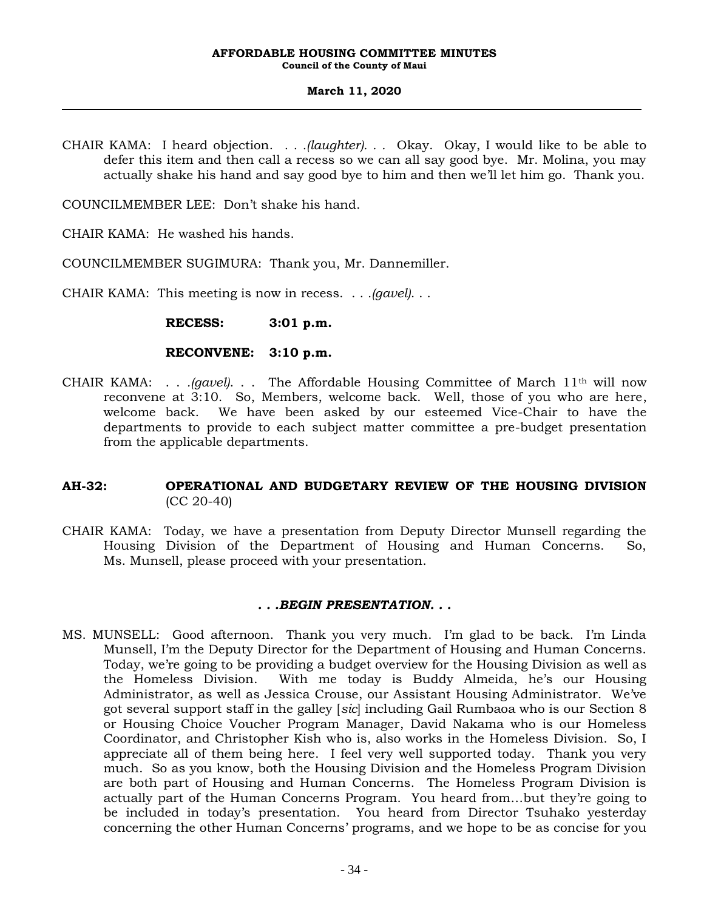CHAIR KAMA: I heard objection. . . .*(laughter)*. . . Okay. Okay, I would like to be able to defer this item and then call a recess so we can all say good bye. Mr. Molina, you may actually shake his hand and say good bye to him and then we'll let him go. Thank you.

COUNCILMEMBER LEE: Don't shake his hand.

CHAIR KAMA: He washed his hands.

COUNCILMEMBER SUGIMURA: Thank you, Mr. Dannemiller.

CHAIR KAMA: This meeting is now in recess. . . .*(gavel)*. . .

**RECESS: 3:01 p.m.**

**RECONVENE: 3:10 p.m.**

CHAIR KAMA: . . .*(gavel)*. . . The Affordable Housing Committee of March 11th will now reconvene at 3:10. So, Members, welcome back. Well, those of you who are here, welcome back. We have been asked by our esteemed Vice-Chair to have the departments to provide to each subject matter committee a pre-budget presentation from the applicable departments.

**AH-32: OPERATIONAL AND BUDGETARY REVIEW OF THE HOUSING DIVISION** (CC 20-40)

CHAIR KAMA: Today, we have a presentation from Deputy Director Munsell regarding the Housing Division of the Department of Housing and Human Concerns. So, Ms. Munsell, please proceed with your presentation.

***. . .BEGIN PRESENTATION. . .***

MS. MUNSELL: Good afternoon. Thank you very much. I'm glad to be back. I'm Linda Munsell, I'm the Deputy Director for the Department of Housing and Human Concerns. Today, we're going to be providing a budget overview for the Housing Division as well as the Homeless Division. With me today is Buddy Almeida, he's our Housing Administrator, as well as Jessica Crouse, our Assistant Housing Administrator. We've got several support staff in the galley [*sic*] including Gail Rumbaoa who is our Section 8 or Housing Choice Voucher Program Manager, David Nakama who is our Homeless Coordinator, and Christopher Kish who is, also works in the Homeless Division. So, I appreciate all of them being here. I feel very well supported today. Thank you very much. So as you know, both the Housing Division and the Homeless Program Division are both part of Housing and Human Concerns. The Homeless Program Division is actually part of the Human Concerns Program. You heard from...but they're going to be included in today's presentation. You heard from Director Tsuhako yesterday concerning the other Human Concerns' programs, and we hope to be as concise for you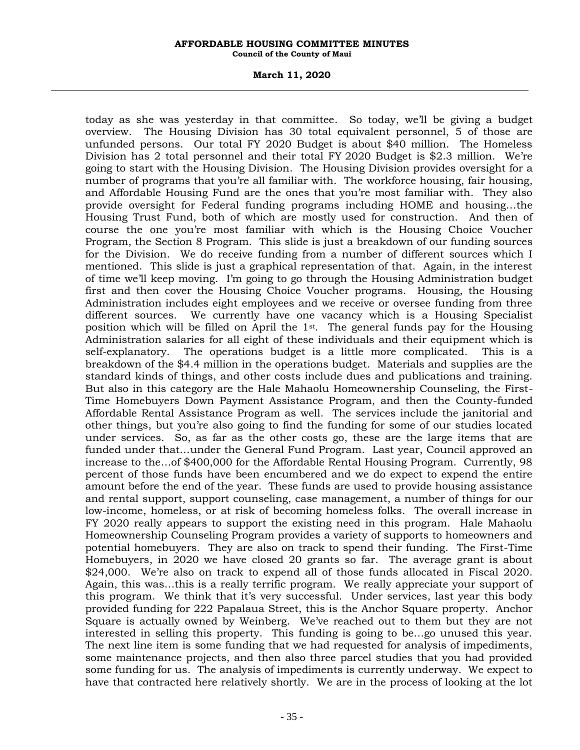today as she was yesterday in that committee. So today, we'll be giving a budget overview. The Housing Division has 30 total equivalent personnel, 5 of those are unfunded persons. Our total FY 2020 Budget is about $40 million. The Homeless Division has 2 total personnel and their total FY 2020 Budget is $2.3 million. We're going to start with the Housing Division. The Housing Division provides oversight for a number of programs that you're all familiar with. The workforce housing, fair housing, and Affordable Housing Fund are the ones that you're most familiar with. They also provide oversight for Federal funding programs including HOME and housing...the Housing Trust Fund, both of which are mostly used for construction. And then of course the one you're most familiar with which is the Housing Choice Voucher Program, the Section 8 Program. This slide is just a breakdown of our funding sources for the Division. We do receive funding from a number of different sources which I mentioned. This slide is just a graphical representation of that. Again, in the interest of time we'll keep moving. I'm going to go through the Housing Administration budget first and then cover the Housing Choice Voucher programs. Housing, the Housing Administration includes eight employees and we receive or oversee funding from three different sources. We currently have one vacancy which is a Housing Specialist position which will be filled on April the 1st. The general funds pay for the Housing Administration salaries for all eight of these individuals and their equipment which is self-explanatory. The operations budget is a little more complicated. This is a breakdown of the $4.4 million in the operations budget. Materials and supplies are the standard kinds of things, and other costs include dues and publications and training. But also in this category are the Hale Mahaolu Homeownership Counseling, the First-Time Homebuyers Down Payment Assistance Program, and then the County-funded Affordable Rental Assistance Program as well. The services include the janitorial and other things, but you're also going to find the funding for some of our studies located under services. So, as far as the other costs go, these are the large items that are funded under that...under the General Fund Program. Last year, Council approved an increase to the...of $400,000 for the Affordable Rental Housing Program. Currently, 98 percent of those funds have been encumbered and we do expect to expend the entire amount before the end of the year. These funds are used to provide housing assistance and rental support, support counseling, case management, a number of things for our low-income, homeless, or at risk of becoming homeless folks. The overall increase in FY 2020 really appears to support the existing need in this program. Hale Mahaolu Homeownership Counseling Program provides a variety of supports to homeowners and potential homebuyers. They are also on track to spend their funding. The First-Time Homebuyers, in 2020 we have closed 20 grants so far. The average grant is about $24,000. We're also on track to expend all of those funds allocated in Fiscal 2020. Again, this was...this is a really terrific program. We really appreciate your support of this program. We think that it's very successful. Under services, last year this body provided funding for 222 Papalaua Street, this is the Anchor Square property. Anchor Square is actually owned by Weinberg. We've reached out to them but they are not interested in selling this property. This funding is going to be...go unused this year. The next line item is some funding that we had requested for analysis of impediments, some maintenance projects, and then also three parcel studies that you had provided some funding for us. The analysis of impediments is currently underway. We expect to have that contracted here relatively shortly. We are in the process of looking at the lot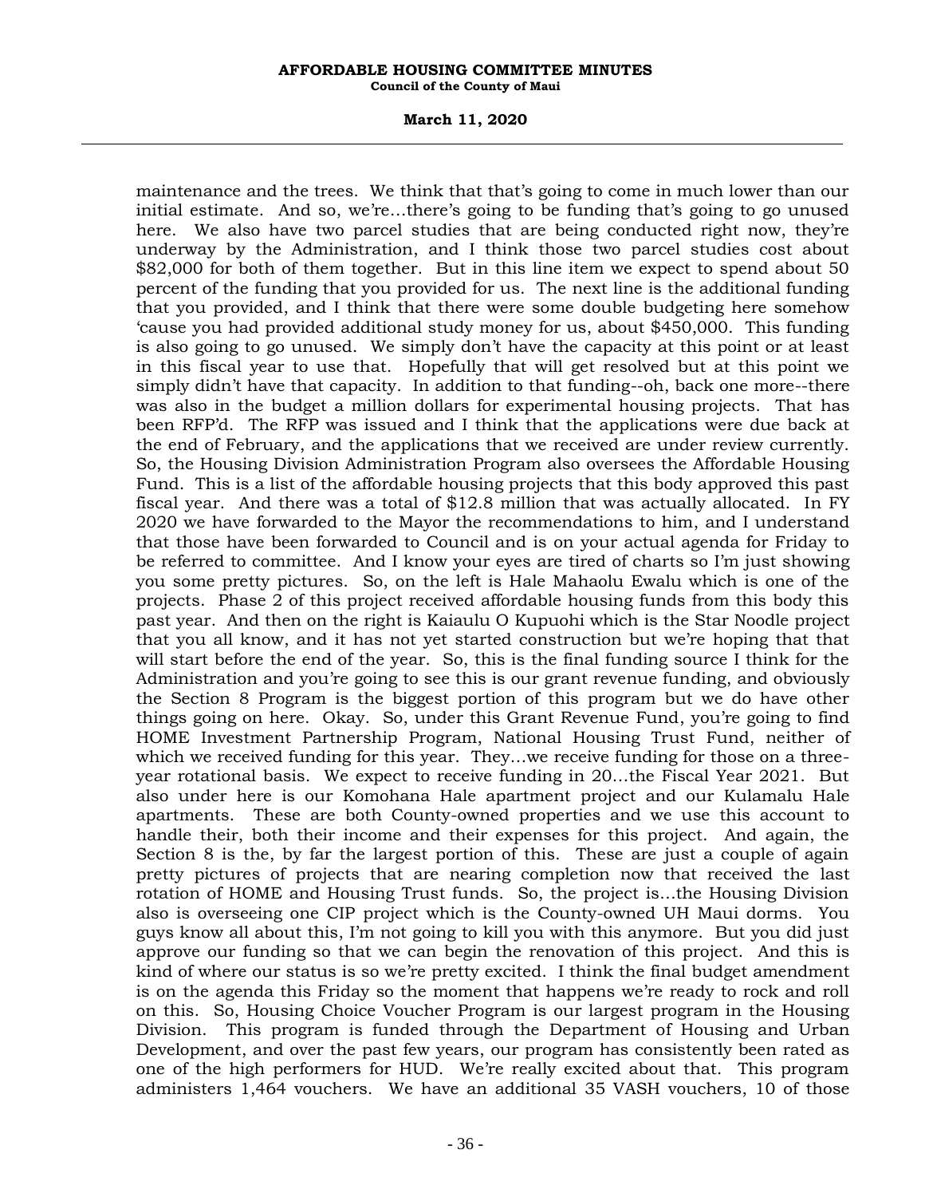maintenance and the trees. We think that that's going to come in much lower than our initial estimate. And so, we're...there's going to be funding that's going to go unused here. We also have two parcel studies that are being conducted right now, they're underway by the Administration, and I think those two parcel studies cost about $82,000 for both of them together. But in this line item we expect to spend about 50 percent of the funding that you provided for us. The next line is the additional funding that you provided, and I think that there were some double budgeting here somehow 'cause you had provided additional study money for us, about $450,000. This funding is also going to go unused. We simply don't have the capacity at this point or at least in this fiscal year to use that. Hopefully that will get resolved but at this point we simply didn't have that capacity. In addition to that funding--oh, back one more--there was also in the budget a million dollars for experimental housing projects. That has been RFP'd. The RFP was issued and I think that the applications were due back at the end of February, and the applications that we received are under review currently. So, the Housing Division Administration Program also oversees the Affordable Housing Fund. This is a list of the affordable housing projects that this body approved this past fiscal year. And there was a total of $12.8 million that was actually allocated. In FY 2020 we have forwarded to the Mayor the recommendations to him, and I understand that those have been forwarded to Council and is on your actual agenda for Friday to be referred to committee. And I know your eyes are tired of charts so I'm just showing you some pretty pictures. So, on the left is Hale Mahaolu Ewalu which is one of the projects. Phase 2 of this project received affordable housing funds from this body this past year. And then on the right is Kaiaulu O Kupuohi which is the Star Noodle project that you all know, and it has not yet started construction but we're hoping that that will start before the end of the year. So, this is the final funding source I think for the Administration and you're going to see this is our grant revenue funding, and obviously the Section 8 Program is the biggest portion of this program but we do have other things going on here. Okay. So, under this Grant Revenue Fund, you're going to find HOME Investment Partnership Program, National Housing Trust Fund, neither of which we received funding for this year. They...we receive funding for those on a three-year rotational basis. We expect to receive funding in 20...the Fiscal Year 2021. But also under here is our Komohana Hale apartment project and our Kulamalu Hale apartments. These are both County-owned properties and we use this account to handle their, both their income and their expenses for this project. And again, the Section 8 is the, by far the largest portion of this. These are just a couple of again pretty pictures of projects that are nearing completion now that received the last rotation of HOME and Housing Trust funds. So, the project is...the Housing Division also is overseeing one CIP project which is the County-owned UH Maui dorms. You guys know all about this, I'm not going to kill you with this anymore. But you did just approve our funding so that we can begin the renovation of this project. And this is kind of where our status is so we're pretty excited. I think the final budget amendment is on the agenda this Friday so the moment that happens we're ready to rock and roll on this. So, Housing Choice Voucher Program is our largest program in the Housing Division. This program is funded through the Department of Housing and Urban Development, and over the past few years, our program has consistently been rated as one of the high performers for HUD. We're really excited about that. This program administers 1,464 vouchers. We have an additional 35 VASH vouchers, 10 of those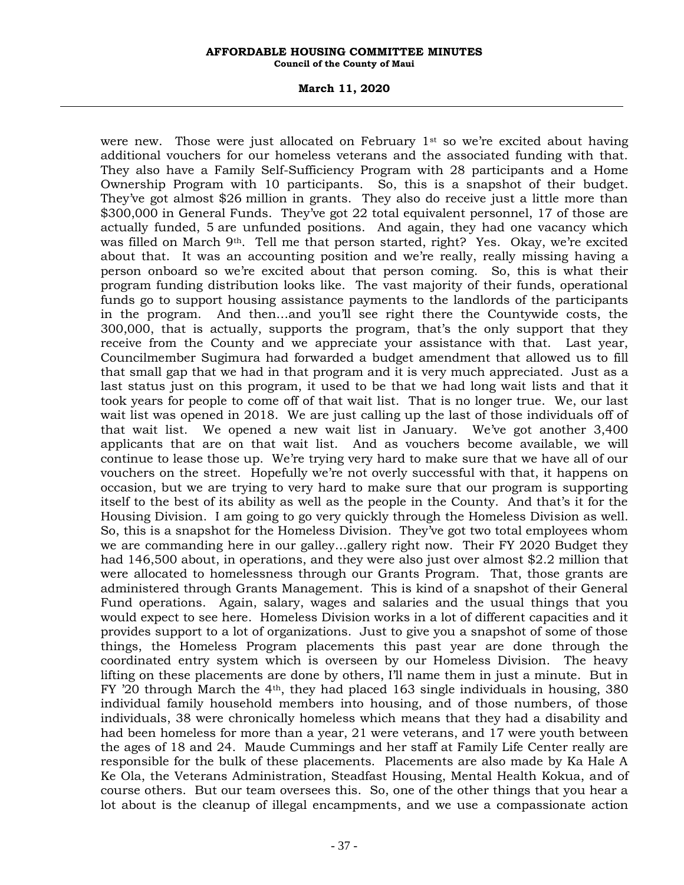were new. Those were just allocated on February 1st so we're excited about having additional vouchers for our homeless veterans and the associated funding with that. They also have a Family Self-Sufficiency Program with 28 participants and a Home Ownership Program with 10 participants. So, this is a snapshot of their budget. They've got almost $26 million in grants. They also do receive just a little more than $300,000 in General Funds. They've got 22 total equivalent personnel, 17 of those are actually funded, 5 are unfunded positions. And again, they had one vacancy which was filled on March 9th. Tell me that person started, right? Yes. Okay, we're excited about that. It was an accounting position and we're really, really missing having a person onboard so we're excited about that person coming. So, this is what their program funding distribution looks like. The vast majority of their funds, operational funds go to support housing assistance payments to the landlords of the participants in the program. And then...and you'll see right there the Countywide costs, the 300,000, that is actually, supports the program, that's the only support that they receive from the County and we appreciate your assistance with that. Last year, Councilmember Sugimura had forwarded a budget amendment that allowed us to fill that small gap that we had in that program and it is very much appreciated. Just as a last status just on this program, it used to be that we had long wait lists and that it took years for people to come off of that wait list. That is no longer true. We, our last wait list was opened in 2018. We are just calling up the last of those individuals off of that wait list. We opened a new wait list in January. We've got another 3,400 applicants that are on that wait list. And as vouchers become available, we will continue to lease those up. We're trying very hard to make sure that we have all of our vouchers on the street. Hopefully we're not overly successful with that, it happens on occasion, but we are trying to very hard to make sure that our program is supporting itself to the best of its ability as well as the people in the County. And that's it for the Housing Division. I am going to go very quickly through the Homeless Division as well. So, this is a snapshot for the Homeless Division. They've got two total employees whom we are commanding here in our galley...gallery right now. Their FY 2020 Budget they had 146,500 about, in operations, and they were also just over almost $2.2 million that were allocated to homelessness through our Grants Program. That, those grants are administered through Grants Management. This is kind of a snapshot of their General Fund operations. Again, salary, wages and salaries and the usual things that you would expect to see here. Homeless Division works in a lot of different capacities and it provides support to a lot of organizations. Just to give you a snapshot of some of those things, the Homeless Program placements this past year are done through the coordinated entry system which is overseen by our Homeless Division. The heavy lifting on these placements are done by others, I'll name them in just a minute. But in FY '20 through March the 4th, they had placed 163 single individuals in housing, 380 individual family household members into housing, and of those numbers, of those individuals, 38 were chronically homeless which means that they had a disability and had been homeless for more than a year, 21 were veterans, and 17 were youth between the ages of 18 and 24. Maude Cummings and her staff at Family Life Center really are responsible for the bulk of these placements. Placements are also made by Ka Hale A Ke Ola, the Veterans Administration, Steadfast Housing, Mental Health Kokua, and of course others. But our team oversees this. So, one of the other things that you hear a lot about is the cleanup of illegal encampments, and we use a compassionate action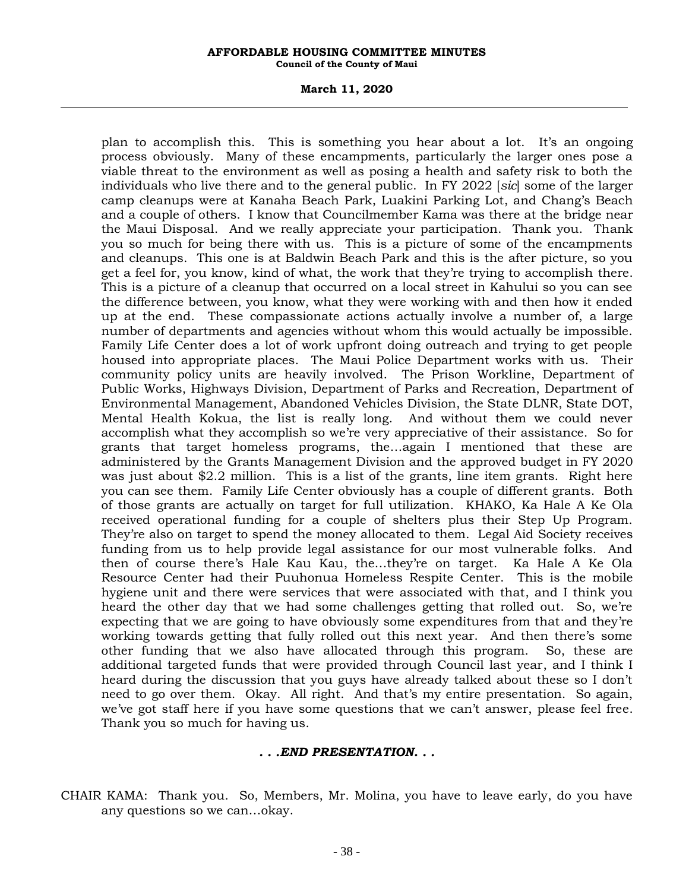plan to accomplish this. This is something you hear about a lot. It's an ongoing process obviously. Many of these encampments, particularly the larger ones pose a viable threat to the environment as well as posing a health and safety risk to both the individuals who live there and to the general public. In FY 2022 [*sic*] some of the larger camp cleanups were at Kanaha Beach Park, Luakini Parking Lot, and Chang's Beach and a couple of others. I know that Councilmember Kama was there at the bridge near the Maui Disposal. And we really appreciate your participation. Thank you. Thank you so much for being there with us. This is a picture of some of the encampments and cleanups. This one is at Baldwin Beach Park and this is the after picture, so you get a feel for, you know, kind of what, the work that they're trying to accomplish there. This is a picture of a cleanup that occurred on a local street in Kahului so you can see the difference between, you know, what they were working with and then how it ended up at the end. These compassionate actions actually involve a number of, a large number of departments and agencies without whom this would actually be impossible. Family Life Center does a lot of work upfront doing outreach and trying to get people housed into appropriate places. The Maui Police Department works with us. Their community policy units are heavily involved. The Prison Workline, Department of Public Works, Highways Division, Department of Parks and Recreation, Department of Environmental Management, Abandoned Vehicles Division, the State DLNR, State DOT, Mental Health Kokua, the list is really long. And without them we could never accomplish what they accomplish so we're very appreciative of their assistance. So for grants that target homeless programs, the...again I mentioned that these are administered by the Grants Management Division and the approved budget in FY 2020 was just about $2.2 million. This is a list of the grants, line item grants. Right here you can see them. Family Life Center obviously has a couple of different grants. Both of those grants are actually on target for full utilization. KHAKO, Ka Hale A Ke Ola received operational funding for a couple of shelters plus their Step Up Program. They're also on target to spend the money allocated to them. Legal Aid Society receives funding from us to help provide legal assistance for our most vulnerable folks. And then of course there's Hale Kau Kau, the...they're on target. Ka Hale A Ke Ola Resource Center had their Puuhonua Homeless Respite Center. This is the mobile hygiene unit and there were services that were associated with that, and I think you heard the other day that we had some challenges getting that rolled out. So, we're expecting that we are going to have obviously some expenditures from that and they're working towards getting that fully rolled out this next year. And then there's some other funding that we also have allocated through this program. So, these are additional targeted funds that were provided through Council last year, and I think I heard during the discussion that you guys have already talked about these so I don't need to go over them. Okay. All right. And that's my entire presentation. So again, we've got staff here if you have some questions that we can't answer, please feel free. Thank you so much for having us.

***. . .END PRESENTATION. . .***

CHAIR KAMA: Thank you. So, Members, Mr. Molina, you have to leave early, do you have any questions so we can...okay.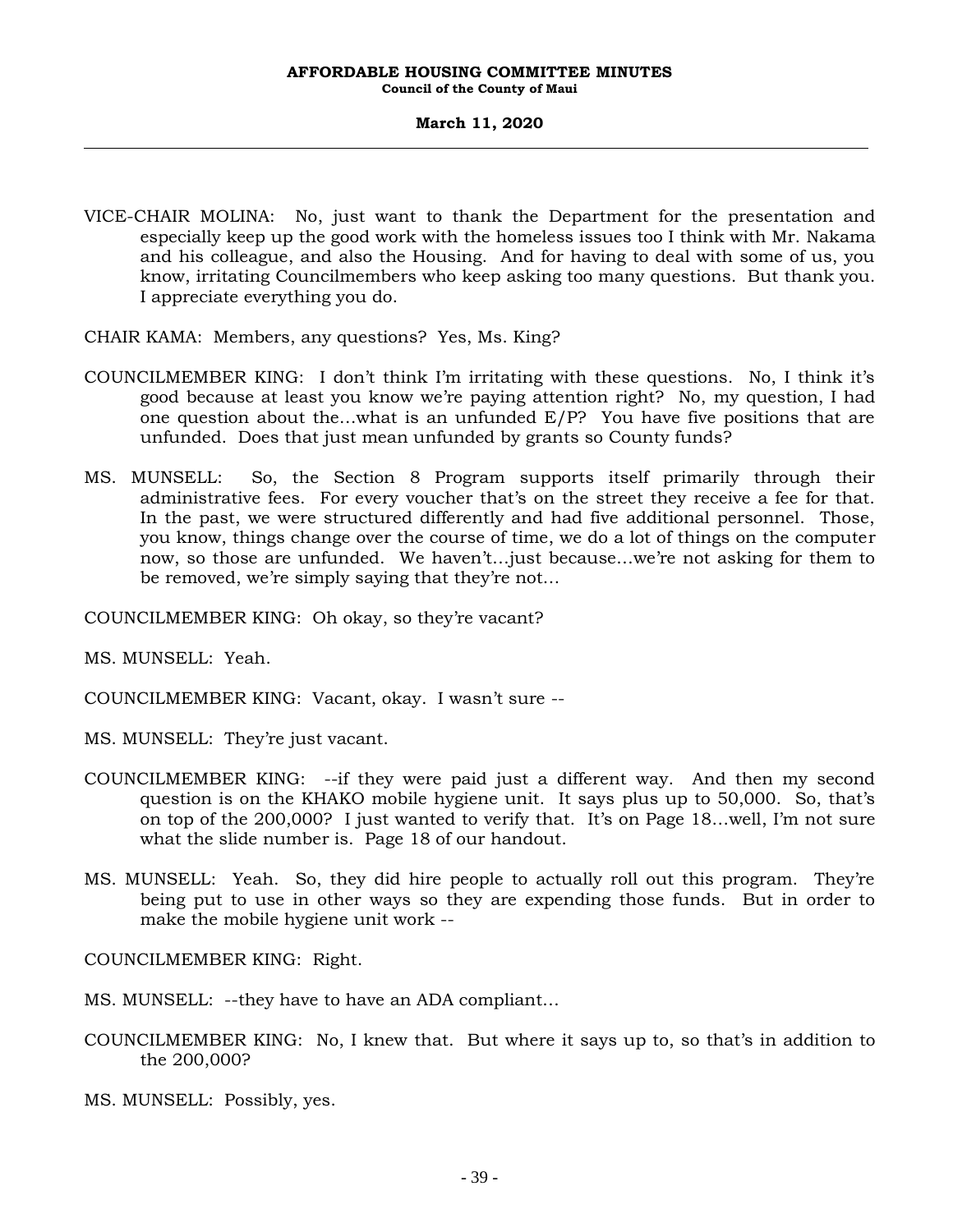VICE-CHAIR MOLINA: No, just want to thank the Department for the presentation and especially keep up the good work with the homeless issues too I think with Mr. Nakama and his colleague, and also the Housing. And for having to deal with some of us, you know, irritating Councilmembers who keep asking too many questions. But thank you. I appreciate everything you do.

CHAIR KAMA: Members, any questions? Yes, Ms. King?

COUNCILMEMBER KING: I don't think I'm irritating with these questions. No, I think it's good because at least you know we're paying attention right? No, my question, I had one question about the…what is an unfunded E/P? You have five positions that are unfunded. Does that just mean unfunded by grants so County funds?

MS. MUNSELL: So, the Section 8 Program supports itself primarily through their administrative fees. For every voucher that's on the street they receive a fee for that. In the past, we were structured differently and had five additional personnel. Those, you know, things change over the course of time, we do a lot of things on the computer now, so those are unfunded. We haven't…just because…we're not asking for them to be removed, we're simply saying that they're not…

COUNCILMEMBER KING: Oh okay, so they're vacant?

MS. MUNSELL: Yeah.

COUNCILMEMBER KING: Vacant, okay. I wasn't sure --

MS. MUNSELL: They're just vacant.

COUNCILMEMBER KING: --if they were paid just a different way. And then my second question is on the KHAKO mobile hygiene unit. It says plus up to 50,000. So, that's on top of the 200,000? I just wanted to verify that. It's on Page 18…well, I'm not sure what the slide number is. Page 18 of our handout.

MS. MUNSELL: Yeah. So, they did hire people to actually roll out this program. They're being put to use in other ways so they are expending those funds. But in order to make the mobile hygiene unit work --

COUNCILMEMBER KING: Right.

MS. MUNSELL: --they have to have an ADA compliant…

COUNCILMEMBER KING: No, I knew that. But where it says up to, so that's in addition to the 200,000?

MS. MUNSELL: Possibly, yes.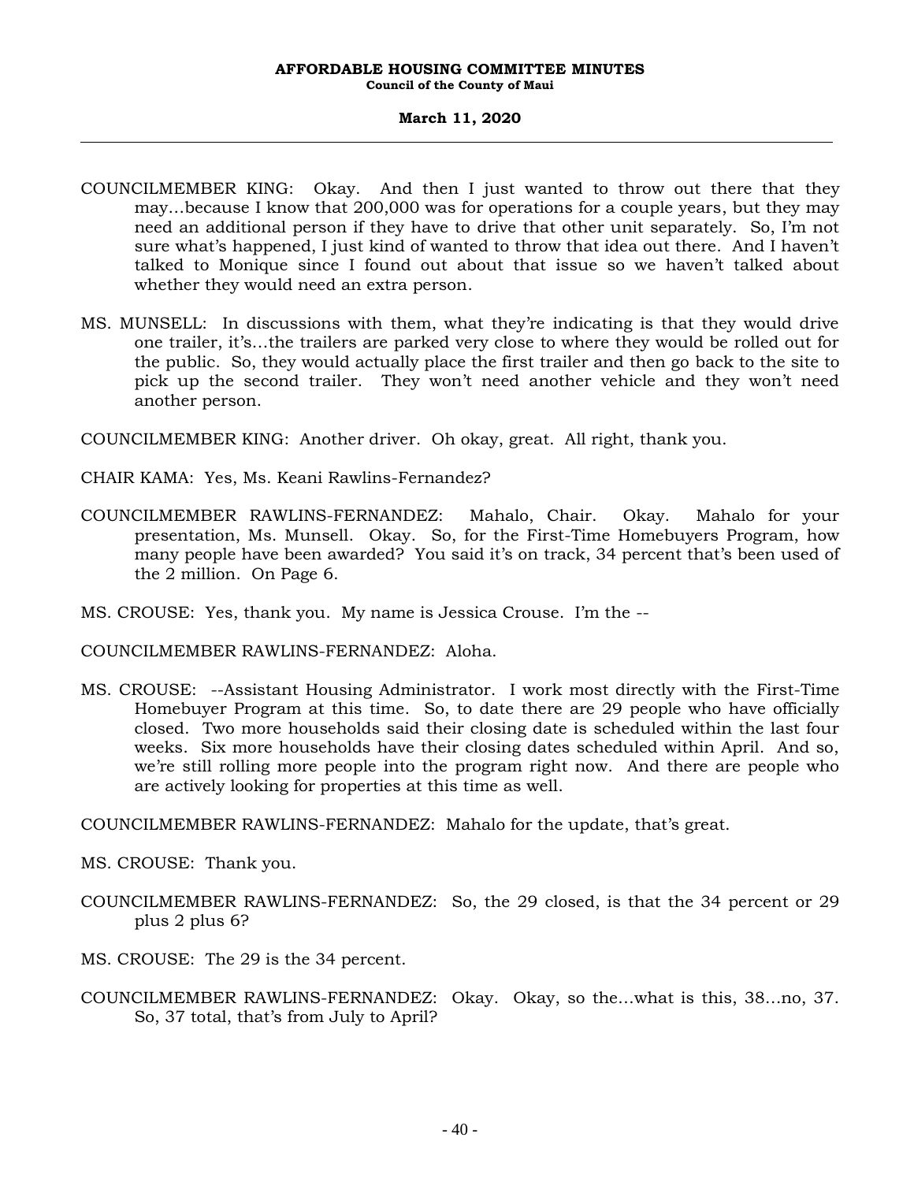COUNCILMEMBER KING: Okay. And then I just wanted to throw out there that they may...because I know that 200,000 was for operations for a couple years, but they may need an additional person if they have to drive that other unit separately. So, I'm not sure what's happened, I just kind of wanted to throw that idea out there. And I haven't talked to Monique since I found out about that issue so we haven't talked about whether they would need an extra person.

MS. MUNSELL: In discussions with them, what they're indicating is that they would drive one trailer, it's...the trailers are parked very close to where they would be rolled out for the public. So, they would actually place the first trailer and then go back to the site to pick up the second trailer. They won't need another vehicle and they won't need another person.

COUNCILMEMBER KING: Another driver. Oh okay, great. All right, thank you.

CHAIR KAMA: Yes, Ms. Keani Rawlins-Fernandez?

COUNCILMEMBER RAWLINS-FERNANDEZ: Mahalo, Chair. Okay. Mahalo for your presentation, Ms. Munsell. Okay. So, for the First-Time Homebuyers Program, how many people have been awarded? You said it's on track, 34 percent that's been used of the 2 million. On Page 6.

MS. CROUSE: Yes, thank you. My name is Jessica Crouse. I'm the --

COUNCILMEMBER RAWLINS-FERNANDEZ: Aloha.

MS. CROUSE: --Assistant Housing Administrator. I work most directly with the First-Time Homebuyer Program at this time. So, to date there are 29 people who have officially closed. Two more households said their closing date is scheduled within the last four weeks. Six more households have their closing dates scheduled within April. And so, we're still rolling more people into the program right now. And there are people who are actively looking for properties at this time as well.

COUNCILMEMBER RAWLINS-FERNANDEZ: Mahalo for the update, that's great.

MS. CROUSE: Thank you.

COUNCILMEMBER RAWLINS-FERNANDEZ: So, the 29 closed, is that the 34 percent or 29 plus 2 plus 6?

MS. CROUSE: The 29 is the 34 percent.

COUNCILMEMBER RAWLINS-FERNANDEZ: Okay. Okay, so the...what is this, 38...no, 37. So, 37 total, that's from July to April?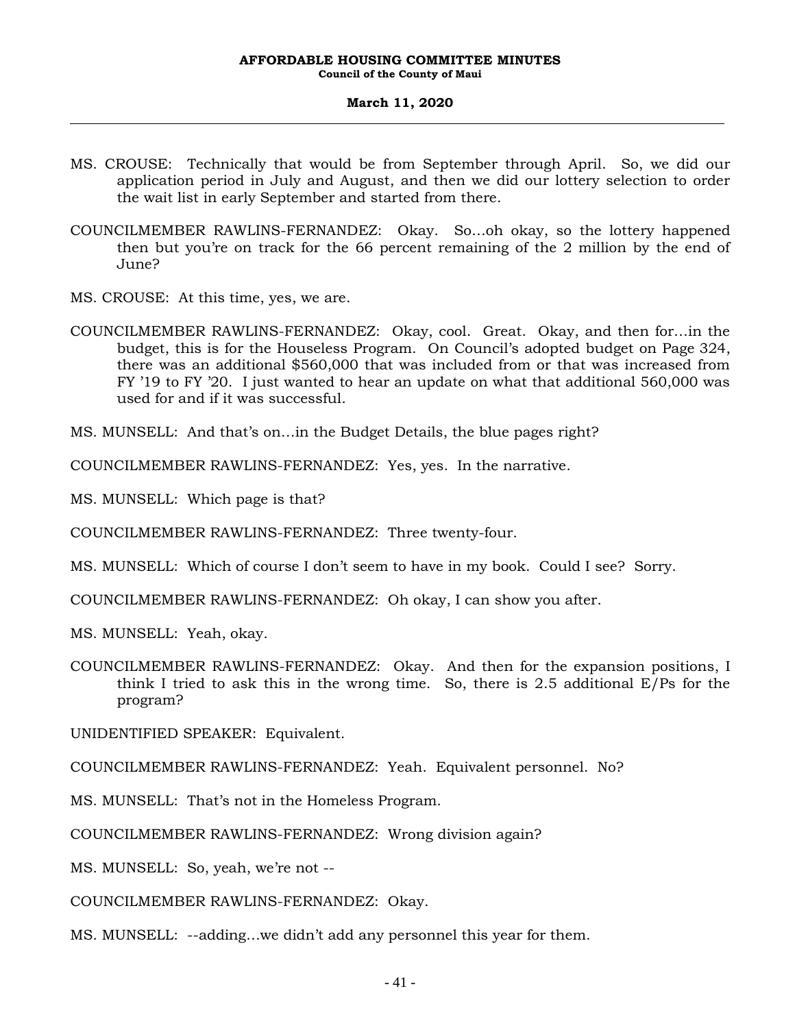MS. CROUSE: Technically that would be from September through April. So, we did our application period in July and August, and then we did our lottery selection to order the wait list in early September and started from there.

COUNCILMEMBER RAWLINS-FERNANDEZ: Okay. So...oh okay, so the lottery happened then but you're on track for the 66 percent remaining of the 2 million by the end of June?

MS. CROUSE: At this time, yes, we are.

COUNCILMEMBER RAWLINS-FERNANDEZ: Okay, cool. Great. Okay, and then for...in the budget, this is for the Houseless Program. On Council's adopted budget on Page 324, there was an additional $560,000 that was included from or that was increased from FY '19 to FY '20. I just wanted to hear an update on what that additional 560,000 was used for and if it was successful.

MS. MUNSELL: And that's on...in the Budget Details, the blue pages right?

COUNCILMEMBER RAWLINS-FERNANDEZ: Yes, yes. In the narrative.

MS. MUNSELL: Which page is that?

COUNCILMEMBER RAWLINS-FERNANDEZ: Three twenty-four.

MS. MUNSELL: Which of course I don't seem to have in my book. Could I see? Sorry.

COUNCILMEMBER RAWLINS-FERNANDEZ: Oh okay, I can show you after.

MS. MUNSELL: Yeah, okay.

COUNCILMEMBER RAWLINS-FERNANDEZ: Okay. And then for the expansion positions, I think I tried to ask this in the wrong time. So, there is 2.5 additional E/Ps for the program?

UNIDENTIFIED SPEAKER: Equivalent.

COUNCILMEMBER RAWLINS-FERNANDEZ: Yeah. Equivalent personnel. No?

MS. MUNSELL: That's not in the Homeless Program.

COUNCILMEMBER RAWLINS-FERNANDEZ: Wrong division again?

MS. MUNSELL: So, yeah, we're not --

COUNCILMEMBER RAWLINS-FERNANDEZ: Okay.

MS. MUNSELL: --adding...we didn't add any personnel this year for them.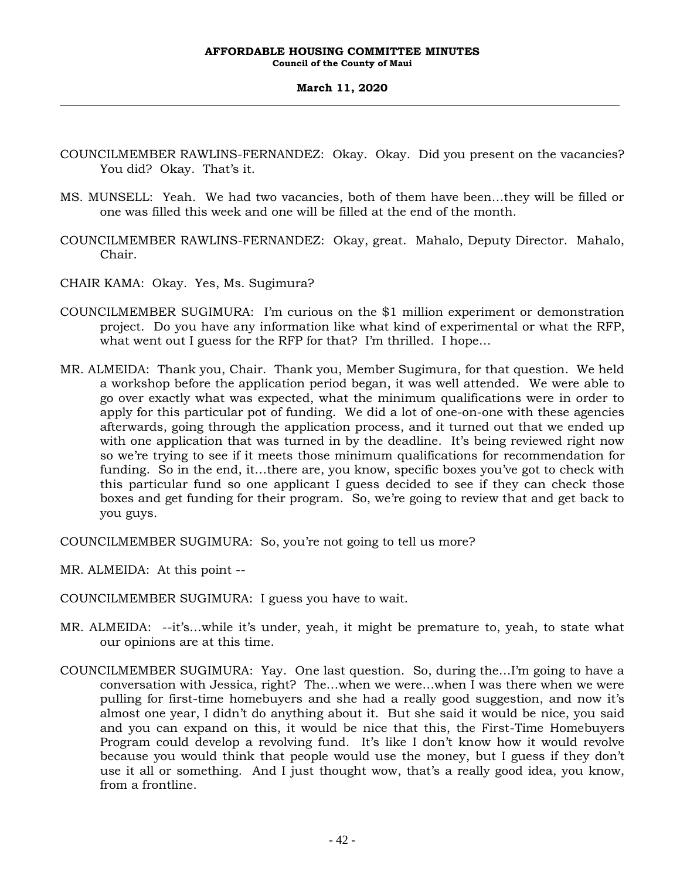COUNCILMEMBER RAWLINS-FERNANDEZ: Okay. Okay. Did you present on the vacancies? You did? Okay. That's it.

MS. MUNSELL: Yeah. We had two vacancies, both of them have been…they will be filled or one was filled this week and one will be filled at the end of the month.

COUNCILMEMBER RAWLINS-FERNANDEZ: Okay, great. Mahalo, Deputy Director. Mahalo, Chair.

CHAIR KAMA: Okay. Yes, Ms. Sugimura?

COUNCILMEMBER SUGIMURA: I'm curious on the $1 million experiment or demonstration project. Do you have any information like what kind of experimental or what the RFP, what went out I guess for the RFP for that? I'm thrilled. I hope…

MR. ALMEIDA: Thank you, Chair. Thank you, Member Sugimura, for that question. We held a workshop before the application period began, it was well attended. We were able to go over exactly what was expected, what the minimum qualifications were in order to apply for this particular pot of funding. We did a lot of one-on-one with these agencies afterwards, going through the application process, and it turned out that we ended up with one application that was turned in by the deadline. It's being reviewed right now so we're trying to see if it meets those minimum qualifications for recommendation for funding. So in the end, it…there are, you know, specific boxes you've got to check with this particular fund so one applicant I guess decided to see if they can check those boxes and get funding for their program. So, we're going to review that and get back to you guys.

COUNCILMEMBER SUGIMURA: So, you're not going to tell us more?

MR. ALMEIDA: At this point --

COUNCILMEMBER SUGIMURA: I guess you have to wait.

MR. ALMEIDA: --it's…while it's under, yeah, it might be premature to, yeah, to state what our opinions are at this time.

COUNCILMEMBER SUGIMURA: Yay. One last question. So, during the…I'm going to have a conversation with Jessica, right? The…when we were…when I was there when we were pulling for first-time homebuyers and she had a really good suggestion, and now it's almost one year, I didn't do anything about it. But she said it would be nice, you said and you can expand on this, it would be nice that this, the First-Time Homebuyers Program could develop a revolving fund. It's like I don't know how it would revolve because you would think that people would use the money, but I guess if they don't use it all or something. And I just thought wow, that's a really good idea, you know, from a frontline.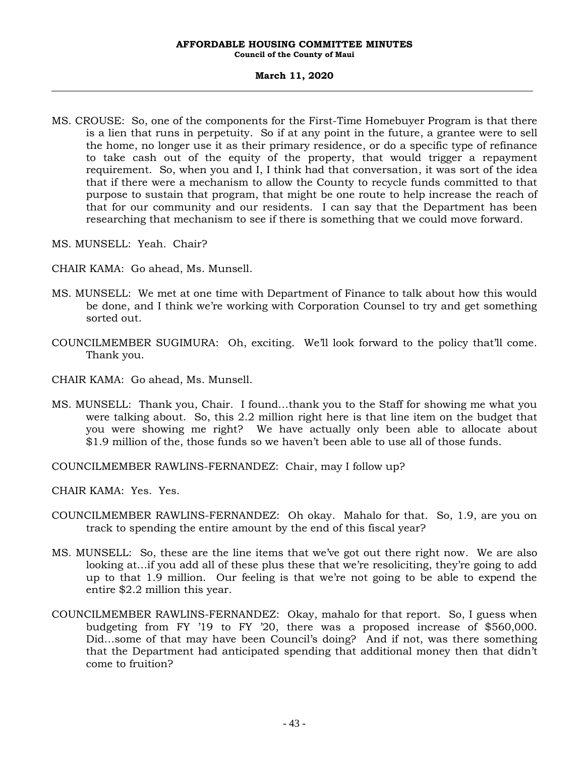MS. CROUSE: So, one of the components for the First-Time Homebuyer Program is that there is a lien that runs in perpetuity. So if at any point in the future, a grantee were to sell the home, no longer use it as their primary residence, or do a specific type of refinance to take cash out of the equity of the property, that would trigger a repayment requirement. So, when you and I, I think had that conversation, it was sort of the idea that if there were a mechanism to allow the County to recycle funds committed to that purpose to sustain that program, that might be one route to help increase the reach of that for our community and our residents. I can say that the Department has been researching that mechanism to see if there is something that we could move forward.

MS. MUNSELL: Yeah. Chair?

CHAIR KAMA: Go ahead, Ms. Munsell.

MS. MUNSELL: We met at one time with Department of Finance to talk about how this would be done, and I think we're working with Corporation Counsel to try and get something sorted out.

COUNCILMEMBER SUGIMURA: Oh, exciting. We'll look forward to the policy that'll come. Thank you.

CHAIR KAMA: Go ahead, Ms. Munsell.

MS. MUNSELL: Thank you, Chair. I found…thank you to the Staff for showing me what you were talking about. So, this 2.2 million right here is that line item on the budget that you were showing me right? We have actually only been able to allocate about $1.9 million of the, those funds so we haven't been able to use all of those funds.

COUNCILMEMBER RAWLINS-FERNANDEZ: Chair, may I follow up?

CHAIR KAMA: Yes. Yes.

COUNCILMEMBER RAWLINS-FERNANDEZ: Oh okay. Mahalo for that. So, 1.9, are you on track to spending the entire amount by the end of this fiscal year?

MS. MUNSELL: So, these are the line items that we've got out there right now. We are also looking at…if you add all of these plus these that we're resoliciting, they're going to add up to that 1.9 million. Our feeling is that we're not going to be able to expend the entire $2.2 million this year.

COUNCILMEMBER RAWLINS-FERNANDEZ: Okay, mahalo for that report. So, I guess when budgeting from FY '19 to FY '20, there was a proposed increase of $560,000. Did…some of that may have been Council's doing? And if not, was there something that the Department had anticipated spending that additional money then that didn't come to fruition?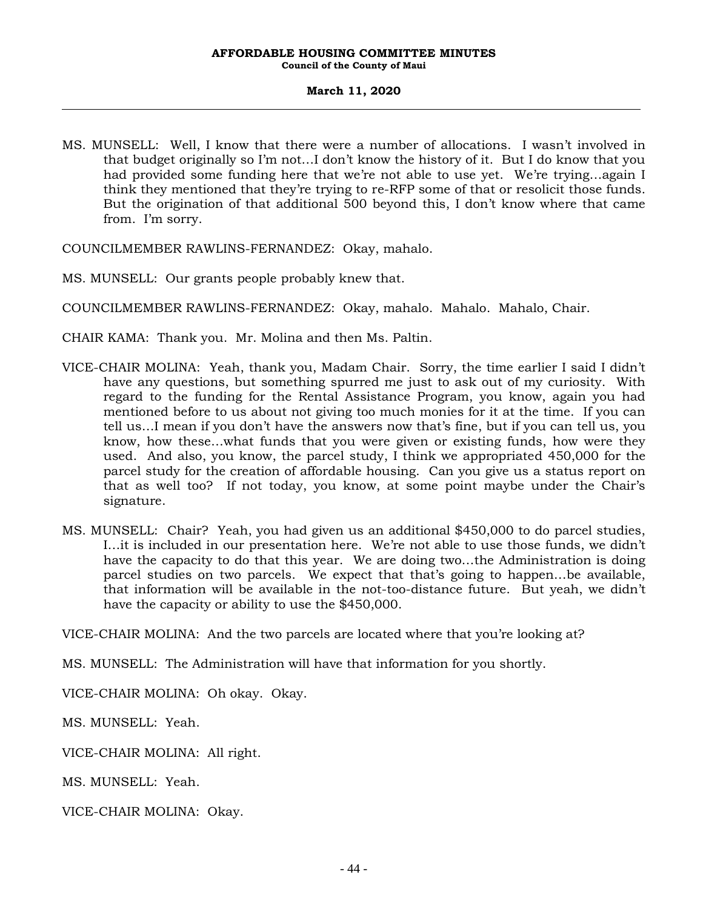MS. MUNSELL: Well, I know that there were a number of allocations. I wasn't involved in that budget originally so I'm not…I don't know the history of it. But I do know that you had provided some funding here that we're not able to use yet. We're trying…again I think they mentioned that they're trying to re-RFP some of that or resolicit those funds. But the origination of that additional 500 beyond this, I don't know where that came from. I'm sorry.

COUNCILMEMBER RAWLINS-FERNANDEZ: Okay, mahalo.

MS. MUNSELL: Our grants people probably knew that.

COUNCILMEMBER RAWLINS-FERNANDEZ: Okay, mahalo. Mahalo. Mahalo, Chair.

CHAIR KAMA: Thank you. Mr. Molina and then Ms. Paltin.

VICE-CHAIR MOLINA: Yeah, thank you, Madam Chair. Sorry, the time earlier I said I didn't have any questions, but something spurred me just to ask out of my curiosity. With regard to the funding for the Rental Assistance Program, you know, again you had mentioned before to us about not giving too much monies for it at the time. If you can tell us…I mean if you don't have the answers now that's fine, but if you can tell us, you know, how these…what funds that you were given or existing funds, how were they used. And also, you know, the parcel study, I think we appropriated 450,000 for the parcel study for the creation of affordable housing. Can you give us a status report on that as well too? If not today, you know, at some point maybe under the Chair's signature.

MS. MUNSELL: Chair? Yeah, you had given us an additional $450,000 to do parcel studies, I…it is included in our presentation here. We're not able to use those funds, we didn't have the capacity to do that this year. We are doing two…the Administration is doing parcel studies on two parcels. We expect that that's going to happen…be available, that information will be available in the not-too-distance future. But yeah, we didn't have the capacity or ability to use the $450,000.

VICE-CHAIR MOLINA: And the two parcels are located where that you're looking at?

MS. MUNSELL: The Administration will have that information for you shortly.

VICE-CHAIR MOLINA: Oh okay. Okay.

MS. MUNSELL: Yeah.

VICE-CHAIR MOLINA: All right.

MS. MUNSELL: Yeah.

VICE-CHAIR MOLINA: Okay.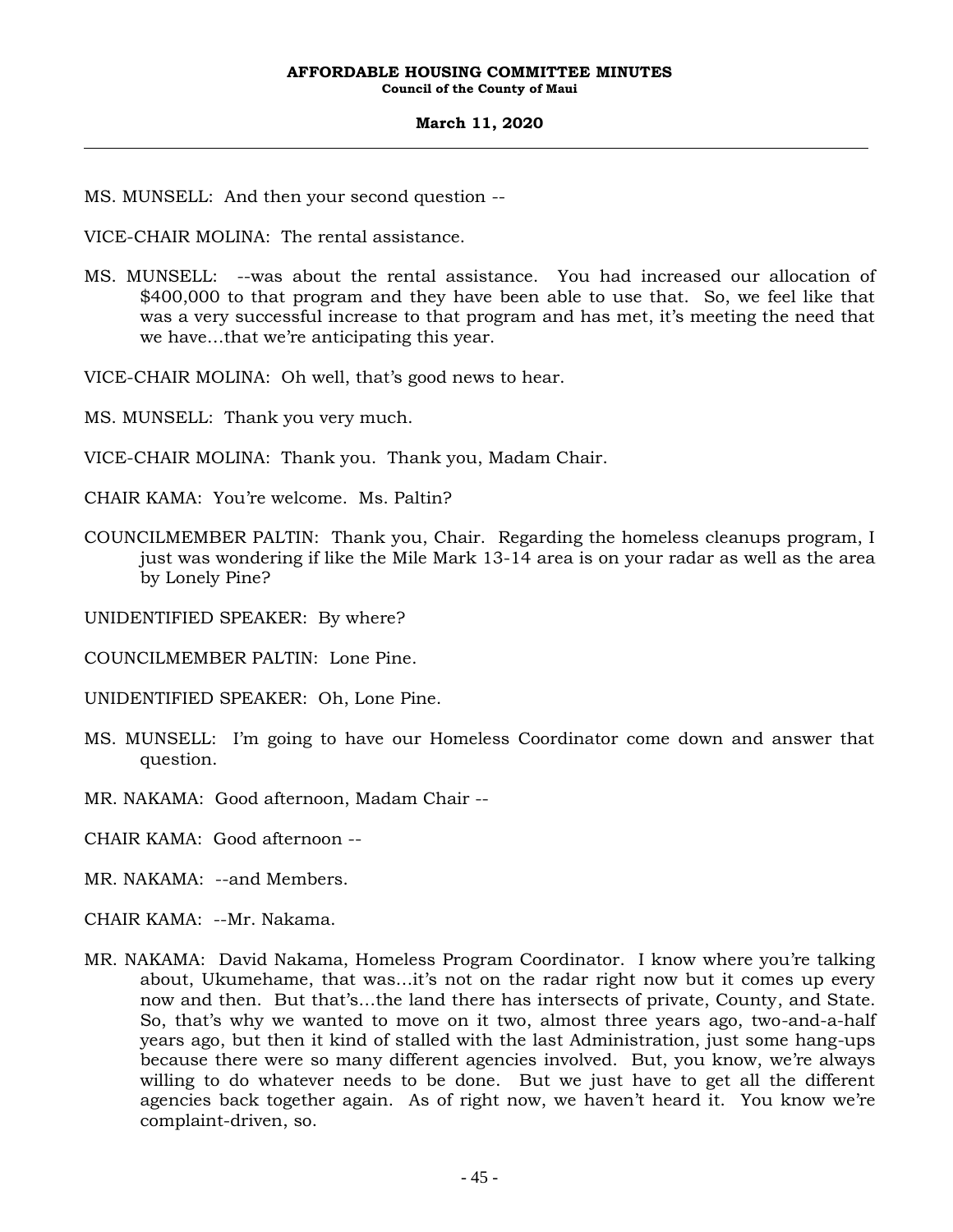MS. MUNSELL: And then your second question --

VICE-CHAIR MOLINA: The rental assistance.

MS. MUNSELL: --was about the rental assistance. You had increased our allocation of $400,000 to that program and they have been able to use that. So, we feel like that was a very successful increase to that program and has met, it's meeting the need that we have…that we're anticipating this year.

VICE-CHAIR MOLINA: Oh well, that's good news to hear.

MS. MUNSELL: Thank you very much.

VICE-CHAIR MOLINA: Thank you. Thank you, Madam Chair.

CHAIR KAMA: You're welcome. Ms. Paltin?

COUNCILMEMBER PALTIN: Thank you, Chair. Regarding the homeless cleanups program, I just was wondering if like the Mile Mark 13-14 area is on your radar as well as the area by Lonely Pine?

UNIDENTIFIED SPEAKER: By where?

COUNCILMEMBER PALTIN: Lone Pine.

UNIDENTIFIED SPEAKER: Oh, Lone Pine.

MS. MUNSELL: I'm going to have our Homeless Coordinator come down and answer that question.

MR. NAKAMA: Good afternoon, Madam Chair --

CHAIR KAMA: Good afternoon --

MR. NAKAMA: --and Members.

CHAIR KAMA: --Mr. Nakama.

MR. NAKAMA: David Nakama, Homeless Program Coordinator. I know where you're talking about, Ukumehame, that was…it's not on the radar right now but it comes up every now and then. But that's…the land there has intersects of private, County, and State. So, that's why we wanted to move on it two, almost three years ago, two-and-a-half years ago, but then it kind of stalled with the last Administration, just some hang-ups because there were so many different agencies involved. But, you know, we're always willing to do whatever needs to be done. But we just have to get all the different agencies back together again. As of right now, we haven't heard it. You know we're complaint-driven, so.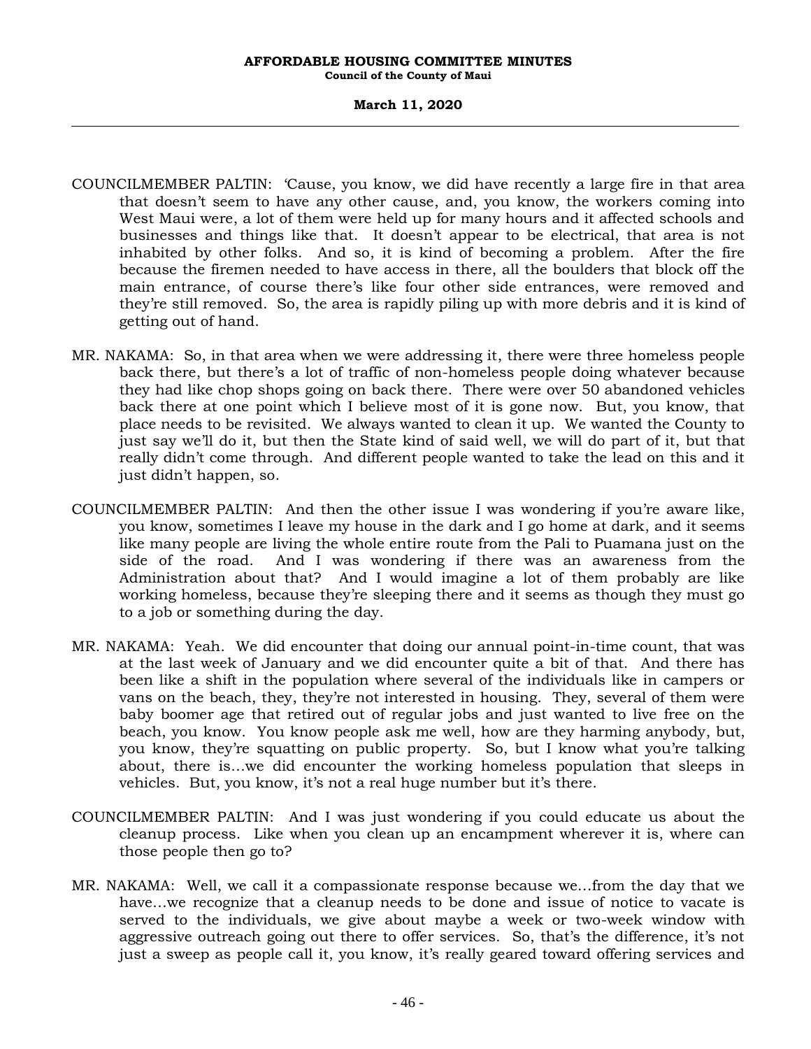COUNCILMEMBER PALTIN: 'Cause, you know, we did have recently a large fire in that area that doesn't seem to have any other cause, and, you know, the workers coming into West Maui were, a lot of them were held up for many hours and it affected schools and businesses and things like that. It doesn't appear to be electrical, that area is not inhabited by other folks. And so, it is kind of becoming a problem. After the fire because the firemen needed to have access in there, all the boulders that block off the main entrance, of course there's like four other side entrances, were removed and they're still removed. So, the area is rapidly piling up with more debris and it is kind of getting out of hand.

MR. NAKAMA: So, in that area when we were addressing it, there were three homeless people back there, but there's a lot of traffic of non-homeless people doing whatever because they had like chop shops going on back there. There were over 50 abandoned vehicles back there at one point which I believe most of it is gone now. But, you know, that place needs to be revisited. We always wanted to clean it up. We wanted the County to just say we'll do it, but then the State kind of said well, we will do part of it, but that really didn't come through. And different people wanted to take the lead on this and it just didn't happen, so.

COUNCILMEMBER PALTIN: And then the other issue I was wondering if you're aware like, you know, sometimes I leave my house in the dark and I go home at dark, and it seems like many people are living the whole entire route from the Pali to Puamana just on the side of the road. And I was wondering if there was an awareness from the Administration about that? And I would imagine a lot of them probably are like working homeless, because they're sleeping there and it seems as though they must go to a job or something during the day.

MR. NAKAMA: Yeah. We did encounter that doing our annual point-in-time count, that was at the last week of January and we did encounter quite a bit of that. And there has been like a shift in the population where several of the individuals like in campers or vans on the beach, they, they're not interested in housing. They, several of them were baby boomer age that retired out of regular jobs and just wanted to live free on the beach, you know. You know people ask me well, how are they harming anybody, but, you know, they're squatting on public property. So, but I know what you're talking about, there is...we did encounter the working homeless population that sleeps in vehicles. But, you know, it's not a real huge number but it's there.

COUNCILMEMBER PALTIN: And I was just wondering if you could educate us about the cleanup process. Like when you clean up an encampment wherever it is, where can those people then go to?

MR. NAKAMA: Well, we call it a compassionate response because we...from the day that we have...we recognize that a cleanup needs to be done and issue of notice to vacate is served to the individuals, we give about maybe a week or two-week window with aggressive outreach going out there to offer services. So, that's the difference, it's not just a sweep as people call it, you know, it's really geared toward offering services and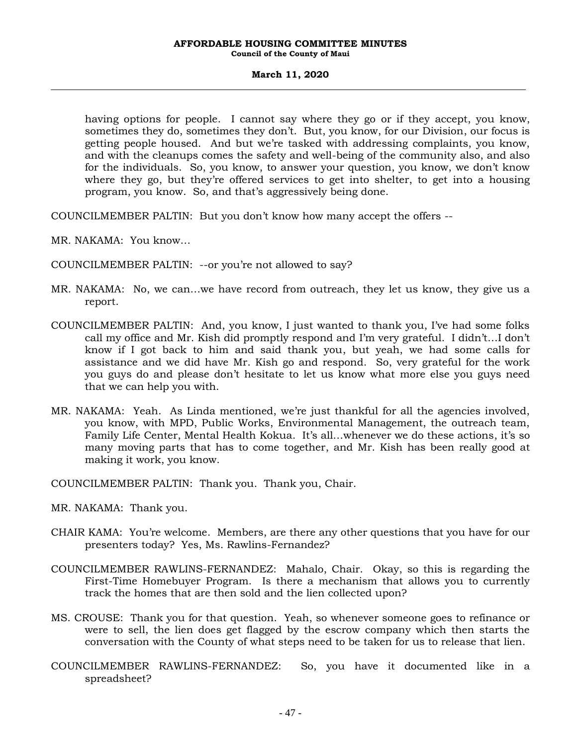having options for people. I cannot say where they go or if they accept, you know, sometimes they do, sometimes they don't. But, you know, for our Division, our focus is getting people housed. And but we're tasked with addressing complaints, you know, and with the cleanups comes the safety and well-being of the community also, and also for the individuals. So, you know, to answer your question, you know, we don't know where they go, but they're offered services to get into shelter, to get into a housing program, you know. So, and that's aggressively being done.

COUNCILMEMBER PALTIN: But you don't know how many accept the offers --

MR. NAKAMA: You know...

COUNCILMEMBER PALTIN: --or you're not allowed to say?

MR. NAKAMA: No, we can...we have record from outreach, they let us know, they give us a report.

COUNCILMEMBER PALTIN: And, you know, I just wanted to thank you, I've had some folks call my office and Mr. Kish did promptly respond and I'm very grateful. I didn't...I don't know if I got back to him and said thank you, but yeah, we had some calls for assistance and we did have Mr. Kish go and respond. So, very grateful for the work you guys do and please don't hesitate to let us know what more else you guys need that we can help you with.

MR. NAKAMA: Yeah. As Linda mentioned, we're just thankful for all the agencies involved, you know, with MPD, Public Works, Environmental Management, the outreach team, Family Life Center, Mental Health Kokua. It's all...whenever we do these actions, it's so many moving parts that has to come together, and Mr. Kish has been really good at making it work, you know.

COUNCILMEMBER PALTIN: Thank you. Thank you, Chair.

MR. NAKAMA: Thank you.

CHAIR KAMA: You're welcome. Members, are there any other questions that you have for our presenters today? Yes, Ms. Rawlins-Fernandez?

COUNCILMEMBER RAWLINS-FERNANDEZ: Mahalo, Chair. Okay, so this is regarding the First-Time Homebuyer Program. Is there a mechanism that allows you to currently track the homes that are then sold and the lien collected upon?

MS. CROUSE: Thank you for that question. Yeah, so whenever someone goes to refinance or were to sell, the lien does get flagged by the escrow company which then starts the conversation with the County of what steps need to be taken for us to release that lien.

COUNCILMEMBER RAWLINS-FERNANDEZ: So, you have it documented like in a spreadsheet?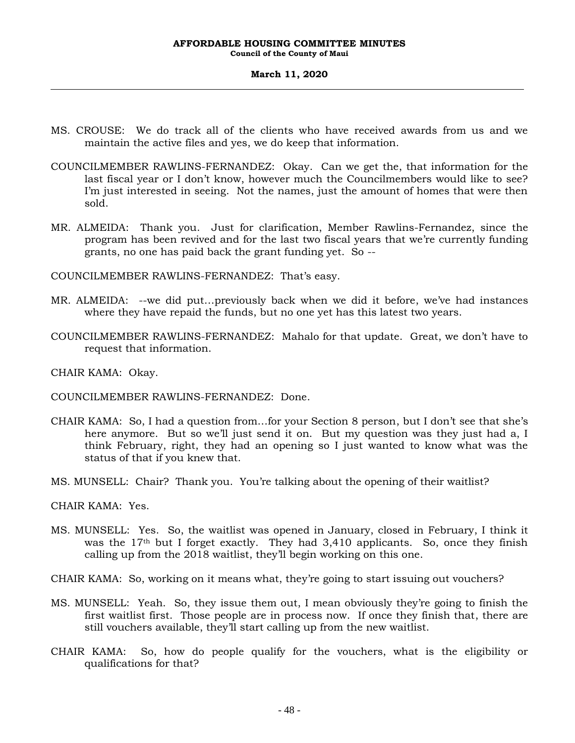MS. CROUSE: We do track all of the clients who have received awards from us and we maintain the active files and yes, we do keep that information.

COUNCILMEMBER RAWLINS-FERNANDEZ: Okay. Can we get the, that information for the last fiscal year or I don't know, however much the Councilmembers would like to see? I'm just interested in seeing. Not the names, just the amount of homes that were then sold.

MR. ALMEIDA: Thank you. Just for clarification, Member Rawlins-Fernandez, since the program has been revived and for the last two fiscal years that we're currently funding grants, no one has paid back the grant funding yet. So --

COUNCILMEMBER RAWLINS-FERNANDEZ: That's easy.

MR. ALMEIDA: --we did put…previously back when we did it before, we've had instances where they have repaid the funds, but no one yet has this latest two years.

COUNCILMEMBER RAWLINS-FERNANDEZ: Mahalo for that update. Great, we don't have to request that information.

CHAIR KAMA: Okay.

COUNCILMEMBER RAWLINS-FERNANDEZ: Done.

CHAIR KAMA: So, I had a question from…for your Section 8 person, but I don't see that she's here anymore. But so we'll just send it on. But my question was they just had a, I think February, right, they had an opening so I just wanted to know what was the status of that if you knew that.

MS. MUNSELL: Chair? Thank you. You're talking about the opening of their waitlist?

CHAIR KAMA: Yes.

MS. MUNSELL: Yes. So, the waitlist was opened in January, closed in February, I think it was the 17th but I forget exactly. They had 3,410 applicants. So, once they finish calling up from the 2018 waitlist, they'll begin working on this one.

CHAIR KAMA: So, working on it means what, they're going to start issuing out vouchers?

MS. MUNSELL: Yeah. So, they issue them out, I mean obviously they're going to finish the first waitlist first. Those people are in process now. If once they finish that, there are still vouchers available, they'll start calling up from the new waitlist.

CHAIR KAMA: So, how do people qualify for the vouchers, what is the eligibility or qualifications for that?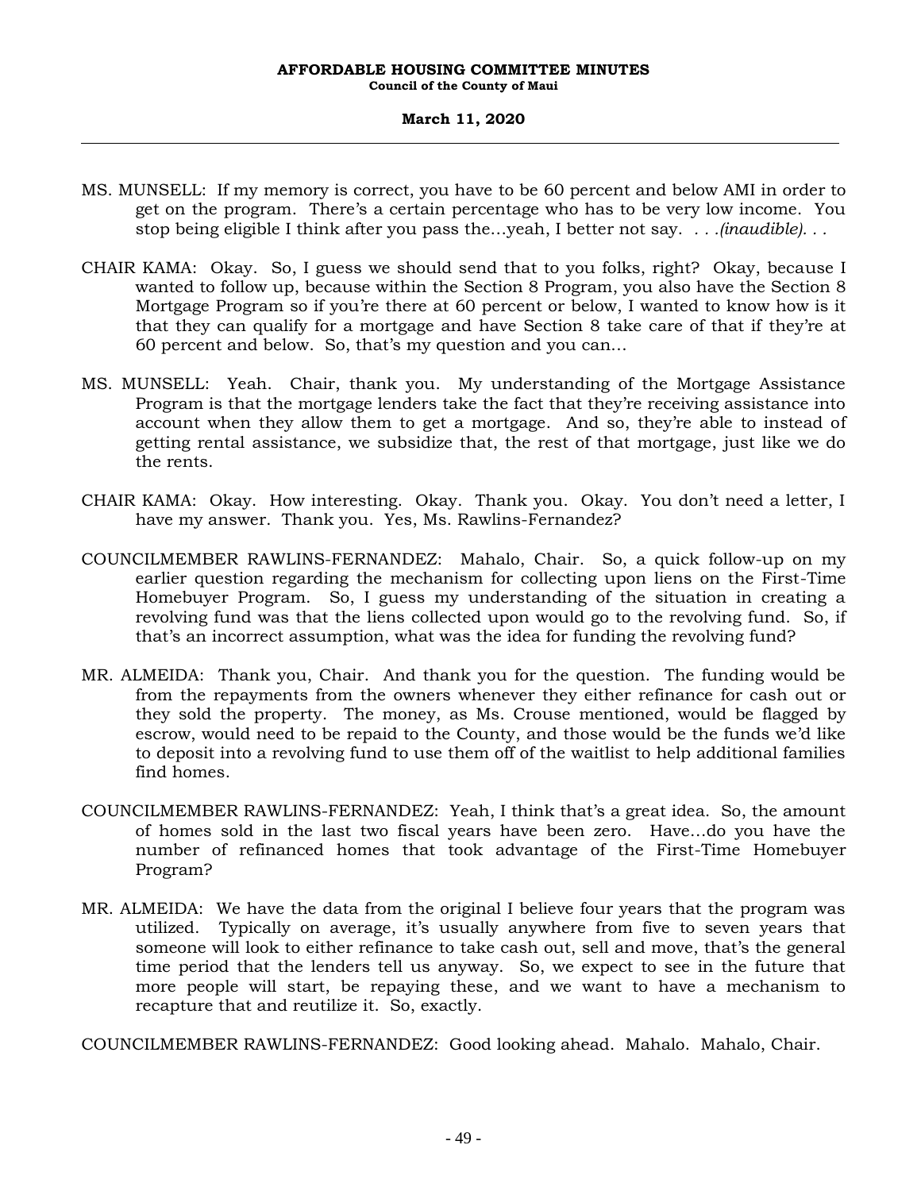MS. MUNSELL: If my memory is correct, you have to be 60 percent and below AMI in order to get on the program. There's a certain percentage who has to be very low income. You stop being eligible I think after you pass the...yeah, I better not say. . . .*(inaudible)*. . .

CHAIR KAMA: Okay. So, I guess we should send that to you folks, right? Okay, because I wanted to follow up, because within the Section 8 Program, you also have the Section 8 Mortgage Program so if you're there at 60 percent or below, I wanted to know how is it that they can qualify for a mortgage and have Section 8 take care of that if they're at 60 percent and below. So, that's my question and you can...

MS. MUNSELL: Yeah. Chair, thank you. My understanding of the Mortgage Assistance Program is that the mortgage lenders take the fact that they're receiving assistance into account when they allow them to get a mortgage. And so, they're able to instead of getting rental assistance, we subsidize that, the rest of that mortgage, just like we do the rents.

CHAIR KAMA: Okay. How interesting. Okay. Thank you. Okay. You don't need a letter, I have my answer. Thank you. Yes, Ms. Rawlins-Fernandez?

COUNCILMEMBER RAWLINS-FERNANDEZ: Mahalo, Chair. So, a quick follow-up on my earlier question regarding the mechanism for collecting upon liens on the First-Time Homebuyer Program. So, I guess my understanding of the situation in creating a revolving fund was that the liens collected upon would go to the revolving fund. So, if that's an incorrect assumption, what was the idea for funding the revolving fund?

MR. ALMEIDA: Thank you, Chair. And thank you for the question. The funding would be from the repayments from the owners whenever they either refinance for cash out or they sold the property. The money, as Ms. Crouse mentioned, would be flagged by escrow, would need to be repaid to the County, and those would be the funds we'd like to deposit into a revolving fund to use them off of the waitlist to help additional families find homes.

COUNCILMEMBER RAWLINS-FERNANDEZ: Yeah, I think that's a great idea. So, the amount of homes sold in the last two fiscal years have been zero. Have...do you have the number of refinanced homes that took advantage of the First-Time Homebuyer Program?

MR. ALMEIDA: We have the data from the original I believe four years that the program was utilized. Typically on average, it's usually anywhere from five to seven years that someone will look to either refinance to take cash out, sell and move, that's the general time period that the lenders tell us anyway. So, we expect to see in the future that more people will start, be repaying these, and we want to have a mechanism to recapture that and reutilize it. So, exactly.

COUNCILMEMBER RAWLINS-FERNANDEZ: Good looking ahead. Mahalo. Mahalo, Chair.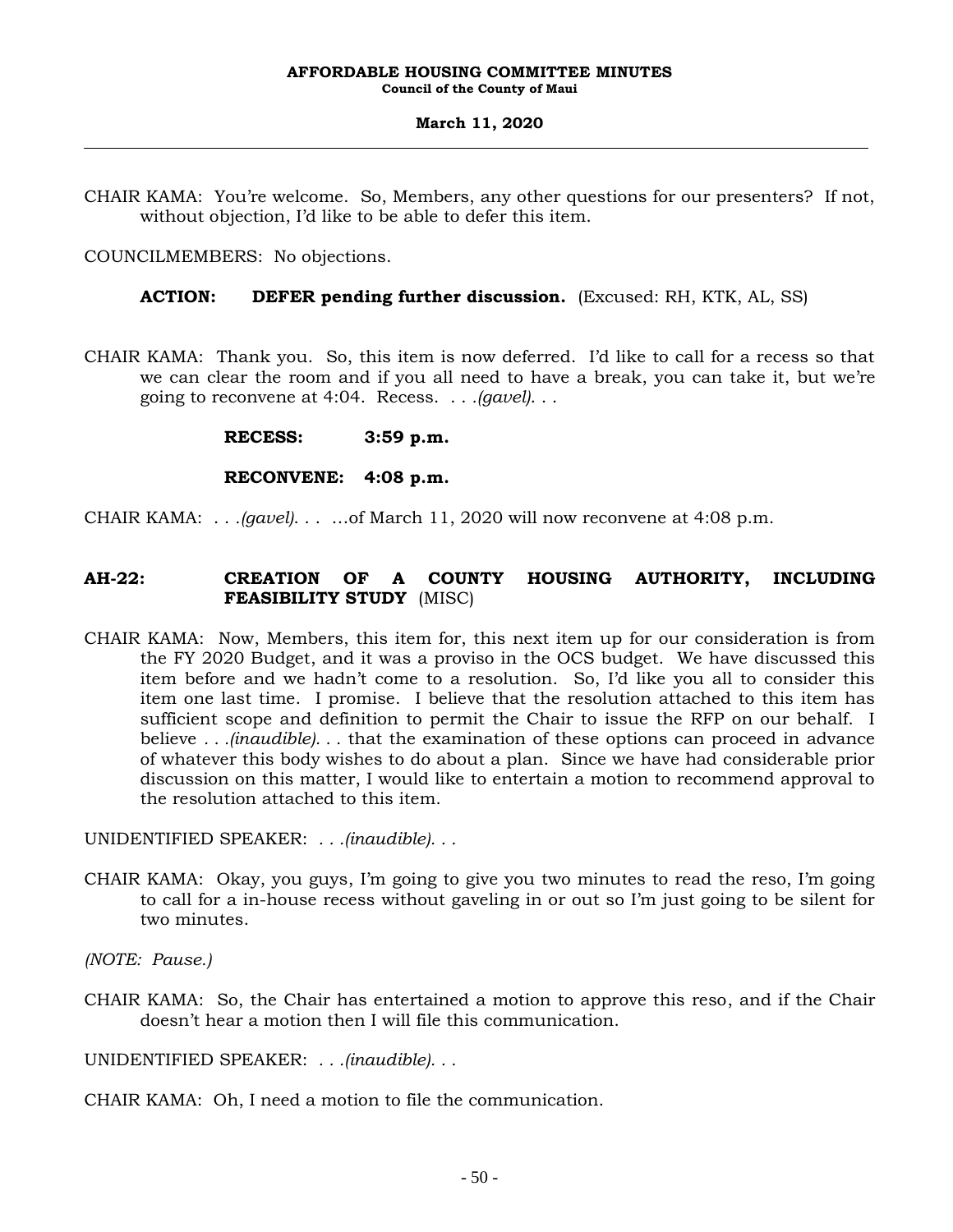CHAIR KAMA: You're welcome. So, Members, any other questions for our presenters? If not, without objection, I'd like to be able to defer this item.

COUNCILMEMBERS: No objections.

**ACTION: DEFER pending further discussion.** (Excused: RH, KTK, AL, SS)

CHAIR KAMA: Thank you. So, this item is now deferred. I'd like to call for a recess so that we can clear the room and if you all need to have a break, you can take it, but we're going to reconvene at 4:04. Recess. . . .*(gavel)*. . .

**RECESS: 3:59 p.m.**

**RECONVENE: 4:08 p.m.**

CHAIR KAMA: . . .*(gavel)*. . . ...of March 11, 2020 will now reconvene at 4:08 p.m.

## AH-22: CREATION OF A COUNTY HOUSING AUTHORITY, INCLUDING FEASIBILITY STUDY (MISC)

CHAIR KAMA: Now, Members, this item for, this next item up for our consideration is from the FY 2020 Budget, and it was a proviso in the OCS budget. We have discussed this item before and we hadn't come to a resolution. So, I'd like you all to consider this item one last time. I promise. I believe that the resolution attached to this item has sufficient scope and definition to permit the Chair to issue the RFP on our behalf. I believe . . .*(inaudible)*. . . that the examination of these options can proceed in advance of whatever this body wishes to do about a plan. Since we have had considerable prior discussion on this matter, I would like to entertain a motion to recommend approval to the resolution attached to this item.

UNIDENTIFIED SPEAKER: . . .*(inaudible)*. . .

CHAIR KAMA: Okay, you guys, I'm going to give you two minutes to read the reso, I'm going to call for a in-house recess without gaveling in or out so I'm just going to be silent for two minutes.

*(NOTE: Pause.)*

CHAIR KAMA: So, the Chair has entertained a motion to approve this reso, and if the Chair doesn't hear a motion then I will file this communication.

UNIDENTIFIED SPEAKER: . . .*(inaudible)*. . .

CHAIR KAMA: Oh, I need a motion to file the communication.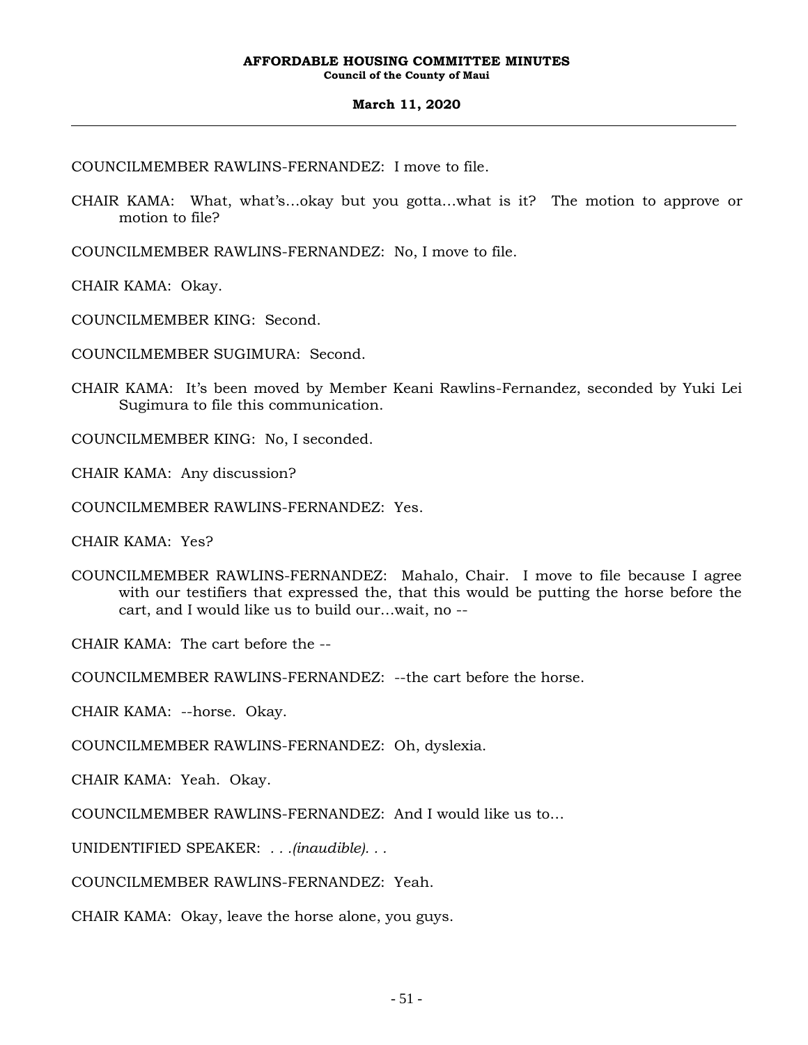COUNCILMEMBER RAWLINS-FERNANDEZ: I move to file.

CHAIR KAMA: What, what's…okay but you gotta…what is it? The motion to approve or motion to file?

COUNCILMEMBER RAWLINS-FERNANDEZ: No, I move to file.

CHAIR KAMA: Okay.

COUNCILMEMBER KING: Second.

COUNCILMEMBER SUGIMURA: Second.

CHAIR KAMA: It's been moved by Member Keani Rawlins-Fernandez, seconded by Yuki Lei Sugimura to file this communication.

COUNCILMEMBER KING: No, I seconded.

CHAIR KAMA: Any discussion?

COUNCILMEMBER RAWLINS-FERNANDEZ: Yes.

CHAIR KAMA: Yes?

COUNCILMEMBER RAWLINS-FERNANDEZ: Mahalo, Chair. I move to file because I agree with our testifiers that expressed the, that this would be putting the horse before the cart, and I would like us to build our…wait, no --

CHAIR KAMA: The cart before the --

COUNCILMEMBER RAWLINS-FERNANDEZ: --the cart before the horse.

CHAIR KAMA: --horse. Okay.

COUNCILMEMBER RAWLINS-FERNANDEZ: Oh, dyslexia.

CHAIR KAMA: Yeah. Okay.

COUNCILMEMBER RAWLINS-FERNANDEZ: And I would like us to…

UNIDENTIFIED SPEAKER: *. . .(inaudible). . .*

COUNCILMEMBER RAWLINS-FERNANDEZ: Yeah.

CHAIR KAMA: Okay, leave the horse alone, you guys.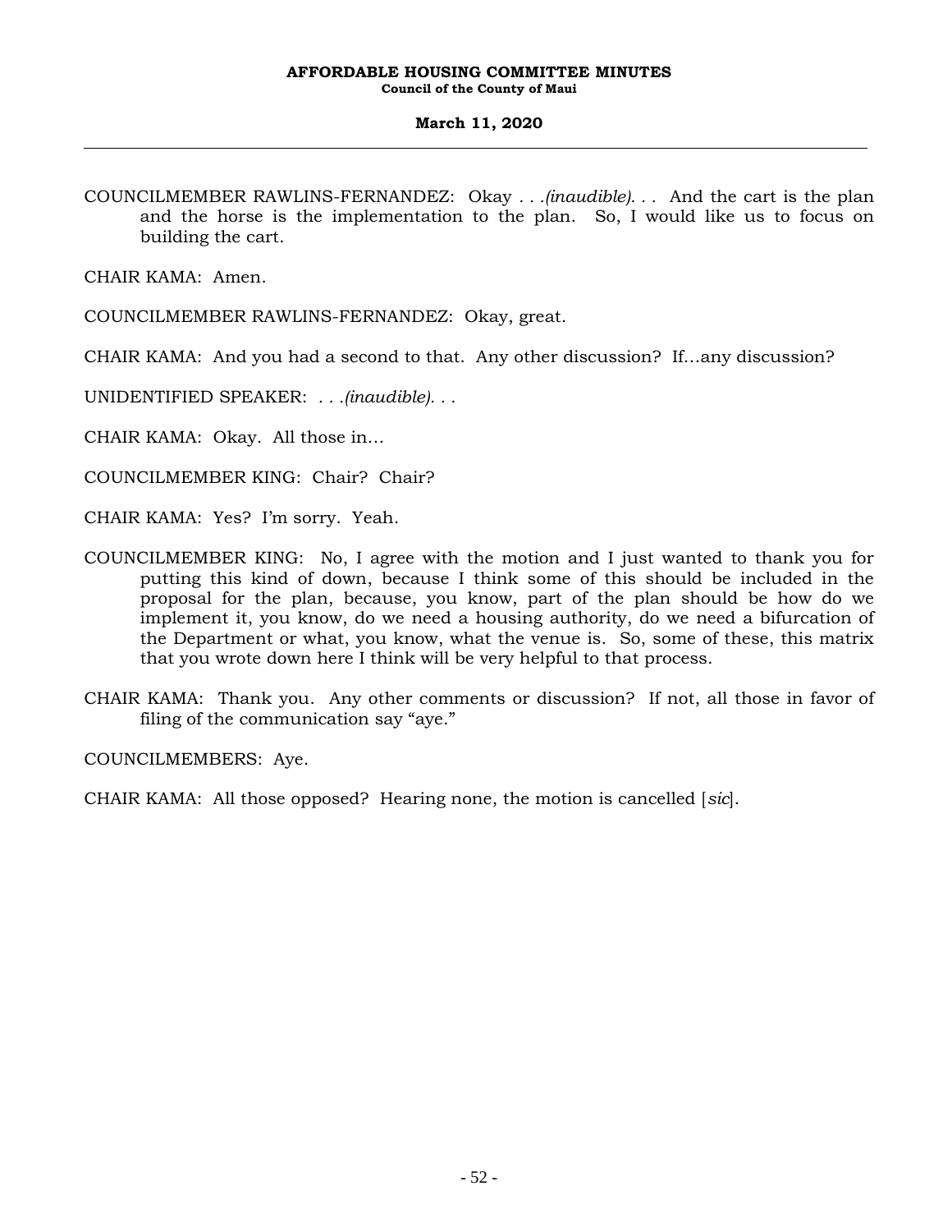COUNCILMEMBER RAWLINS-FERNANDEZ: Okay *. . .(inaudible). . .* And the cart is the plan and the horse is the implementation to the plan. So, I would like us to focus on building the cart.

CHAIR KAMA: Amen.

COUNCILMEMBER RAWLINS-FERNANDEZ: Okay, great.

CHAIR KAMA: And you had a second to that. Any other discussion? If…any discussion?

UNIDENTIFIED SPEAKER: *. . .(inaudible). . .*

CHAIR KAMA: Okay. All those in…

COUNCILMEMBER KING: Chair? Chair?

CHAIR KAMA: Yes? I'm sorry. Yeah.

COUNCILMEMBER KING: No, I agree with the motion and I just wanted to thank you for putting this kind of down, because I think some of this should be included in the proposal for the plan, because, you know, part of the plan should be how do we implement it, you know, do we need a housing authority, do we need a bifurcation of the Department or what, you know, what the venue is. So, some of these, this matrix that you wrote down here I think will be very helpful to that process.

CHAIR KAMA: Thank you. Any other comments or discussion? If not, all those in favor of filing of the communication say "aye."

COUNCILMEMBERS: Aye.

CHAIR KAMA: All those opposed? Hearing none, the motion is cancelled [*sic*].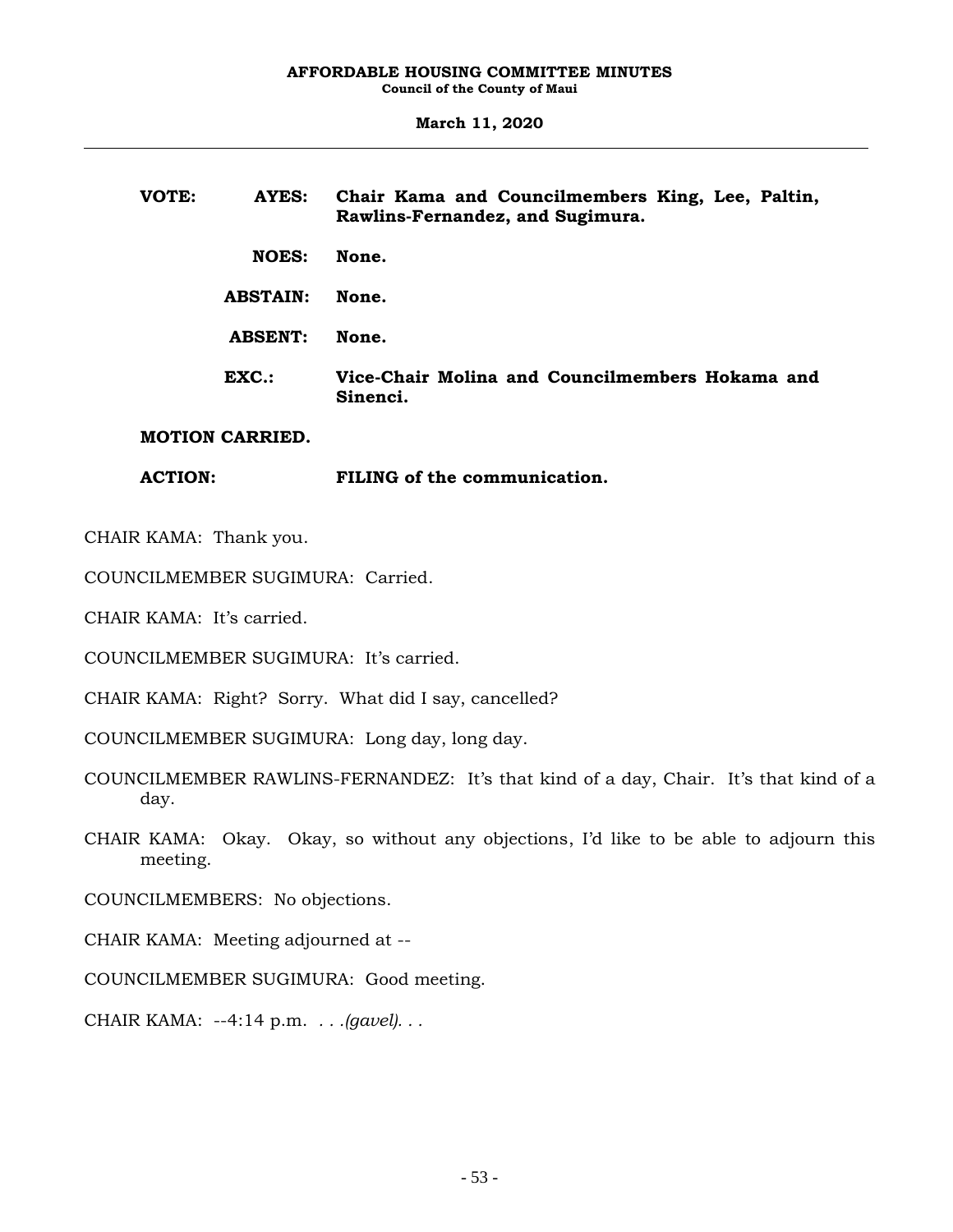**VOTE:** **AYES:** **Chair Kama and Councilmembers King, Lee, Paltin, Rawlins-Fernandez, and Sugimura.**

**NOES:** **None.**

**ABSTAIN:** **None.**

**ABSENT:** **None.**

**EXC.:** **Vice-Chair Molina and Councilmembers Hokama and Sinenci.**

**MOTION CARRIED.**

**ACTION:** **FILING of the communication.**

CHAIR KAMA: Thank you.

COUNCILMEMBER SUGIMURA: Carried.

CHAIR KAMA: It's carried.

COUNCILMEMBER SUGIMURA: It's carried.

CHAIR KAMA: Right? Sorry. What did I say, cancelled?

COUNCILMEMBER SUGIMURA: Long day, long day.

COUNCILMEMBER RAWLINS-FERNANDEZ: It's that kind of a day, Chair. It's that kind of a day.

CHAIR KAMA: Okay. Okay, so without any objections, I'd like to be able to adjourn this meeting.

COUNCILMEMBERS: No objections.

CHAIR KAMA: Meeting adjourned at --

COUNCILMEMBER SUGIMURA: Good meeting.

CHAIR KAMA: --4:14 p.m. *. . .(gavel). . .*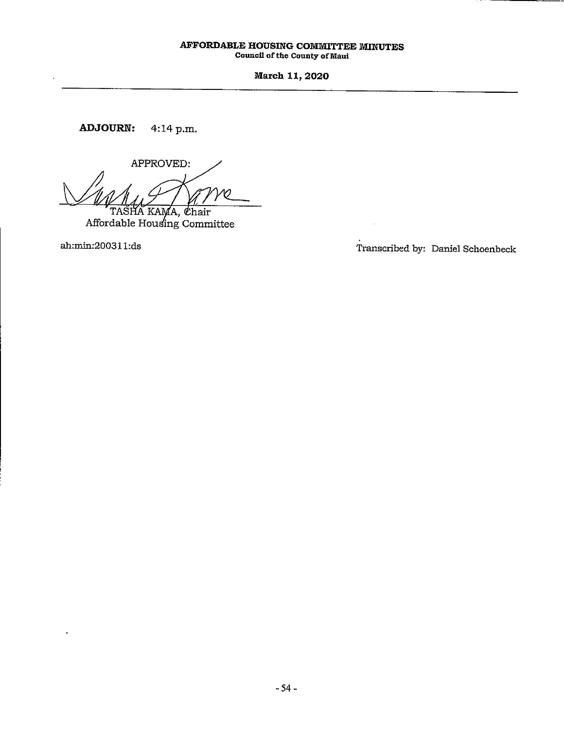**ADJOURN:** 4:14 p.m.

APPROVED:

TASHA KAMA, Chair
Affordable Housing Committee

ah:min:200311:ds

Transcribed by: Daniel Schoenbeck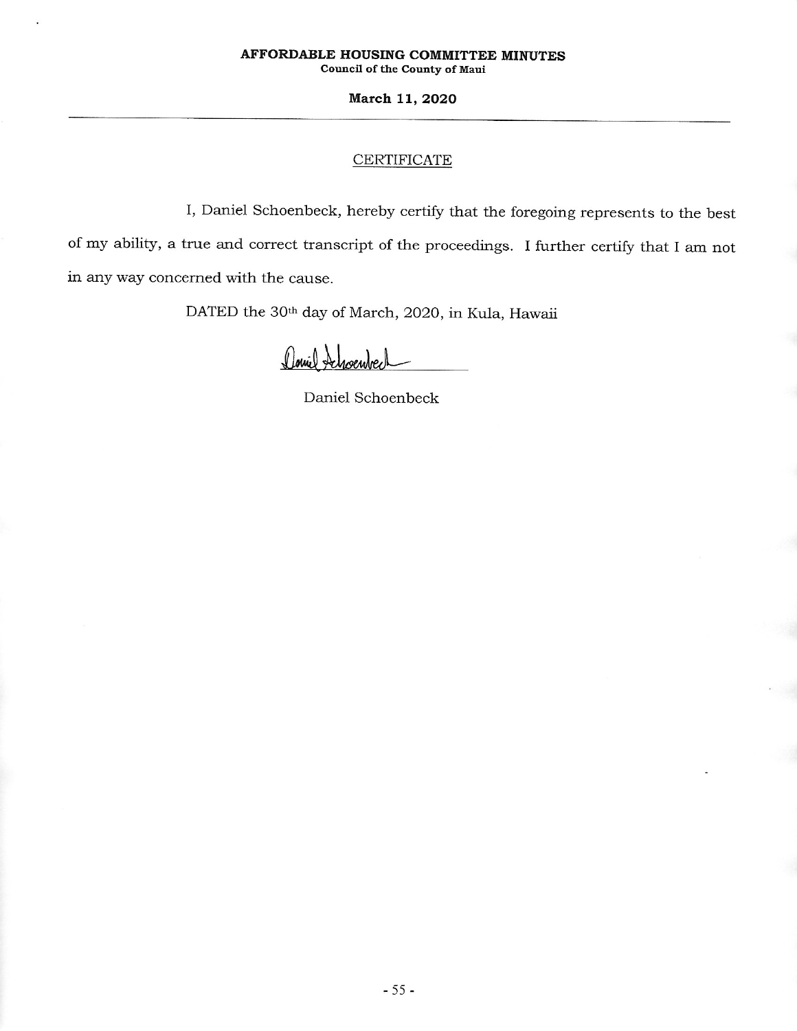## CERTIFICATE

I, Daniel Schoenbeck, hereby certify that the foregoing represents to the best of my ability, a true and correct transcript of the proceedings. I further certify that I am not in any way concerned with the cause.

DATED the 30th day of March, 2020, in Kula, Hawaii

Daniel Schoenbeck